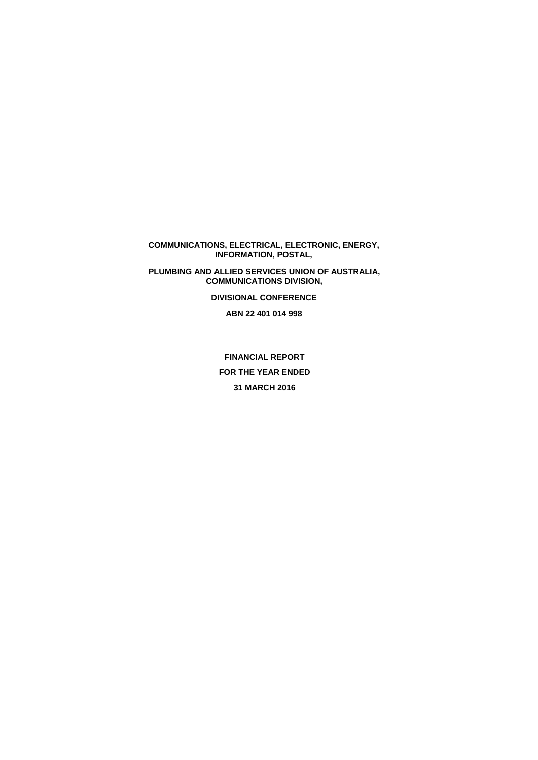**COMMUNICATIONS, ELECTRICAL, ELECTRONIC, ENERGY, INFORMATION, POSTAL,**

**PLUMBING AND ALLIED SERVICES UNION OF AUSTRALIA, COMMUNICATIONS DIVISION,**

**DIVISIONAL CONFERENCE**

**ABN 22 401 014 998**

**FINANCIAL REPORT**

**FOR THE YEAR ENDED**

**31 MARCH 2016**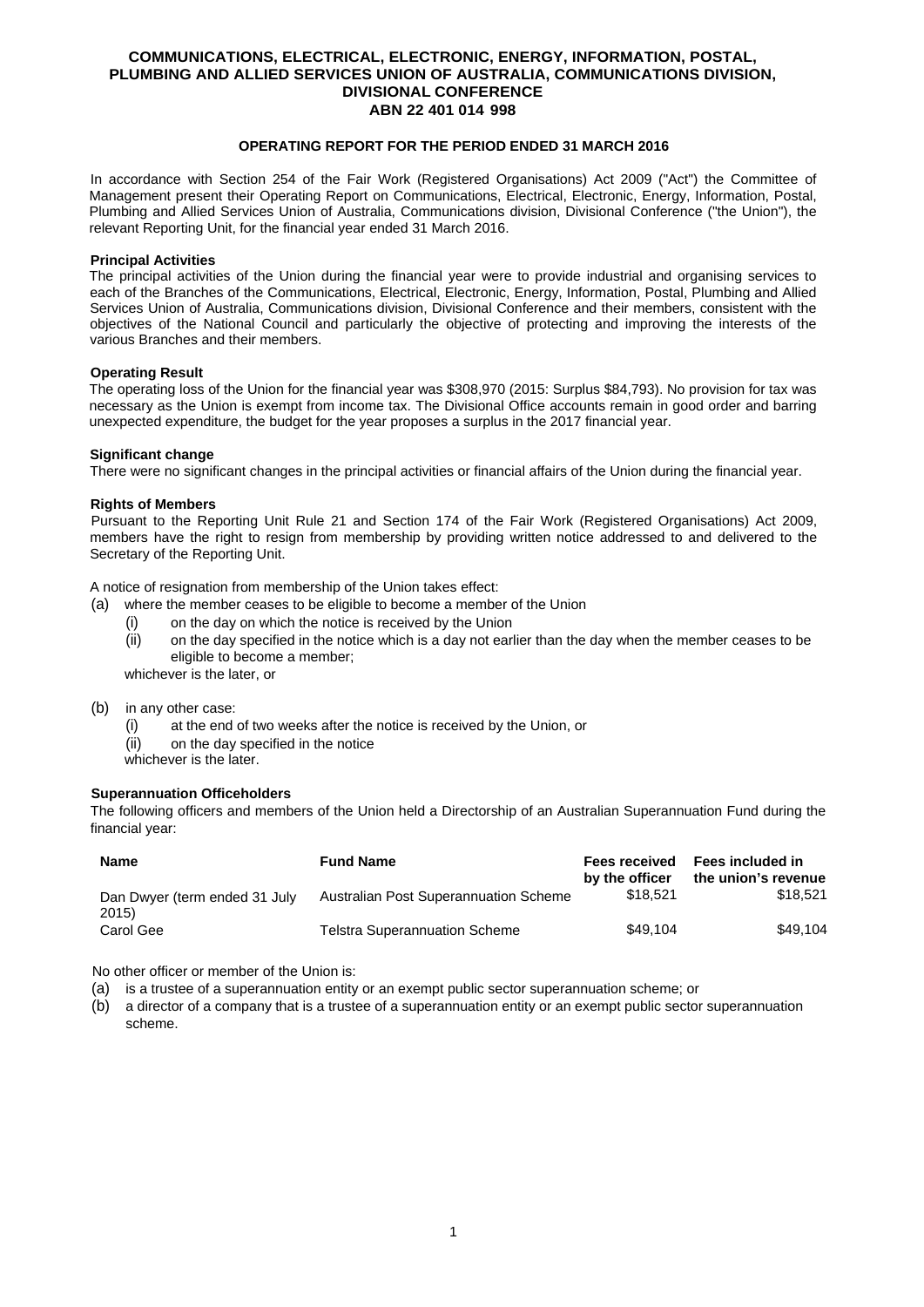**COMMUNICATIONS, ELECTRICAL, ELECTRONIC, ENERGY, INFORMATION, POSTAL, PLUMBING AND ALLIED SERVICES UNION OF AUSTRALIA, COMMUNICATIONS DIVISION, DIVISIONAL CONFERENCE**
**ABN 22 401 014 998**

## OPERATING REPORT FOR THE PERIOD ENDED 31 MARCH 2016

In accordance with Section 254 of the Fair Work (Registered Organisations) Act 2009 ("Act") the Committee of Management present their Operating Report on Communications, Electrical, Electronic, Energy, Information, Postal, Plumbing and Allied Services Union of Australia, Communications division, Divisional Conference ("the Union"), the relevant Reporting Unit, for the financial year ended 31 March 2016.

### Principal Activities

The principal activities of the Union during the financial year were to provide industrial and organising services to each of the Branches of the Communications, Electrical, Electronic, Energy, Information, Postal, Plumbing and Allied Services Union of Australia, Communications division, Divisional Conference and their members, consistent with the objectives of the National Council and particularly the objective of protecting and improving the interests of the various Branches and their members.

### Operating Result

The operating loss of the Union for the financial year was $308,970 (2015: Surplus $84,793). No provision for tax was necessary as the Union is exempt from income tax. The Divisional Office accounts remain in good order and barring unexpected expenditure, the budget for the year proposes a surplus in the 2017 financial year.

### Significant change

There were no significant changes in the principal activities or financial affairs of the Union during the financial year.

### Rights of Members

Pursuant to the Reporting Unit Rule 21 and Section 174 of the Fair Work (Registered Organisations) Act 2009, members have the right to resign from membership by providing written notice addressed to and delivered to the Secretary of the Reporting Unit.

A notice of resignation from membership of the Union takes effect:

(a) where the member ceases to be eligible to become a member of the Union
  - (i) on the day on which the notice is received by the Union
  - (ii) on the day specified in the notice which is a day not earlier than the day when the member ceases to be eligible to become a member;

  whichever is the later, or

(b) in any other case:
  - (i) at the end of two weeks after the notice is received by the Union, or
  - (ii) on the day specified in the notice

  whichever is the later.

### Superannuation Officeholders

The following officers and members of the Union held a Directorship of an Australian Superannuation Fund during the financial year:

| Name | Fund Name | Fees received by the officer | Fees included in the union's revenue |
|---|---|---|---|
| Dan Dwyer (term ended 31 July 2015) | Australian Post Superannuation Scheme | $18,521 | $18,521 |
| Carol Gee | Telstra Superannuation Scheme | $49,104 | $49,104 |

No other officer or member of the Union is:

(a) is a trustee of a superannuation entity or an exempt public sector superannuation scheme; or
(b) a director of a company that is a trustee of a superannuation entity or an exempt public sector superannuation scheme.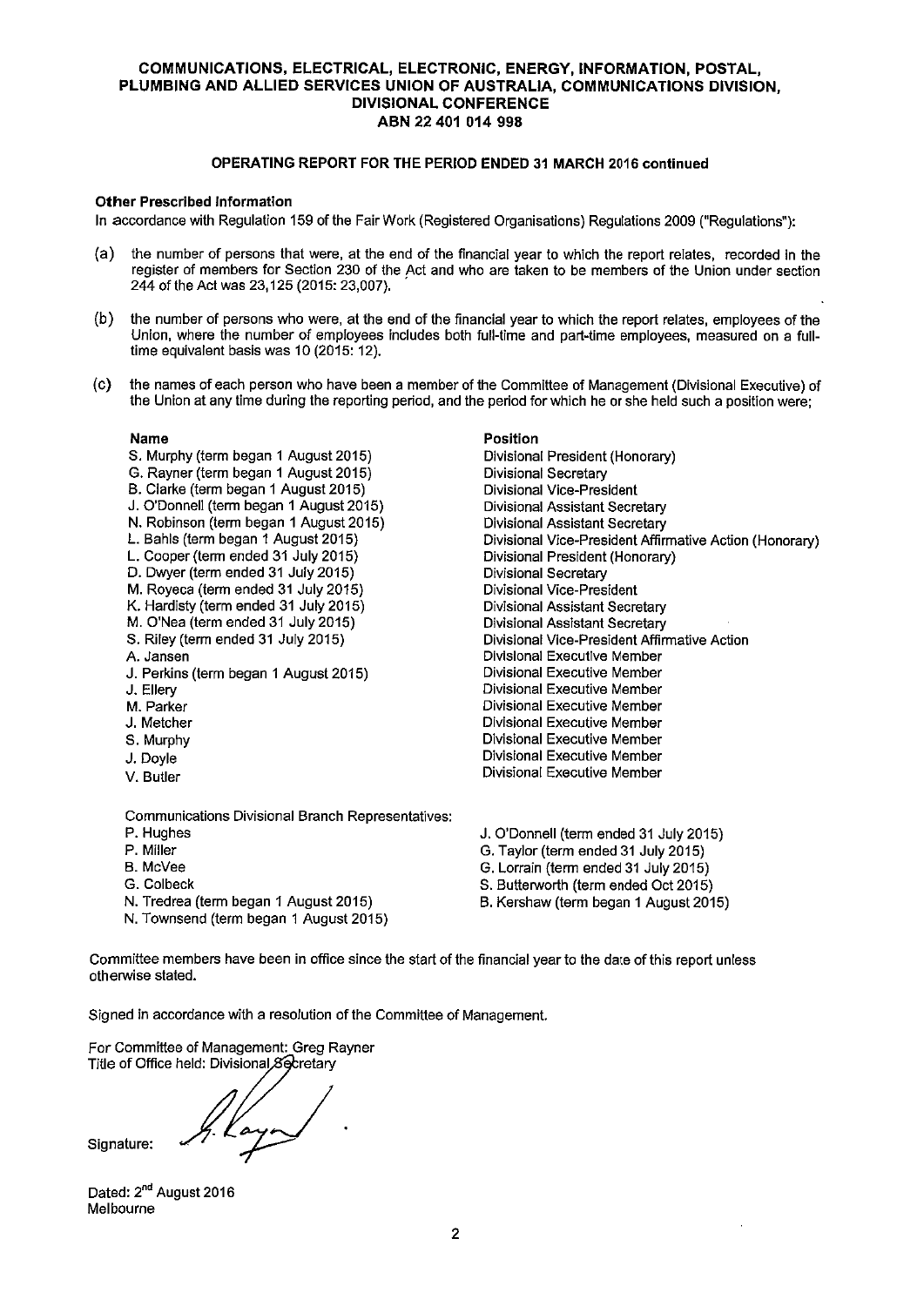## COMMUNICATIONS, ELECTRICAL, ELECTRONIC, ENERGY, INFORMATION, POSTAL, PLUMBING AND ALLIED SERVICES UNION OF AUSTRALIA, COMMUNICATIONS DIVISION, DIVISIONAL CONFERENCE

**ABN 22 401 014 998**

### OPERATING REPORT FOR THE PERIOD ENDED 31 MARCH 2016 continued

**Other Prescribed Information**

In accordance with Regulation 159 of the Fair Work (Registered Organisations) Regulations 2009 ("Regulations"):

(a) the number of persons that were, at the end of the financial year to which the report relates, recorded in the register of members for Section 230 of the Act and who are taken to be members of the Union under section 244 of the Act was 23,125 (2015: 23,007).

(b) the number of persons who were, at the end of the financial year to which the report relates, employees of the Union, where the number of employees includes both full-time and part-time employees, measured on a full-time equivalent basis was 10 (2015: 12).

(c) the names of each person who have been a member of the Committee of Management (Divisional Executive) of the Union at any time during the reporting period, and the period for which he or she held such a position were;

| Name | Position |
|---|---|
| S. Murphy (term began 1 August 2015) | Divisional President (Honorary) |
| G. Rayner (term began 1 August 2015) | Divisional Secretary |
| B. Clarke (term began 1 August 2015) | Divisional Vice-President |
| J. O'Donnell (term began 1 August 2015) | Divisional Assistant Secretary |
| N. Robinson (term began 1 August 2015) | Divisional Assistant Secretary |
| L. Bahls (term began 1 August 2015) | Divisional Vice-President Affirmative Action (Honorary) |
| L. Cooper (term ended 31 July 2015) | Divisional President (Honorary) |
| D. Dwyer (term ended 31 July 2015) | Divisional Secretary |
| M. Royeca (term ended 31 July 2015) | Divisional Vice-President |
| K. Hardisty (term ended 31 July 2015) | Divisional Assistant Secretary |
| M. O'Nea (term ended 31 July 2015) | Divisional Assistant Secretary |
| S. Riley (term ended 31 July 2015) | Divisional Vice-President Affirmative Action |
| A. Jansen | Divisional Executive Member |
| J. Perkins (term began 1 August 2015) | Divisional Executive Member |
| J. Ellery | Divisional Executive Member |
| M. Parker | Divisional Executive Member |
| J. Metcher | Divisional Executive Member |
| S. Murphy | Divisional Executive Member |
| J. Doyle | Divisional Executive Member |
| V. Butler | Divisional Executive Member |

Communications Divisional Branch Representatives:

| | |
|---|---|
| P. Hughes | J. O'Donnell (term ended 31 July 2015) |
| P. Miller | G. Taylor (term ended 31 July 2015) |
| B. McVee | G. Lorrain (term ended 31 July 2015) |
| G. Colbeck | S. Butterworth (term ended Oct 2015) |
| N. Tredrea (term began 1 August 2015) | B. Kershaw (term began 1 August 2015) |
| N. Townsend (term began 1 August 2015) | |

Committee members have been in office since the start of the financial year to the date of this report unless otherwise stated.

Signed in accordance with a resolution of the Committee of Management.

For Committee of Management: Greg Rayner
Title of Office held: Divisional Secretary

Signature:

Dated: 2nd August 2016
Melbourne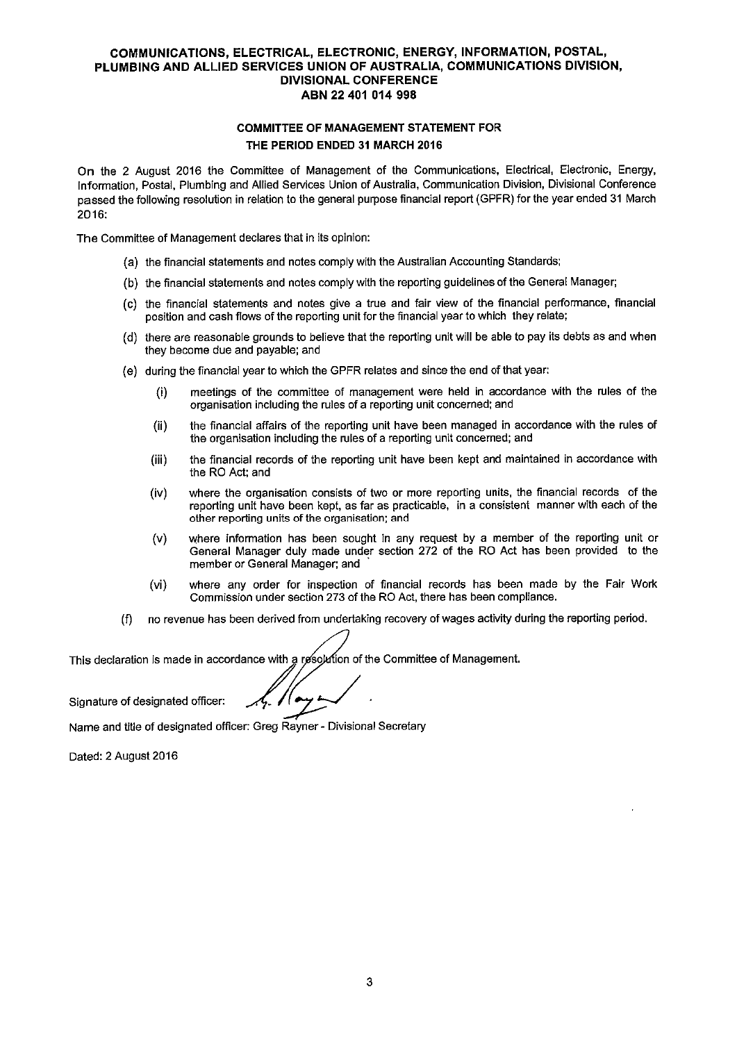# COMMUNICATIONS, ELECTRICAL, ELECTRONIC, ENERGY, INFORMATION, POSTAL, PLUMBING AND ALLIED SERVICES UNION OF AUSTRALIA, COMMUNICATIONS DIVISION, DIVISIONAL CONFERENCE

**ABN 22 401 014 998**

## COMMITTEE OF MANAGEMENT STATEMENT FOR THE PERIOD ENDED 31 MARCH 2016

On the 2 August 2016 the Committee of Management of the Communications, Electrical, Electronic, Energy, Information, Postal, Plumbing and Allied Services Union of Australia, Communication Division, Divisional Conference passed the following resolution in relation to the general purpose financial report (GPFR) for the year ended 31 March 2016:

The Committee of Management declares that in its opinion:

(a) the financial statements and notes comply with the Australian Accounting Standards;

(b) the financial statements and notes comply with the reporting guidelines of the General Manager;

(c) the financial statements and notes give a true and fair view of the financial performance, financial position and cash flows of the reporting unit for the financial year to which they relate;

(d) there are reasonable grounds to believe that the reporting unit will be able to pay its debts as and when they become due and payable; and

(e) during the financial year to which the GPFR relates and since the end of that year:

  (i) meetings of the committee of management were held in accordance with the rules of the organisation including the rules of a reporting unit concerned; and

  (ii) the financial affairs of the reporting unit have been managed in accordance with the rules of the organisation including the rules of a reporting unit concerned; and

  (iii) the financial records of the reporting unit have been kept and maintained in accordance with the RO Act; and

  (iv) where the organisation consists of two or more reporting units, the financial records of the reporting unit have been kept, as far as practicable, in a consistent manner with each of the other reporting units of the organisation; and

  (v) where information has been sought in any request by a member of the reporting unit or General Manager duly made under section 272 of the RO Act has been provided to the member or General Manager; and

  (vi) where any order for inspection of financial records has been made by the Fair Work Commission under section 273 of the RO Act, there has been compliance.

(f) no revenue has been derived from undertaking recovery of wages activity during the reporting period.

This declaration is made in accordance with a resolution of the Committee of Management.

Signature of designated officer:

Name and title of designated officer: Greg Rayner - Divisional Secretary

Dated: 2 August 2016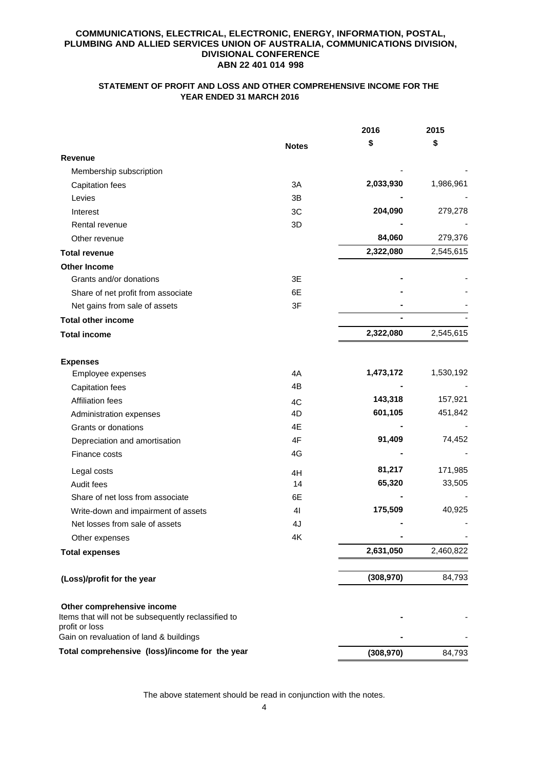**COMMUNICATIONS, ELECTRICAL, ELECTRONIC, ENERGY, INFORMATION, POSTAL, PLUMBING AND ALLIED SERVICES UNION OF AUSTRALIA, COMMUNICATIONS DIVISION, DIVISIONAL CONFERENCE**
**ABN 22 401 014 998**

## STATEMENT OF PROFIT AND LOSS AND OTHER COMPREHENSIVE INCOME FOR THE YEAR ENDED 31 MARCH 2016

| | Notes | 2016 $ | 2015 $ |
|---|---|---|---|
| **Revenue** | | | |
| Membership subscription | | - | - |
| Capitation fees | 3A | **2,033,930** | 1,986,961 |
| Levies | 3B | **-** | - |
| Interest | 3C | **204,090** | 279,278 |
| Rental revenue | 3D | **-** | - |
| Other revenue | | **84,060** | 279,376 |
| **Total revenue** | | **2,322,080** | 2,545,615 |
| **Other Income** | | | |
| Grants and/or donations | 3E | **-** | - |
| Share of net profit from associate | 6E | **-** | - |
| Net gains from sale of assets | 3F | **-** | - |
| **Total other income** | | **-** | - |
| **Total income** | | **2,322,080** | 2,545,615 |
| | | | |
| **Expenses** | | | |
| Employee expenses | 4A | **1,473,172** | 1,530,192 |
| Capitation fees | 4B | **-** | - |
| Affiliation fees | 4C | **143,318** | 157,921 |
| Administration expenses | 4D | **601,105** | 451,842 |
| Grants or donations | 4E | **-** | - |
| Depreciation and amortisation | 4F | **91,409** | 74,452 |
| Finance costs | 4G | **-** | - |
| Legal costs | 4H | **81,217** | 171,985 |
| Audit fees | 14 | **65,320** | 33,505 |
| Share of net loss from associate | 6E | **-** | - |
| Write-down and impairment of assets | 4I | **175,509** | 40,925 |
| Net losses from sale of assets | 4J | **-** | - |
| Other expenses | 4K | **-** | - |
| **Total expenses** | | **2,631,050** | 2,460,822 |
| | | | |
| **(Loss)/profit for the year** | | **(308,970)** | 84,793 |
| | | | |
| **Other comprehensive income** | | | |
| Items that will not be subsequently reclassified to profit or loss | | **-** | - |
| Gain on revaluation of land & buildings | | **-** | - |
| **Total comprehensive (loss)/income for the year** | | **(308,970)** | 84,793 |

The above statement should be read in conjunction with the notes.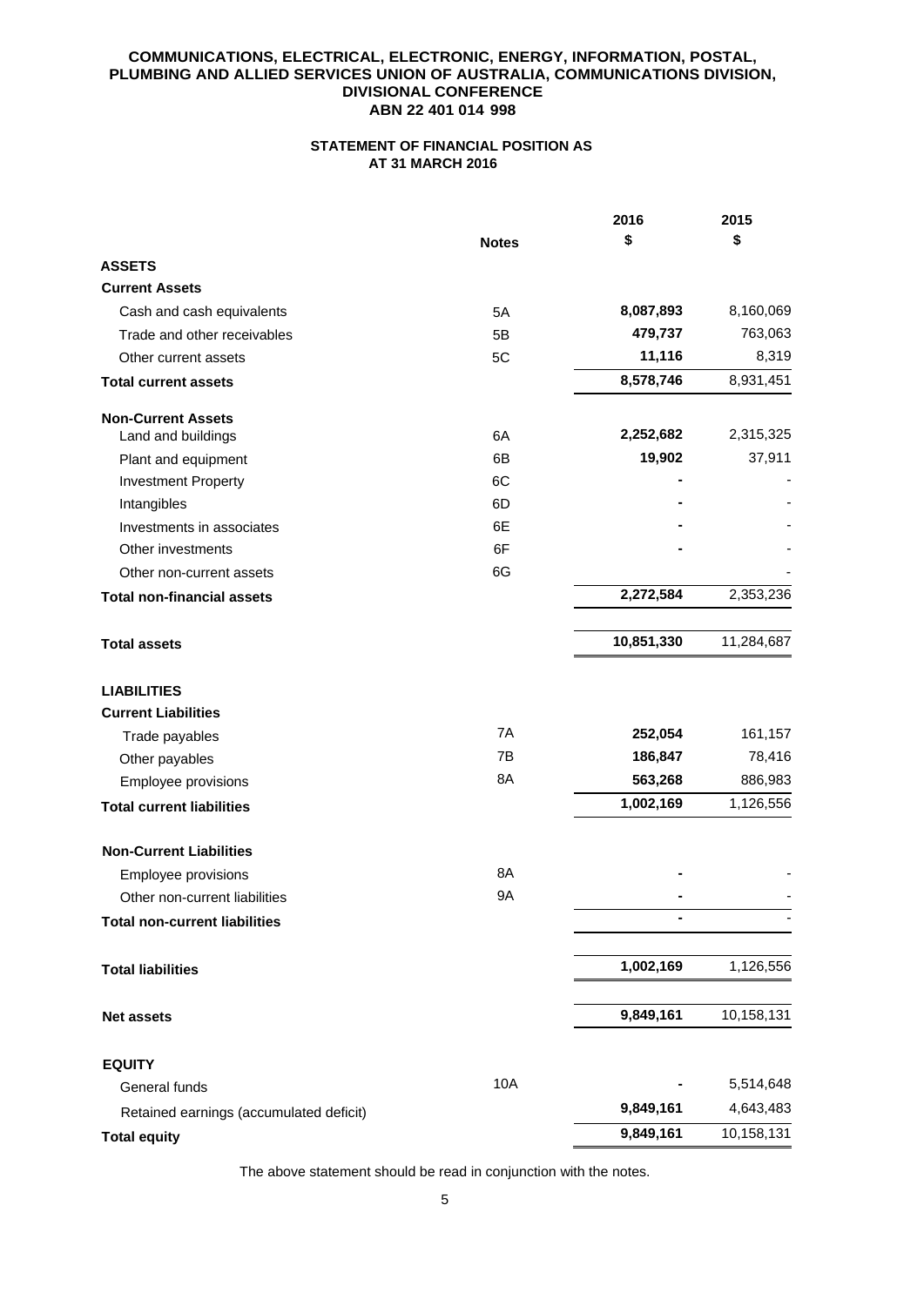**COMMUNICATIONS, ELECTRICAL, ELECTRONIC, ENERGY, INFORMATION, POSTAL, PLUMBING AND ALLIED SERVICES UNION OF AUSTRALIA, COMMUNICATIONS DIVISION, DIVISIONAL CONFERENCE**
**ABN 22 401 014 998**

## STATEMENT OF FINANCIAL POSITION AS AT 31 MARCH 2016

| | Notes | 2016 $ | 2015 $ |
|---|---|---|---|
| **ASSETS** | | | |
| **Current Assets** | | | |
| Cash and cash equivalents | 5A | **8,087,893** | 8,160,069 |
| Trade and other receivables | 5B | **479,737** | 763,063 |
| Other current assets | 5C | **11,116** | 8,319 |
| **Total current assets** | | **8,578,746** | 8,931,451 |
| **Non-Current Assets** | | | |
| Land and buildings | 6A | **2,252,682** | 2,315,325 |
| Plant and equipment | 6B | **19,902** | 37,911 |
| Investment Property | 6C | **-** | - |
| Intangibles | 6D | **-** | - |
| Investments in associates | 6E | **-** | - |
| Other investments | 6F | **-** | - |
| Other non-current assets | 6G | | - |
| **Total non-financial assets** | | **2,272,584** | 2,353,236 |
| **Total assets** | | **10,851,330** | 11,284,687 |
| **LIABILITIES** | | | |
| **Current Liabilities** | | | |
| Trade payables | 7A | **252,054** | 161,157 |
| Other payables | 7B | **186,847** | 78,416 |
| Employee provisions | 8A | **563,268** | 886,983 |
| **Total current liabilities** | | **1,002,169** | 1,126,556 |
| **Non-Current Liabilities** | | | |
| Employee provisions | 8A | **-** | - |
| Other non-current liabilities | 9A | **-** | - |
| **Total non-current liabilities** | | **-** | - |
| **Total liabilities** | | **1,002,169** | 1,126,556 |
| **Net assets** | | **9,849,161** | 10,158,131 |
| **EQUITY** | | | |
| General funds | 10A | **-** | 5,514,648 |
| Retained earnings (accumulated deficit) | | **9,849,161** | 4,643,483 |
| **Total equity** | | **9,849,161** | 10,158,131 |

The above statement should be read in conjunction with the notes.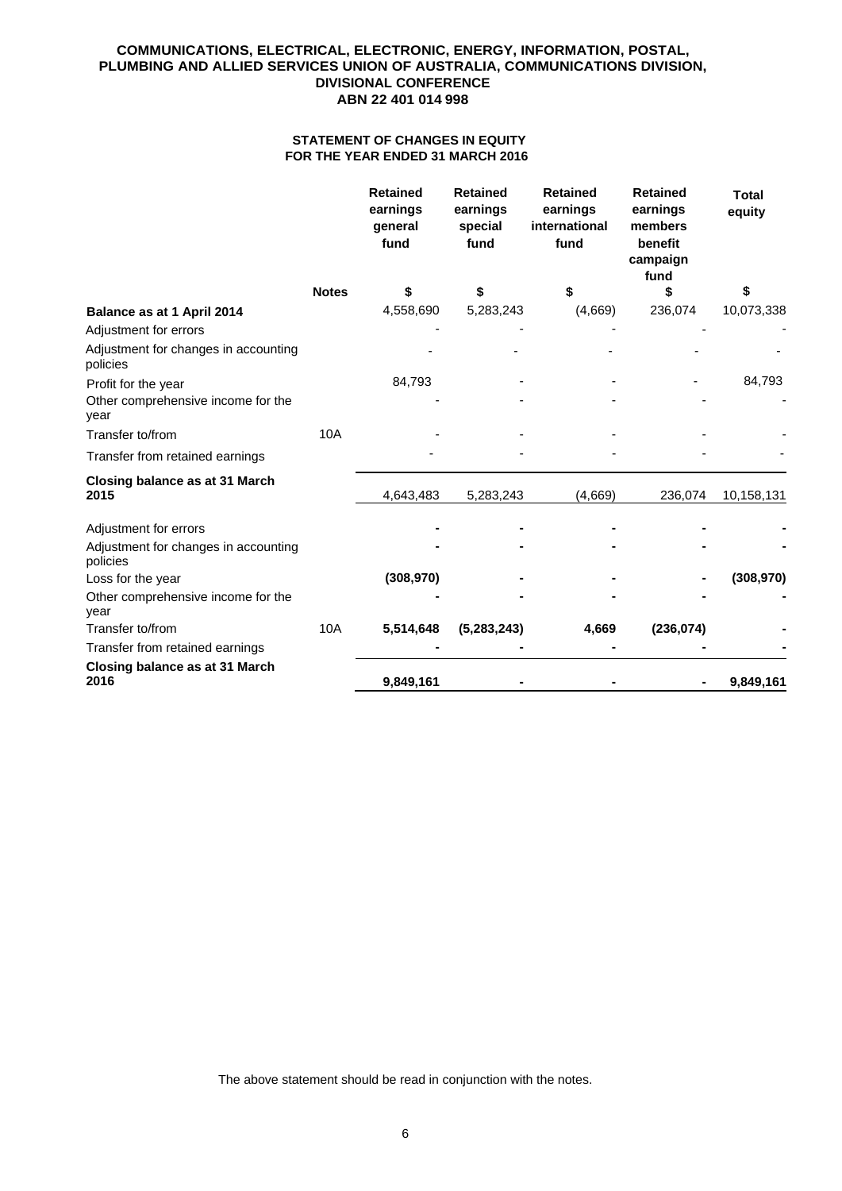**COMMUNICATIONS, ELECTRICAL, ELECTRONIC, ENERGY, INFORMATION, POSTAL, PLUMBING AND ALLIED SERVICES UNION OF AUSTRALIA, COMMUNICATIONS DIVISION, DIVISIONAL CONFERENCE**
**ABN 22 401 014 998**

## STATEMENT OF CHANGES IN EQUITY
## FOR THE YEAR ENDED 31 MARCH 2016

| | Notes | Retained earnings general fund | Retained earnings special fund | Retained earnings international fund | Retained earnings members benefit campaign fund | Total equity |
|---|---|---|---|---|---|---|
| | | $ | $ | $ | $ | $ |
| **Balance as at 1 April 2014** | | 4,558,690 | 5,283,243 | (4,669) | 236,074 | 10,073,338 |
| Adjustment for errors | | - | - | - | - | - |
| Adjustment for changes in accounting policies | | - | - | - | - | - |
| Profit for the year | | 84,793 | - | - | - | 84,793 |
| Other comprehensive income for the year | | - | - | - | - | - |
| Transfer to/from | 10A | - | - | - | - | - |
| Transfer from retained earnings | | - | - | - | - | - |
| **Closing balance as at 31 March 2015** | | 4,643,483 | 5,283,243 | (4,669) | 236,074 | 10,158,131 |
| Adjustment for errors | | **-** | **-** | **-** | **-** | **-** |
| Adjustment for changes in accounting policies | | **-** | **-** | **-** | **-** | **-** |
| Loss for the year | | **(308,970)** | **-** | **-** | **-** | **(308,970)** |
| Other comprehensive income for the year | | **-** | **-** | **-** | **-** | **-** |
| Transfer to/from | 10A | **5,514,648** | **(5,283,243)** | **4,669** | **(236,074)** | **-** |
| Transfer from retained earnings | | **-** | **-** | **-** | **-** | **-** |
| **Closing balance as at 31 March 2016** | | **9,849,161** | **-** | **-** | **-** | **9,849,161** |

The above statement should be read in conjunction with the notes.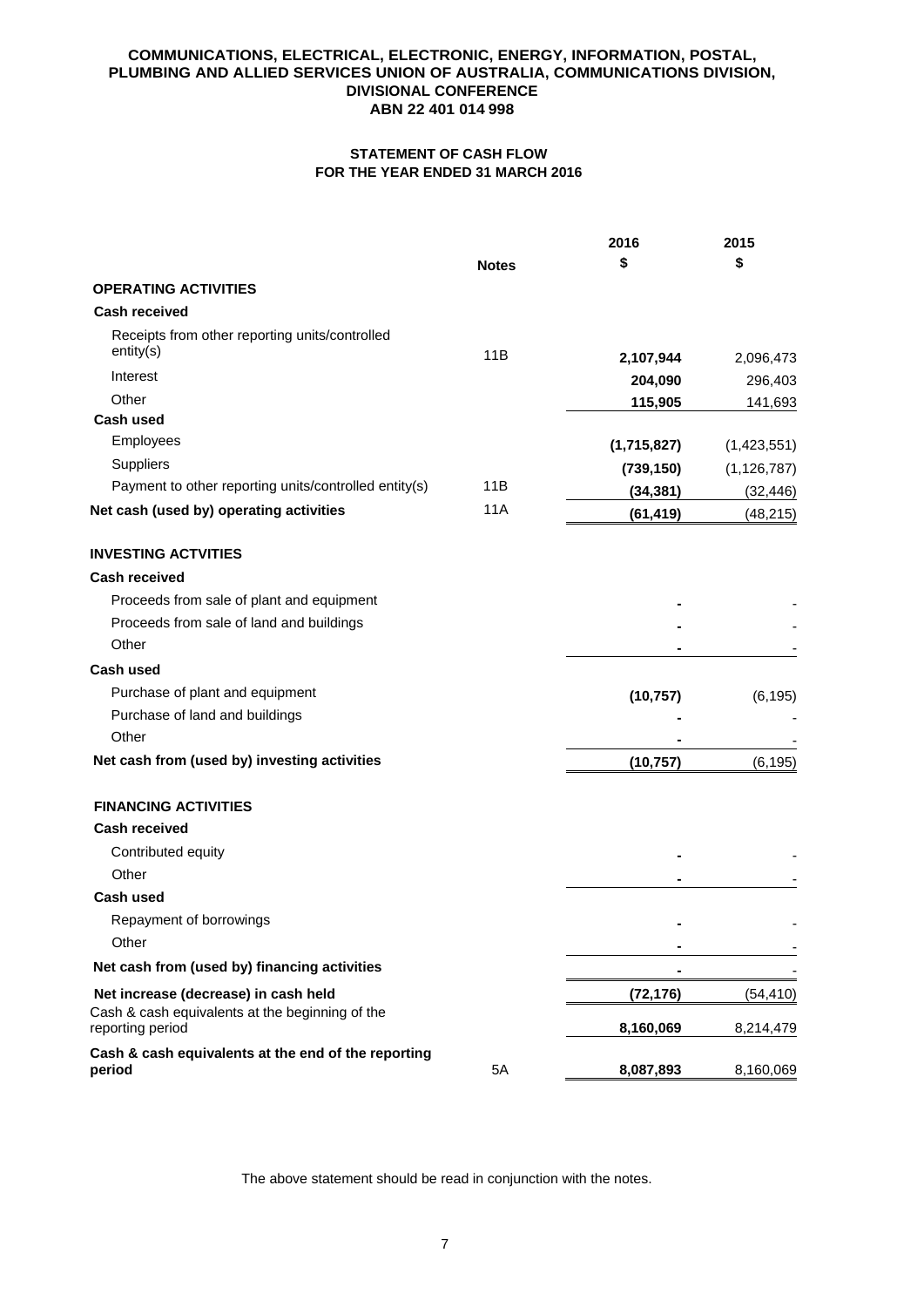**COMMUNICATIONS, ELECTRICAL, ELECTRONIC, ENERGY, INFORMATION, POSTAL, PLUMBING AND ALLIED SERVICES UNION OF AUSTRALIA, COMMUNICATIONS DIVISION, DIVISIONAL CONFERENCE**
**ABN 22 401 014 998**

## STATEMENT OF CASH FLOW
## FOR THE YEAR ENDED 31 MARCH 2016

| | Notes | 2016 $ | 2015 $ |
|---|---|---|---|
| **OPERATING ACTIVITIES** | | | |
| **Cash received** | | | |
| Receipts from other reporting units/controlled entity(s) | 11B | **2,107,944** | 2,096,473 |
| Interest | | **204,090** | 296,403 |
| Other | | **115,905** | 141,693 |
| **Cash used** | | | |
| Employees | | **(1,715,827)** | (1,423,551) |
| Suppliers | | **(739,150)** | (1,126,787) |
| Payment to other reporting units/controlled entity(s) | 11B | **(34,381)** | (32,446) |
| **Net cash (used by) operating activities** | 11A | **(61,419)** | (48,215) |
| | | | |
| **INVESTING ACTVITIES** | | | |
| **Cash received** | | | |
| Proceeds from sale of plant and equipment | | **-** | - |
| Proceeds from sale of land and buildings | | **-** | - |
| Other | | **-** | - |
| **Cash used** | | | |
| Purchase of plant and equipment | | **(10,757)** | (6,195) |
| Purchase of land and buildings | | **-** | - |
| Other | | **-** | - |
| **Net cash from (used by) investing activities** | | **(10,757)** | (6,195) |
| | | | |
| **FINANCING ACTIVITIES** | | | |
| **Cash received** | | | |
| Contributed equity | | **-** | - |
| Other | | **-** | - |
| **Cash used** | | | |
| Repayment of borrowings | | **-** | - |
| Other | | **-** | - |
| **Net cash from (used by) financing activities** | | **-** | - |
| **Net increase (decrease) in cash held** | | **(72,176)** | (54,410) |
| Cash & cash equivalents at the beginning of the reporting period | | **8,160,069** | 8,214,479 |
| **Cash & cash equivalents at the end of the reporting period** | 5A | **8,087,893** | 8,160,069 |

The above statement should be read in conjunction with the notes.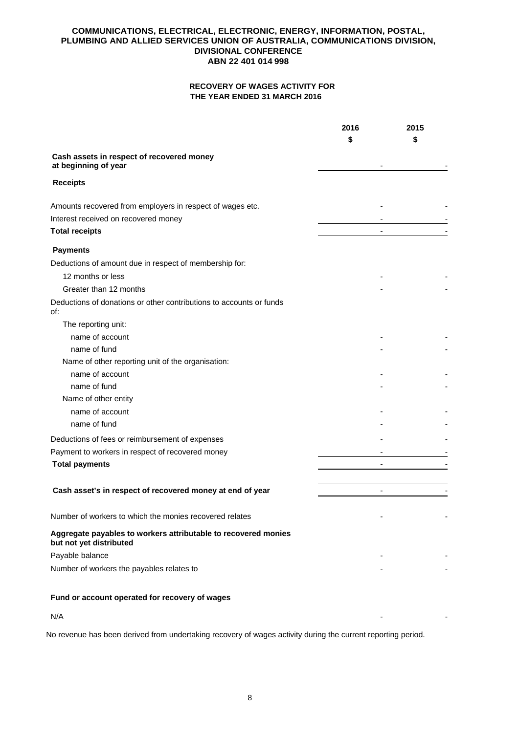**COMMUNICATIONS, ELECTRICAL, ELECTRONIC, ENERGY, INFORMATION, POSTAL, PLUMBING AND ALLIED SERVICES UNION OF AUSTRALIA, COMMUNICATIONS DIVISION, DIVISIONAL CONFERENCE**
**ABN 22 401 014 998**

## RECOVERY OF WAGES ACTIVITY FOR THE YEAR ENDED 31 MARCH 2016

| | 2016 $ | 2015 $ |
|---|---|---|
| **Cash assets in respect of recovered money at beginning of year** | - | - |
| **Receipts** | | |
| Amounts recovered from employers in respect of wages etc. | - | - |
| Interest received on recovered money | - | - |
| **Total receipts** | - | - |
| **Payments** | | |
| Deductions of amount due in respect of membership for: | | |
| 12 months or less | - | - |
| Greater than 12 months | - | - |
| Deductions of donations or other contributions to accounts or funds of: | | |
| The reporting unit: | | |
| name of account | - | - |
| name of fund | - | - |
| Name of other reporting unit of the organisation: | | |
| name of account | - | - |
| name of fund | - | - |
| Name of other entity | | |
| name of account | - | - |
| name of fund | - | - |
| Deductions of fees or reimbursement of expenses | - | - |
| Payment to workers in respect of recovered money | - | - |
| **Total payments** | - | - |
| **Cash asset's in respect of recovered money at end of year** | - | - |
| Number of workers to which the monies recovered relates | - | - |
| **Aggregate payables to workers attributable to recovered monies but not yet distributed** | | |
| Payable balance | - | - |
| Number of workers the payables relates to | - | - |
| **Fund or account operated for recovery of wages** | | |
| N/A | - | - |

No revenue has been derived from undertaking recovery of wages activity during the current reporting period.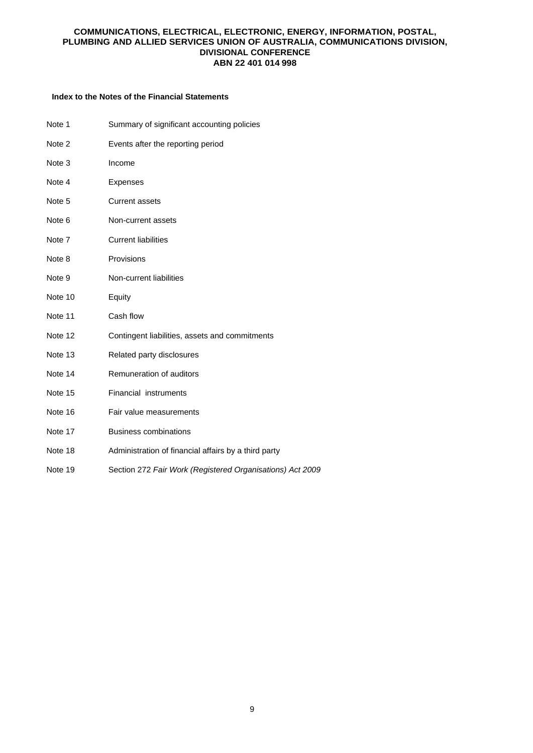**Index to the Notes of the Financial Statements**

| | |
|---|---|
| Note 1 | Summary of significant accounting policies |
| Note 2 | Events after the reporting period |
| Note 3 | Income |
| Note 4 | Expenses |
| Note 5 | Current assets |
| Note 6 | Non-current assets |
| Note 7 | Current liabilities |
| Note 8 | Provisions |
| Note 9 | Non-current liabilities |
| Note 10 | Equity |
| Note 11 | Cash flow |
| Note 12 | Contingent liabilities, assets and commitments |
| Note 13 | Related party disclosures |
| Note 14 | Remuneration of auditors |
| Note 15 | Financial instruments |
| Note 16 | Fair value measurements |
| Note 17 | Business combinations |
| Note 18 | Administration of financial affairs by a third party |
| Note 19 | Section 272 *Fair Work (Registered Organisations) Act 2009* |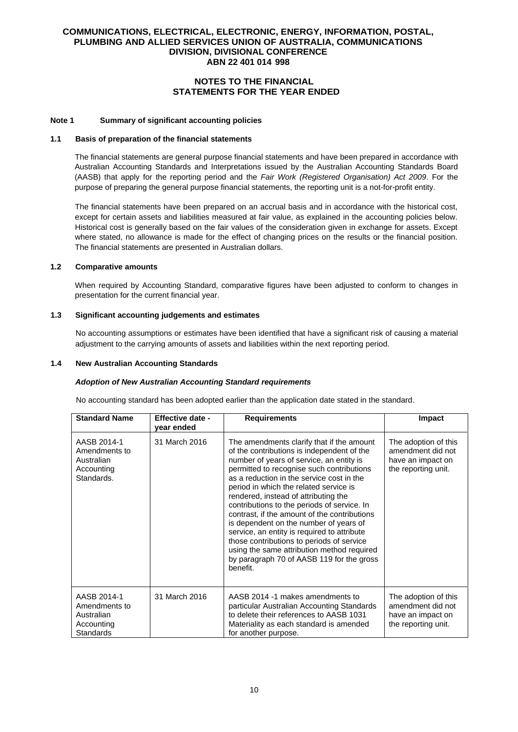# COMMUNICATIONS, ELECTRICAL, ELECTRONIC, ENERGY, INFORMATION, POSTAL, PLUMBING AND ALLIED SERVICES UNION OF AUSTRALIA, COMMUNICATIONS DIVISION, DIVISIONAL CONFERENCE

**ABN 22 401 014 998**

## NOTES TO THE FINANCIAL STATEMENTS FOR THE YEAR ENDED

### Note 1 Summary of significant accounting policies

#### 1.1 Basis of preparation of the financial statements

The financial statements are general purpose financial statements and have been prepared in accordance with Australian Accounting Standards and Interpretations issued by the Australian Accounting Standards Board (AASB) that apply for the reporting period and the *Fair Work (Registered Organisation) Act 2009*. For the purpose of preparing the general purpose financial statements, the reporting unit is a not-for-profit entity.

The financial statements have been prepared on an accrual basis and in accordance with the historical cost, except for certain assets and liabilities measured at fair value, as explained in the accounting policies below. Historical cost is generally based on the fair values of the consideration given in exchange for assets. Except where stated, no allowance is made for the effect of changing prices on the results or the financial position. The financial statements are presented in Australian dollars.

#### 1.2 Comparative amounts

When required by Accounting Standard, comparative figures have been adjusted to conform to changes in presentation for the current financial year.

#### 1.3 Significant accounting judgements and estimates

No accounting assumptions or estimates have been identified that have a significant risk of causing a material adjustment to the carrying amounts of assets and liabilities within the next reporting period.

#### 1.4 New Australian Accounting Standards

***Adoption of New Australian Accounting Standard requirements***

No accounting standard has been adopted earlier than the application date stated in the standard.

| Standard Name | Effective date - year ended | Requirements | Impact |
|---|---|---|---|
| AASB 2014-1 Amendments to Australian Accounting Standards. | 31 March 2016 | The amendments clarify that if the amount of the contributions is independent of the number of years of service, an entity is permitted to recognise such contributions as a reduction in the service cost in the period in which the related service is rendered, instead of attributing the contributions to the periods of service. In contrast, if the amount of the contributions is dependent on the number of years of service, an entity is required to attribute those contributions to periods of service using the same attribution method required by paragraph 70 of AASB 119 for the gross benefit. | The adoption of this amendment did not have an impact on the reporting unit. |
| AASB 2014-1 Amendments to Australian Accounting Standards | 31 March 2016 | AASB 2014 -1 makes amendments to particular Australian Accounting Standards to delete their references to AASB 1031 Materiality as each standard is amended for another purpose. | The adoption of this amendment did not have an impact on the reporting unit. |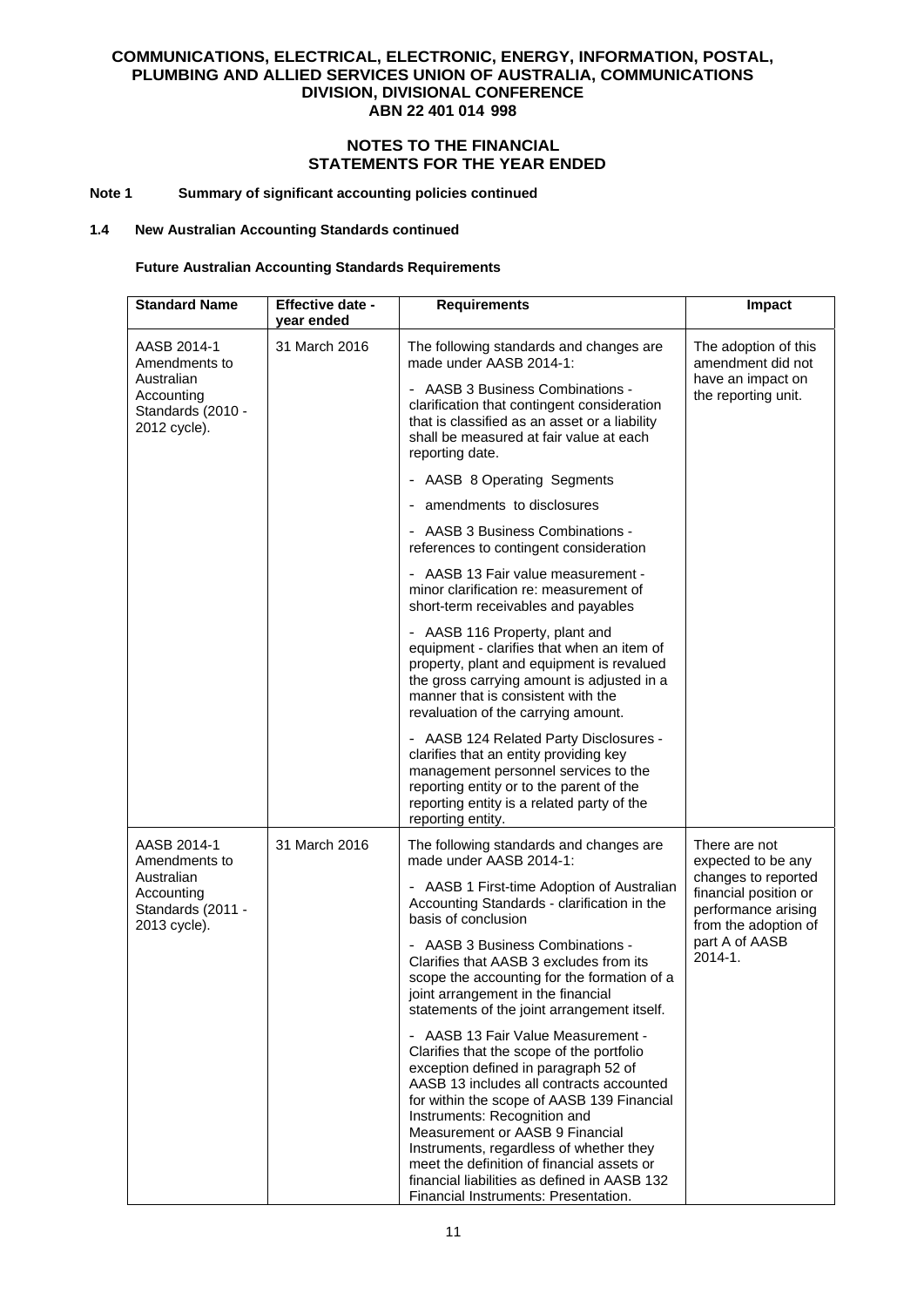**COMMUNICATIONS, ELECTRICAL, ELECTRONIC, ENERGY, INFORMATION, POSTAL, PLUMBING AND ALLIED SERVICES UNION OF AUSTRALIA, COMMUNICATIONS DIVISION, DIVISIONAL CONFERENCE**
**ABN 22 401 014 998**

**NOTES TO THE FINANCIAL STATEMENTS FOR THE YEAR ENDED**

**Note 1 Summary of significant accounting policies continued**

**1.4 New Australian Accounting Standards continued**

**Future Australian Accounting Standards Requirements**

| Standard Name | Effective date - year ended | Requirements | Impact |
|---|---|---|---|
| AASB 2014-1 Amendments to Australian Accounting Standards (2010 - 2012 cycle). | 31 March 2016 | The following standards and changes are made under AASB 2014-1:<br>- AASB 3 Business Combinations - clarification that contingent consideration that is classified as an asset or a liability shall be measured at fair value at each reporting date.<br>- AASB 8 Operating Segments<br>- amendments to disclosures<br>- AASB 3 Business Combinations - references to contingent consideration<br>- AASB 13 Fair value measurement - minor clarification re: measurement of short-term receivables and payables<br>- AASB 116 Property, plant and equipment - clarifies that when an item of property, plant and equipment is revalued the gross carrying amount is adjusted in a manner that is consistent with the revaluation of the carrying amount.<br>- AASB 124 Related Party Disclosures - clarifies that an entity providing key management personnel services to the reporting entity or to the parent of the reporting entity is a related party of the reporting entity. | The adoption of this amendment did not have an impact on the reporting unit. |
| AASB 2014-1 Amendments to Australian Accounting Standards (2011 - 2013 cycle). | 31 March 2016 | The following standards and changes are made under AASB 2014-1:<br>- AASB 1 First-time Adoption of Australian Accounting Standards - clarification in the basis of conclusion<br>- AASB 3 Business Combinations - Clarifies that AASB 3 excludes from its scope the accounting for the formation of a joint arrangement in the financial statements of the joint arrangement itself.<br>- AASB 13 Fair Value Measurement - Clarifies that the scope of the portfolio exception defined in paragraph 52 of AASB 13 includes all contracts accounted for within the scope of AASB 139 Financial Instruments: Recognition and Measurement or AASB 9 Financial Instruments, regardless of whether they meet the definition of financial assets or financial liabilities as defined in AASB 132 Financial Instruments: Presentation. | There are not expected to be any changes to reported financial position or performance arising from the adoption of part A of AASB 2014-1. |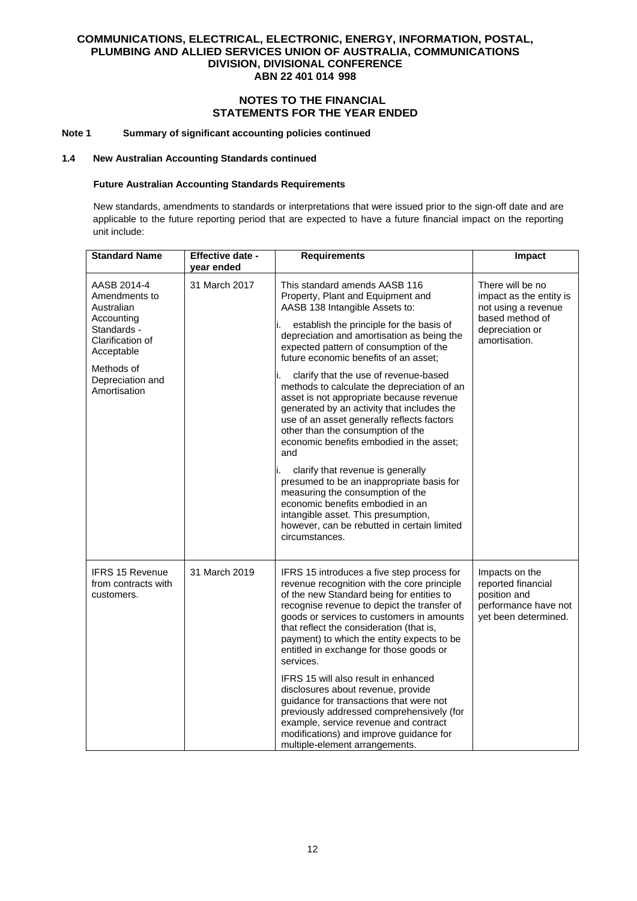**COMMUNICATIONS, ELECTRICAL, ELECTRONIC, ENERGY, INFORMATION, POSTAL, PLUMBING AND ALLIED SERVICES UNION OF AUSTRALIA, COMMUNICATIONS DIVISION, DIVISIONAL CONFERENCE**
**ABN 22 401 014 998**

**NOTES TO THE FINANCIAL STATEMENTS FOR THE YEAR ENDED**

**Note 1 Summary of significant accounting policies continued**

**1.4 New Australian Accounting Standards continued**

**Future Australian Accounting Standards Requirements**

New standards, amendments to standards or interpretations that were issued prior to the sign-off date and are applicable to the future reporting period that are expected to have a future financial impact on the reporting unit include:

| Standard Name | Effective date - year ended | Requirements | Impact |
|---|---|---|---|
| AASB 2014-4 Amendments to Australian Accounting Standards - Clarification of Acceptable Methods of Depreciation and Amortisation | 31 March 2017 | This standard amends AASB 116 Property, Plant and Equipment and AASB 138 Intangible Assets to:<br>i. establish the principle for the basis of depreciation and amortisation as being the expected pattern of consumption of the future economic benefits of an asset;<br>i. clarify that the use of revenue-based methods to calculate the depreciation of an asset is not appropriate because revenue generated by an activity that includes the use of an asset generally reflects factors other than the consumption of the economic benefits embodied in the asset; and<br>i. clarify that revenue is generally presumed to be an inappropriate basis for measuring the consumption of the economic benefits embodied in an intangible asset. This presumption, however, can be rebutted in certain limited circumstances. | There will be no impact as the entity is not using a revenue based method of depreciation or amortisation. |
| IFRS 15 Revenue from contracts with customers. | 31 March 2019 | IFRS 15 introduces a five step process for revenue recognition with the core principle of the new Standard being for entities to recognise revenue to depict the transfer of goods or services to customers in amounts that reflect the consideration (that is, payment) to which the entity expects to be entitled in exchange for those goods or services.<br>IFRS 15 will also result in enhanced disclosures about revenue, provide guidance for transactions that were not previously addressed comprehensively (for example, service revenue and contract modifications) and improve guidance for multiple-element arrangements. | Impacts on the reported financial position and performance have not yet been determined. |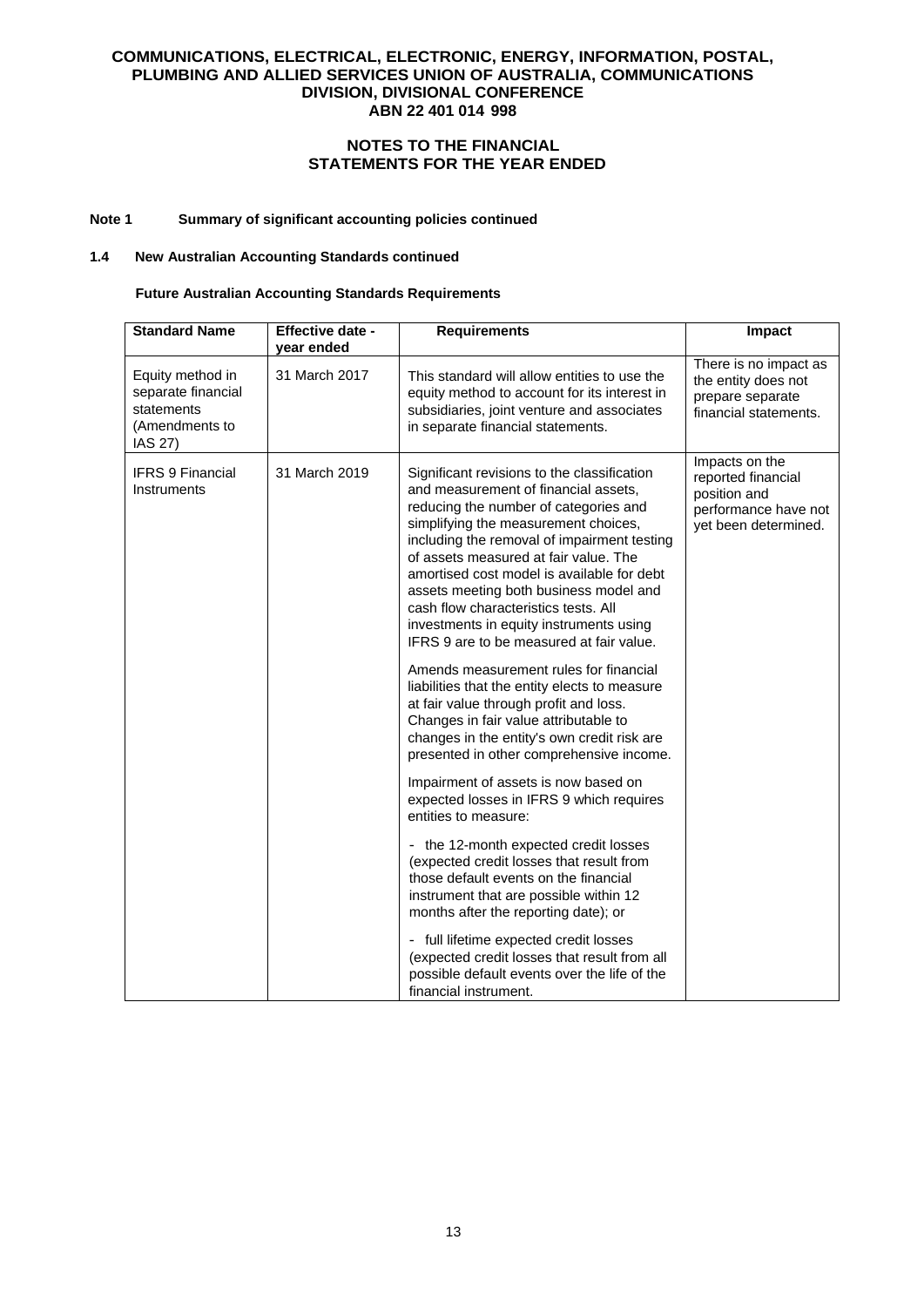**COMMUNICATIONS, ELECTRICAL, ELECTRONIC, ENERGY, INFORMATION, POSTAL, PLUMBING AND ALLIED SERVICES UNION OF AUSTRALIA, COMMUNICATIONS DIVISION, DIVISIONAL CONFERENCE**
**ABN 22 401 014 998**

**NOTES TO THE FINANCIAL STATEMENTS FOR THE YEAR ENDED**

**Note 1 Summary of significant accounting policies continued**

**1.4 New Australian Accounting Standards continued**

**Future Australian Accounting Standards Requirements**

| Standard Name | Effective date - year ended | Requirements | Impact |
|---|---|---|---|
| Equity method in separate financial statements (Amendments to IAS 27) | 31 March 2017 | This standard will allow entities to use the equity method to account for its interest in subsidiaries, joint venture and associates in separate financial statements. | There is no impact as the entity does not prepare separate financial statements. |
| IFRS 9 Financial Instruments | 31 March 2019 | Significant revisions to the classification and measurement of financial assets, reducing the number of categories and simplifying the measurement choices, including the removal of impairment testing of assets measured at fair value. The amortised cost model is available for debt assets meeting both business model and cash flow characteristics tests. All investments in equity instruments using IFRS 9 are to be measured at fair value.<br><br>Amends measurement rules for financial liabilities that the entity elects to measure at fair value through profit and loss. Changes in fair value attributable to changes in the entity's own credit risk are presented in other comprehensive income.<br><br>Impairment of assets is now based on expected losses in IFRS 9 which requires entities to measure:<br><br>- the 12-month expected credit losses (expected credit losses that result from those default events on the financial instrument that are possible within 12 months after the reporting date); or<br><br>- full lifetime expected credit losses (expected credit losses that result from all possible default events over the life of the financial instrument. | Impacts on the reported financial position and performance have not yet been determined. |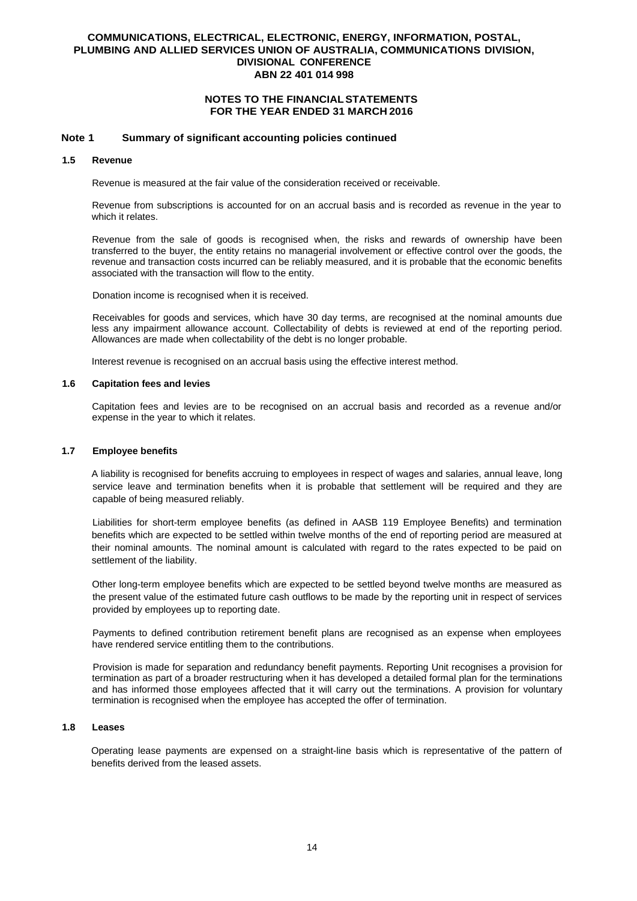## Note 1 Summary of significant accounting policies continued

### 1.5 Revenue

Revenue is measured at the fair value of the consideration received or receivable.

Revenue from subscriptions is accounted for on an accrual basis and is recorded as revenue in the year to which it relates.

Revenue from the sale of goods is recognised when, the risks and rewards of ownership have been transferred to the buyer, the entity retains no managerial involvement or effective control over the goods, the revenue and transaction costs incurred can be reliably measured, and it is probable that the economic benefits associated with the transaction will flow to the entity.

Donation income is recognised when it is received.

Receivables for goods and services, which have 30 day terms, are recognised at the nominal amounts due less any impairment allowance account. Collectability of debts is reviewed at end of the reporting period. Allowances are made when collectability of the debt is no longer probable.

Interest revenue is recognised on an accrual basis using the effective interest method.

### 1.6 Capitation fees and levies

Capitation fees and levies are to be recognised on an accrual basis and recorded as a revenue and/or expense in the year to which it relates.

### 1.7 Employee benefits

A liability is recognised for benefits accruing to employees in respect of wages and salaries, annual leave, long service leave and termination benefits when it is probable that settlement will be required and they are capable of being measured reliably.

Liabilities for short-term employee benefits (as defined in AASB 119 Employee Benefits) and termination benefits which are expected to be settled within twelve months of the end of reporting period are measured at their nominal amounts. The nominal amount is calculated with regard to the rates expected to be paid on settlement of the liability.

Other long-term employee benefits which are expected to be settled beyond twelve months are measured as the present value of the estimated future cash outflows to be made by the reporting unit in respect of services provided by employees up to reporting date.

Payments to defined contribution retirement benefit plans are recognised as an expense when employees have rendered service entitling them to the contributions.

Provision is made for separation and redundancy benefit payments. Reporting Unit recognises a provision for termination as part of a broader restructuring when it has developed a detailed formal plan for the terminations and has informed those employees affected that it will carry out the terminations. A provision for voluntary termination is recognised when the employee has accepted the offer of termination.

### 1.8 Leases

Operating lease payments are expensed on a straight-line basis which is representative of the pattern of benefits derived from the leased assets.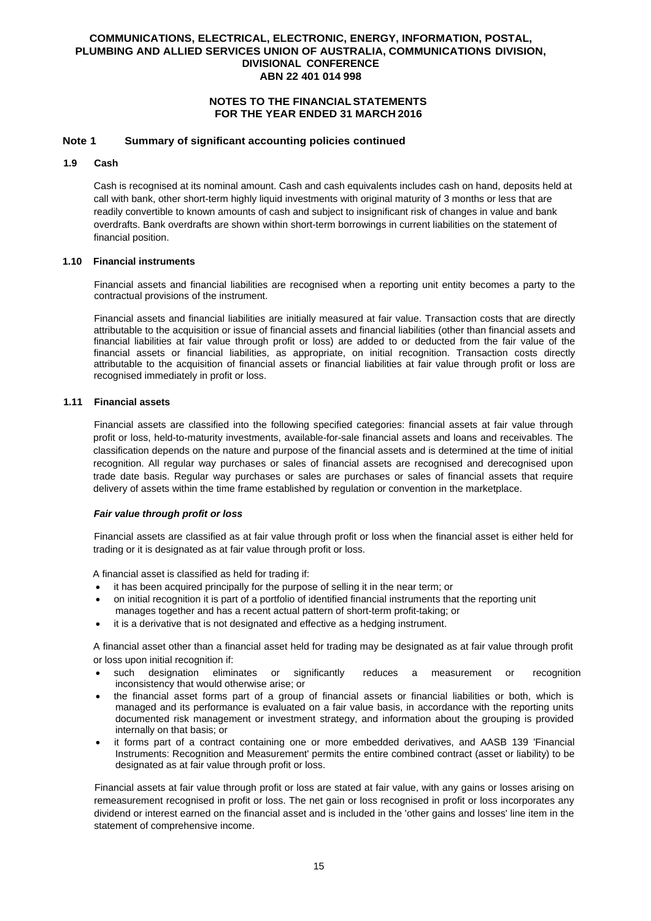## Note 1 Summary of significant accounting policies continued

### 1.9 Cash

Cash is recognised at its nominal amount. Cash and cash equivalents includes cash on hand, deposits held at call with bank, other short-term highly liquid investments with original maturity of 3 months or less that are readily convertible to known amounts of cash and subject to insignificant risk of changes in value and bank overdrafts. Bank overdrafts are shown within short-term borrowings in current liabilities on the statement of financial position.

### 1.10 Financial instruments

Financial assets and financial liabilities are recognised when a reporting unit entity becomes a party to the contractual provisions of the instrument.

Financial assets and financial liabilities are initially measured at fair value. Transaction costs that are directly attributable to the acquisition or issue of financial assets and financial liabilities (other than financial assets and financial liabilities at fair value through profit or loss) are added to or deducted from the fair value of the financial assets or financial liabilities, as appropriate, on initial recognition. Transaction costs directly attributable to the acquisition of financial assets or financial liabilities at fair value through profit or loss are recognised immediately in profit or loss.

### 1.11 Financial assets

Financial assets are classified into the following specified categories: financial assets at fair value through profit or loss, held-to-maturity investments, available-for-sale financial assets and loans and receivables. The classification depends on the nature and purpose of the financial assets and is determined at the time of initial recognition. All regular way purchases or sales of financial assets are recognised and derecognised upon trade date basis. Regular way purchases or sales are purchases or sales of financial assets that require delivery of assets within the time frame established by regulation or convention in the marketplace.

***Fair value through profit or loss***

Financial assets are classified as at fair value through profit or loss when the financial asset is either held for trading or it is designated as at fair value through profit or loss.

A financial asset is classified as held for trading if:

- it has been acquired principally for the purpose of selling it in the near term; or
- on initial recognition it is part of a portfolio of identified financial instruments that the reporting unit manages together and has a recent actual pattern of short-term profit-taking; or
- it is a derivative that is not designated and effective as a hedging instrument.

A financial asset other than a financial asset held for trading may be designated as at fair value through profit or loss upon initial recognition if:

- such designation eliminates or significantly reduces a measurement or recognition inconsistency that would otherwise arise; or
- the financial asset forms part of a group of financial assets or financial liabilities or both, which is managed and its performance is evaluated on a fair value basis, in accordance with the reporting units documented risk management or investment strategy, and information about the grouping is provided internally on that basis; or
- it forms part of a contract containing one or more embedded derivatives, and AASB 139 'Financial Instruments: Recognition and Measurement' permits the entire combined contract (asset or liability) to be designated as at fair value through profit or loss.

Financial assets at fair value through profit or loss are stated at fair value, with any gains or losses arising on remeasurement recognised in profit or loss. The net gain or loss recognised in profit or loss incorporates any dividend or interest earned on the financial asset and is included in the 'other gains and losses' line item in the statement of comprehensive income.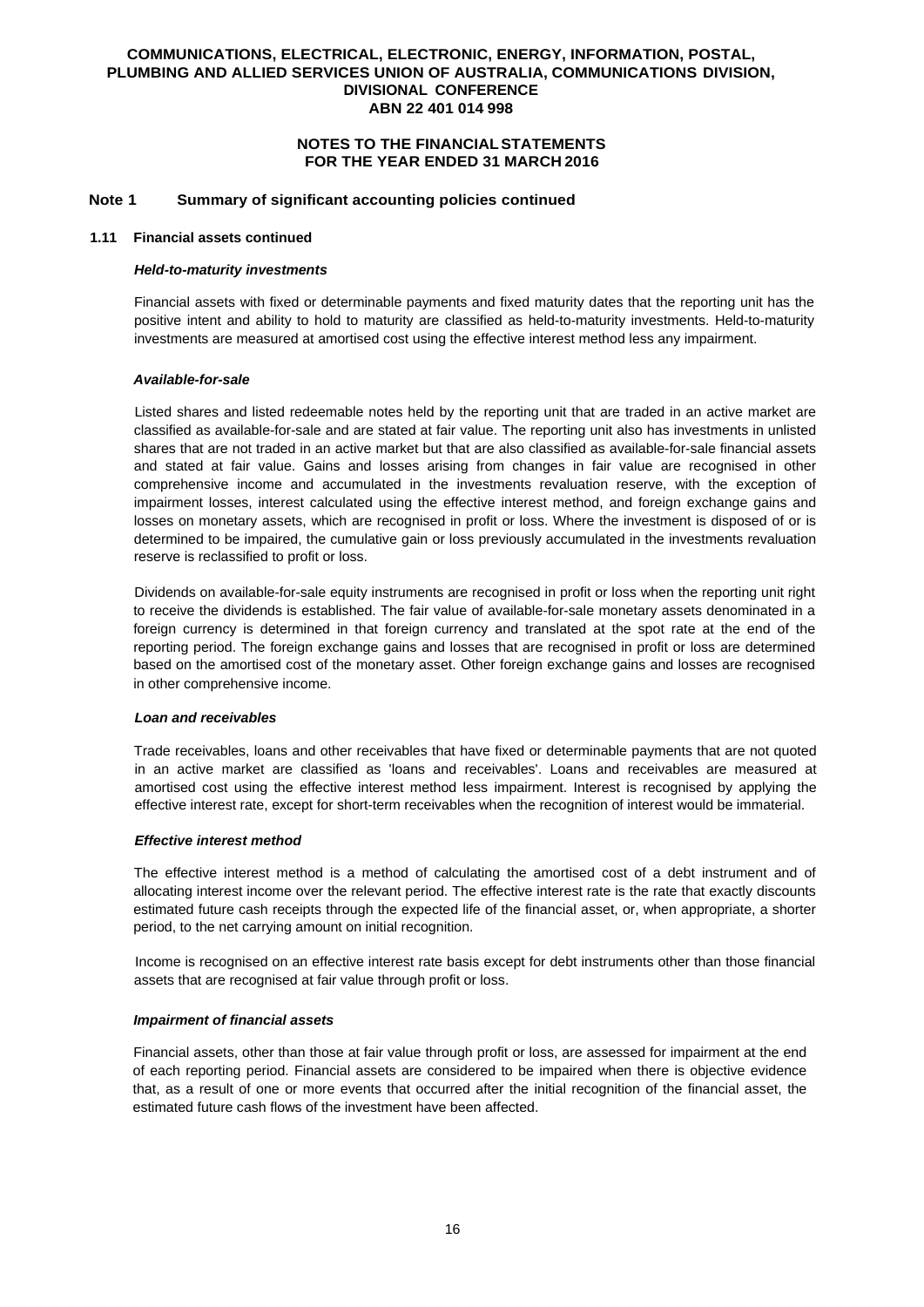**Note 1 Summary of significant accounting policies continued**

**1.11 Financial assets continued**

***Held-to-maturity investments***

Financial assets with fixed or determinable payments and fixed maturity dates that the reporting unit has the positive intent and ability to hold to maturity are classified as held-to-maturity investments. Held-to-maturity investments are measured at amortised cost using the effective interest method less any impairment.

***Available-for-sale***

Listed shares and listed redeemable notes held by the reporting unit that are traded in an active market are classified as available-for-sale and are stated at fair value. The reporting unit also has investments in unlisted shares that are not traded in an active market but that are also classified as available-for-sale financial assets and stated at fair value. Gains and losses arising from changes in fair value are recognised in other comprehensive income and accumulated in the investments revaluation reserve, with the exception of impairment losses, interest calculated using the effective interest method, and foreign exchange gains and losses on monetary assets, which are recognised in profit or loss. Where the investment is disposed of or is determined to be impaired, the cumulative gain or loss previously accumulated in the investments revaluation reserve is reclassified to profit or loss.

Dividends on available-for-sale equity instruments are recognised in profit or loss when the reporting unit right to receive the dividends is established. The fair value of available-for-sale monetary assets denominated in a foreign currency is determined in that foreign currency and translated at the spot rate at the end of the reporting period. The foreign exchange gains and losses that are recognised in profit or loss are determined based on the amortised cost of the monetary asset. Other foreign exchange gains and losses are recognised in other comprehensive income.

***Loan and receivables***

Trade receivables, loans and other receivables that have fixed or determinable payments that are not quoted in an active market are classified as 'loans and receivables'. Loans and receivables are measured at amortised cost using the effective interest method less impairment. Interest is recognised by applying the effective interest rate, except for short-term receivables when the recognition of interest would be immaterial.

***Effective interest method***

The effective interest method is a method of calculating the amortised cost of a debt instrument and of allocating interest income over the relevant period. The effective interest rate is the rate that exactly discounts estimated future cash receipts through the expected life of the financial asset, or, when appropriate, a shorter period, to the net carrying amount on initial recognition.

Income is recognised on an effective interest rate basis except for debt instruments other than those financial assets that are recognised at fair value through profit or loss.

***Impairment of financial assets***

Financial assets, other than those at fair value through profit or loss, are assessed for impairment at the end of each reporting period. Financial assets are considered to be impaired when there is objective evidence that, as a result of one or more events that occurred after the initial recognition of the financial asset, the estimated future cash flows of the investment have been affected.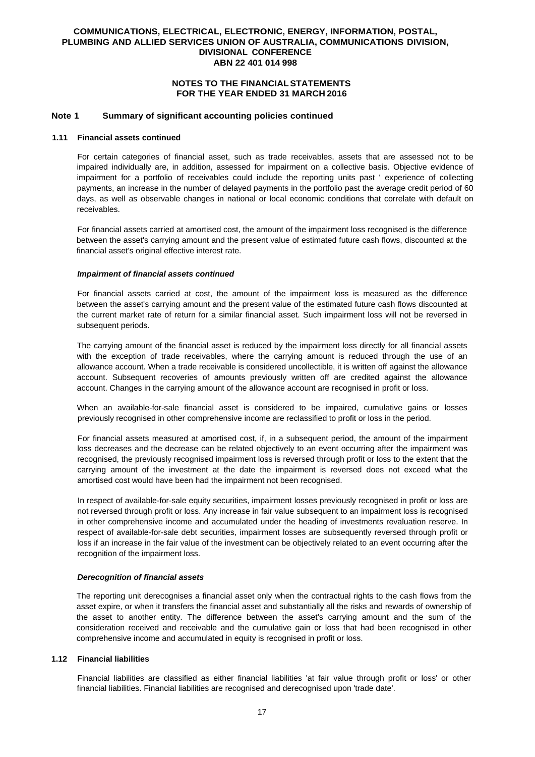## Note 1 Summary of significant accounting policies continued

### 1.11 Financial assets continued

For certain categories of financial asset, such as trade receivables, assets that are assessed not to be impaired individually are, in addition, assessed for impairment on a collective basis. Objective evidence of impairment for a portfolio of receivables could include the reporting units past ' experience of collecting payments, an increase in the number of delayed payments in the portfolio past the average credit period of 60 days, as well as observable changes in national or local economic conditions that correlate with default on receivables.

For financial assets carried at amortised cost, the amount of the impairment loss recognised is the difference between the asset's carrying amount and the present value of estimated future cash flows, discounted at the financial asset's original effective interest rate.

***Impairment of financial assets continued***

For financial assets carried at cost, the amount of the impairment loss is measured as the difference between the asset's carrying amount and the present value of the estimated future cash flows discounted at the current market rate of return for a similar financial asset. Such impairment loss will not be reversed in subsequent periods.

The carrying amount of the financial asset is reduced by the impairment loss directly for all financial assets with the exception of trade receivables, where the carrying amount is reduced through the use of an allowance account. When a trade receivable is considered uncollectible, it is written off against the allowance account. Subsequent recoveries of amounts previously written off are credited against the allowance account. Changes in the carrying amount of the allowance account are recognised in profit or loss.

When an available-for-sale financial asset is considered to be impaired, cumulative gains or losses previously recognised in other comprehensive income are reclassified to profit or loss in the period.

For financial assets measured at amortised cost, if, in a subsequent period, the amount of the impairment loss decreases and the decrease can be related objectively to an event occurring after the impairment was recognised, the previously recognised impairment loss is reversed through profit or loss to the extent that the carrying amount of the investment at the date the impairment is reversed does not exceed what the amortised cost would have been had the impairment not been recognised.

In respect of available-for-sale equity securities, impairment losses previously recognised in profit or loss are not reversed through profit or loss. Any increase in fair value subsequent to an impairment loss is recognised in other comprehensive income and accumulated under the heading of investments revaluation reserve. In respect of available-for-sale debt securities, impairment losses are subsequently reversed through profit or loss if an increase in the fair value of the investment can be objectively related to an event occurring after the recognition of the impairment loss.

***Derecognition of financial assets***

The reporting unit derecognises a financial asset only when the contractual rights to the cash flows from the asset expire, or when it transfers the financial asset and substantially all the risks and rewards of ownership of the asset to another entity. The difference between the asset's carrying amount and the sum of the consideration received and receivable and the cumulative gain or loss that had been recognised in other comprehensive income and accumulated in equity is recognised in profit or loss.

### 1.12 Financial liabilities

Financial liabilities are classified as either financial liabilities 'at fair value through profit or loss' or other financial liabilities. Financial liabilities are recognised and derecognised upon 'trade date'.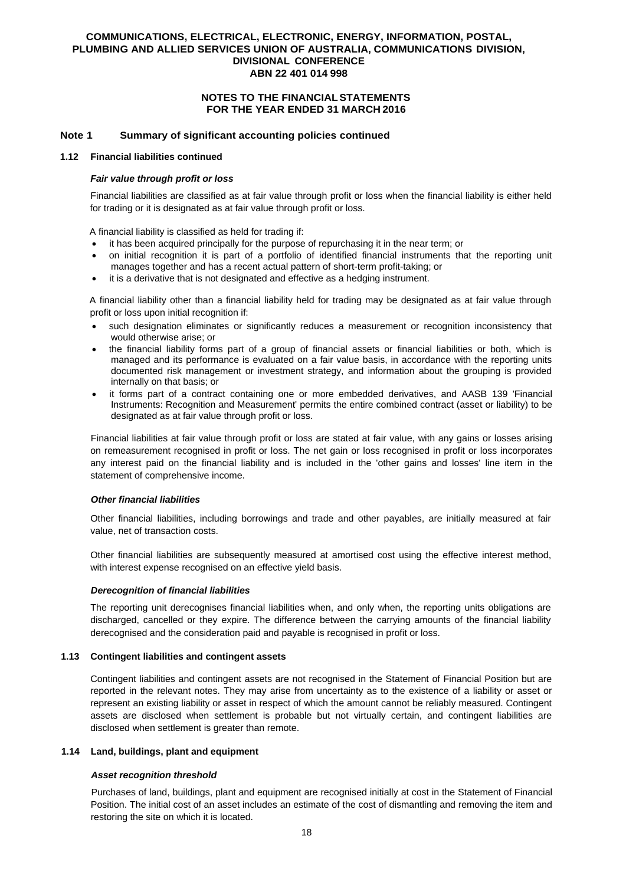## Note 1 Summary of significant accounting policies continued

### 1.12 Financial liabilities continued

***Fair value through profit or loss***

Financial liabilities are classified as at fair value through profit or loss when the financial liability is either held for trading or it is designated as at fair value through profit or loss.

A financial liability is classified as held for trading if:

- it has been acquired principally for the purpose of repurchasing it in the near term; or
- on initial recognition it is part of a portfolio of identified financial instruments that the reporting unit manages together and has a recent actual pattern of short-term profit-taking; or
- it is a derivative that is not designated and effective as a hedging instrument.

A financial liability other than a financial liability held for trading may be designated as at fair value through profit or loss upon initial recognition if:

- such designation eliminates or significantly reduces a measurement or recognition inconsistency that would otherwise arise; or
- the financial liability forms part of a group of financial assets or financial liabilities or both, which is managed and its performance is evaluated on a fair value basis, in accordance with the reporting units documented risk management or investment strategy, and information about the grouping is provided internally on that basis; or
- it forms part of a contract containing one or more embedded derivatives, and AASB 139 'Financial Instruments: Recognition and Measurement' permits the entire combined contract (asset or liability) to be designated as at fair value through profit or loss.

Financial liabilities at fair value through profit or loss are stated at fair value, with any gains or losses arising on remeasurement recognised in profit or loss. The net gain or loss recognised in profit or loss incorporates any interest paid on the financial liability and is included in the 'other gains and losses' line item in the statement of comprehensive income.

***Other financial liabilities***

Other financial liabilities, including borrowings and trade and other payables, are initially measured at fair value, net of transaction costs.

Other financial liabilities are subsequently measured at amortised cost using the effective interest method, with interest expense recognised on an effective yield basis.

***Derecognition of financial liabilities***

The reporting unit derecognises financial liabilities when, and only when, the reporting units obligations are discharged, cancelled or they expire. The difference between the carrying amounts of the financial liability derecognised and the consideration paid and payable is recognised in profit or loss.

### 1.13 Contingent liabilities and contingent assets

Contingent liabilities and contingent assets are not recognised in the Statement of Financial Position but are reported in the relevant notes. They may arise from uncertainty as to the existence of a liability or asset or represent an existing liability or asset in respect of which the amount cannot be reliably measured. Contingent assets are disclosed when settlement is probable but not virtually certain, and contingent liabilities are disclosed when settlement is greater than remote.

### 1.14 Land, buildings, plant and equipment

***Asset recognition threshold***

Purchases of land, buildings, plant and equipment are recognised initially at cost in the Statement of Financial Position. The initial cost of an asset includes an estimate of the cost of dismantling and removing the item and restoring the site on which it is located.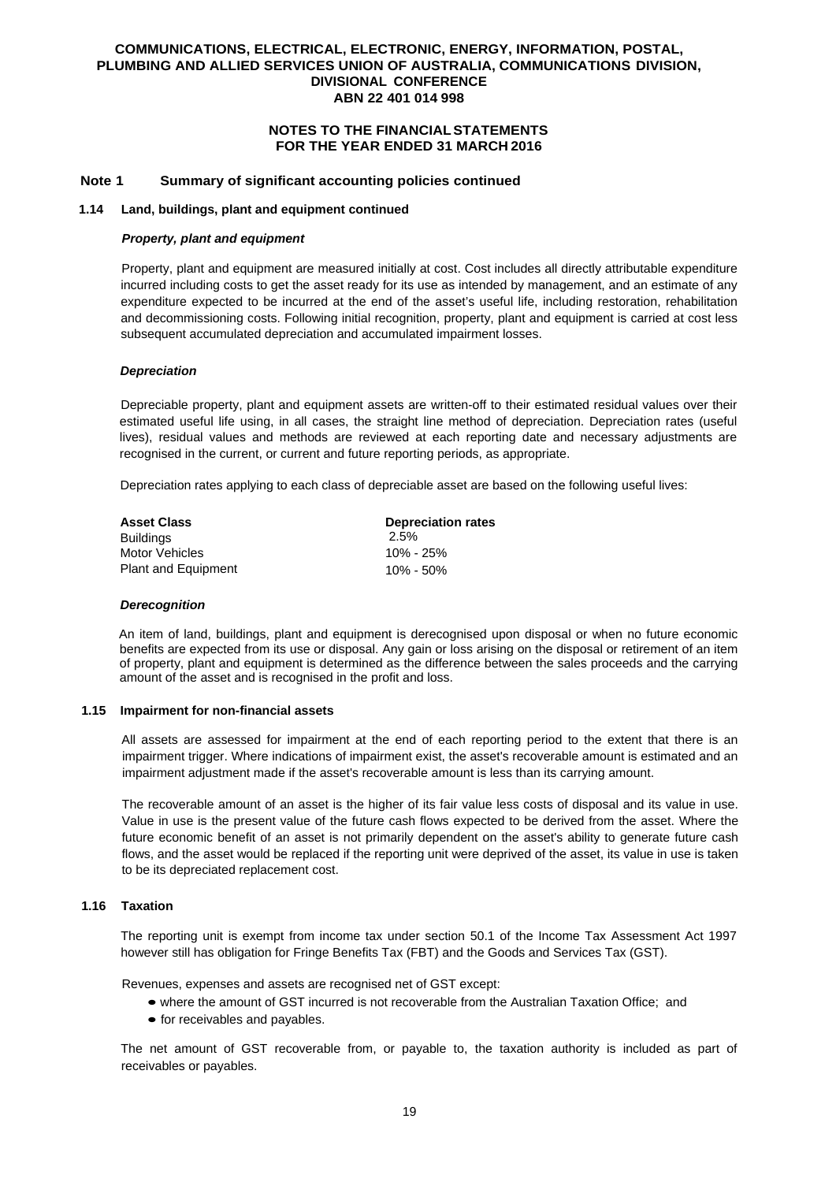## Note 1 Summary of significant accounting policies continued

### 1.14 Land, buildings, plant and equipment continued

***Property, plant and equipment***

Property, plant and equipment are measured initially at cost. Cost includes all directly attributable expenditure incurred including costs to get the asset ready for its use as intended by management, and an estimate of any expenditure expected to be incurred at the end of the asset's useful life, including restoration, rehabilitation and decommissioning costs. Following initial recognition, property, plant and equipment is carried at cost less subsequent accumulated depreciation and accumulated impairment losses.

***Depreciation***

Depreciable property, plant and equipment assets are written-off to their estimated residual values over their estimated useful life using, in all cases, the straight line method of depreciation. Depreciation rates (useful lives), residual values and methods are reviewed at each reporting date and necessary adjustments are recognised in the current, or current and future reporting periods, as appropriate.

Depreciation rates applying to each class of depreciable asset are based on the following useful lives:

| Asset Class | Depreciation rates |
|---|---|
| Buildings | 2.5% |
| Motor Vehicles | 10% - 25% |
| Plant and Equipment | 10% - 50% |

***Derecognition***

An item of land, buildings, plant and equipment is derecognised upon disposal or when no future economic benefits are expected from its use or disposal. Any gain or loss arising on the disposal or retirement of an item of property, plant and equipment is determined as the difference between the sales proceeds and the carrying amount of the asset and is recognised in the profit and loss.

### 1.15 Impairment for non-financial assets

All assets are assessed for impairment at the end of each reporting period to the extent that there is an impairment trigger. Where indications of impairment exist, the asset's recoverable amount is estimated and an impairment adjustment made if the asset's recoverable amount is less than its carrying amount.

The recoverable amount of an asset is the higher of its fair value less costs of disposal and its value in use. Value in use is the present value of the future cash flows expected to be derived from the asset. Where the future economic benefit of an asset is not primarily dependent on the asset's ability to generate future cash flows, and the asset would be replaced if the reporting unit were deprived of the asset, its value in use is taken to be its depreciated replacement cost.

### 1.16 Taxation

The reporting unit is exempt from income tax under section 50.1 of the Income Tax Assessment Act 1997 however still has obligation for Fringe Benefits Tax (FBT) and the Goods and Services Tax (GST).

Revenues, expenses and assets are recognised net of GST except:

- where the amount of GST incurred is not recoverable from the Australian Taxation Office; and
- for receivables and payables.

The net amount of GST recoverable from, or payable to, the taxation authority is included as part of receivables or payables.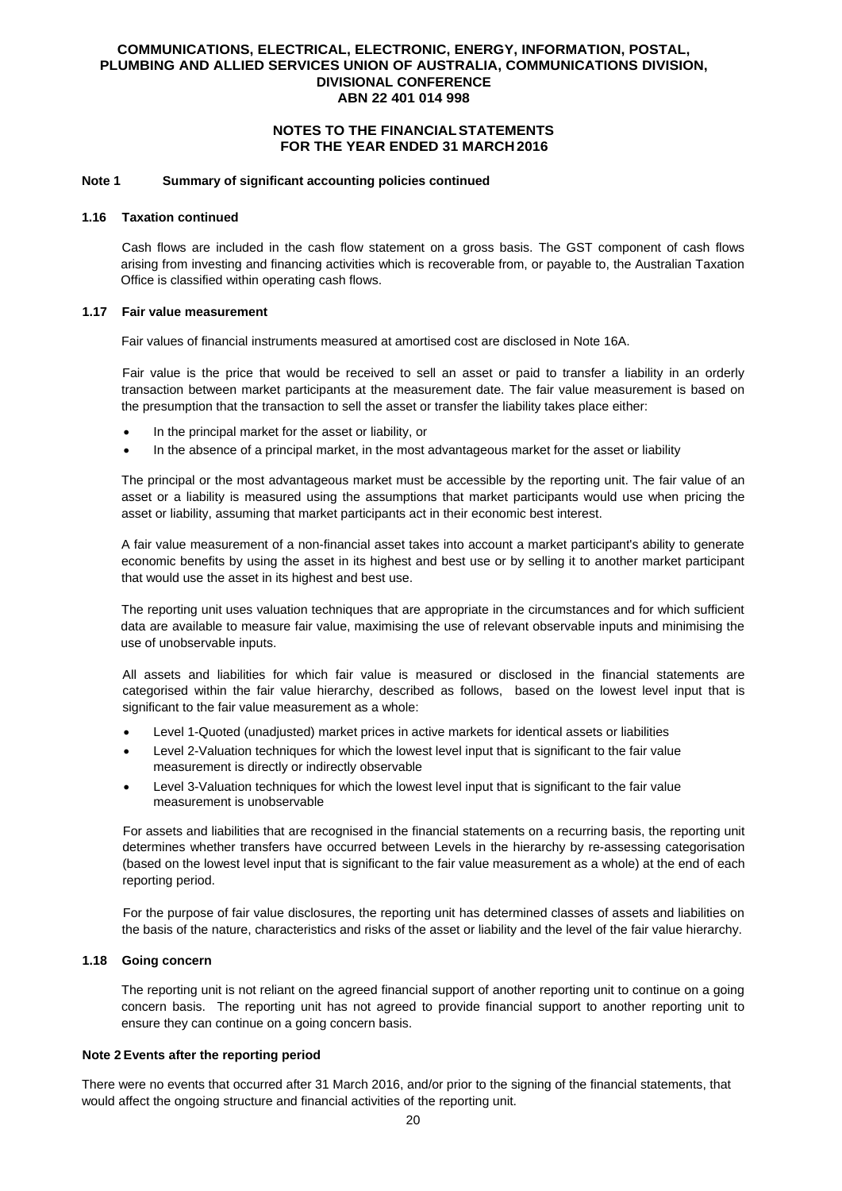COMMUNICATIONS, ELECTRICAL, ELECTRONIC, ENERGY, INFORMATION, POSTAL, PLUMBING AND ALLIED SERVICES UNION OF AUSTRALIA, COMMUNICATIONS DIVISION, DIVISIONAL CONFERENCE
ABN 22 401 014 998

**NOTES TO THE FINANCIAL STATEMENTS**
**FOR THE YEAR ENDED 31 MARCH 2016**

**Note 1 Summary of significant accounting policies continued**

**1.16 Taxation continued**

Cash flows are included in the cash flow statement on a gross basis. The GST component of cash flows arising from investing and financing activities which is recoverable from, or payable to, the Australian Taxation Office is classified within operating cash flows.

**1.17 Fair value measurement**

Fair values of financial instruments measured at amortised cost are disclosed in Note 16A.

Fair value is the price that would be received to sell an asset or paid to transfer a liability in an orderly transaction between market participants at the measurement date. The fair value measurement is based on the presumption that the transaction to sell the asset or transfer the liability takes place either:

- In the principal market for the asset or liability, or
- In the absence of a principal market, in the most advantageous market for the asset or liability

The principal or the most advantageous market must be accessible by the reporting unit. The fair value of an asset or a liability is measured using the assumptions that market participants would use when pricing the asset or liability, assuming that market participants act in their economic best interest.

A fair value measurement of a non-financial asset takes into account a market participant's ability to generate economic benefits by using the asset in its highest and best use or by selling it to another market participant that would use the asset in its highest and best use.

The reporting unit uses valuation techniques that are appropriate in the circumstances and for which sufficient data are available to measure fair value, maximising the use of relevant observable inputs and minimising the use of unobservable inputs.

All assets and liabilities for which fair value is measured or disclosed in the financial statements are categorised within the fair value hierarchy, described as follows, based on the lowest level input that is significant to the fair value measurement as a whole:

- Level 1-Quoted (unadjusted) market prices in active markets for identical assets or liabilities
- Level 2-Valuation techniques for which the lowest level input that is significant to the fair value measurement is directly or indirectly observable
- Level 3-Valuation techniques for which the lowest level input that is significant to the fair value measurement is unobservable

For assets and liabilities that are recognised in the financial statements on a recurring basis, the reporting unit determines whether transfers have occurred between Levels in the hierarchy by re-assessing categorisation (based on the lowest level input that is significant to the fair value measurement as a whole) at the end of each reporting period.

For the purpose of fair value disclosures, the reporting unit has determined classes of assets and liabilities on the basis of the nature, characteristics and risks of the asset or liability and the level of the fair value hierarchy.

**1.18 Going concern**

The reporting unit is not reliant on the agreed financial support of another reporting unit to continue on a going concern basis. The reporting unit has not agreed to provide financial support to another reporting unit to ensure they can continue on a going concern basis.

**Note 2 Events after the reporting period**

There were no events that occurred after 31 March 2016, and/or prior to the signing of the financial statements, that would affect the ongoing structure and financial activities of the reporting unit.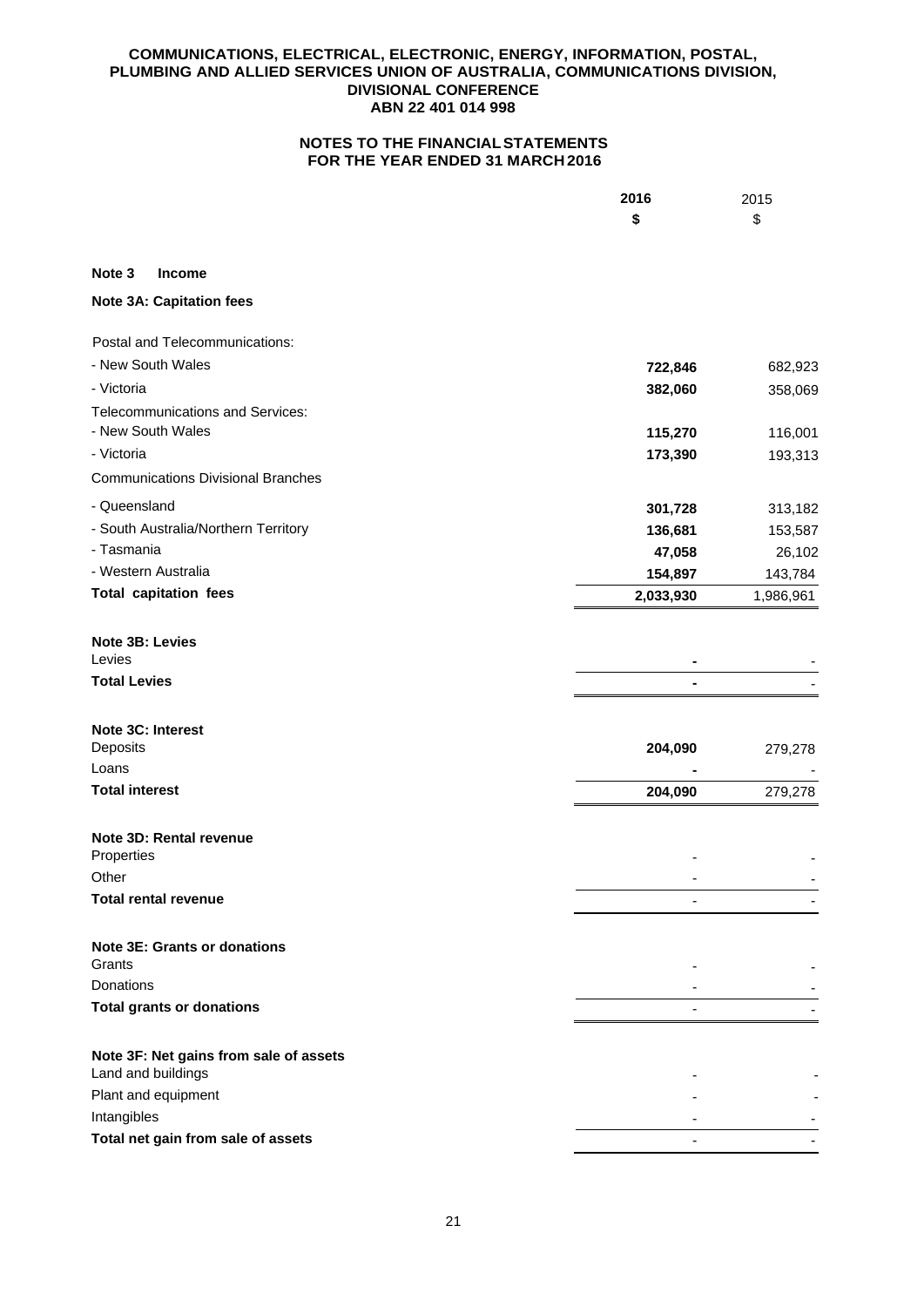**COMMUNICATIONS, ELECTRICAL, ELECTRONIC, ENERGY, INFORMATION, POSTAL, PLUMBING AND ALLIED SERVICES UNION OF AUSTRALIA, COMMUNICATIONS DIVISION, DIVISIONAL CONFERENCE**
**ABN 22 401 014 998**

**NOTES TO THE FINANCIAL STATEMENTS**
**FOR THE YEAR ENDED 31 MARCH 2016**

| | 2016 | 2015 |
|---|---|---|
| | $ | $ |
| **Note 3 Income** | | |
| **Note 3A: Capitation fees** | | |
| Postal and Telecommunications: | | |
| - New South Wales | 722,846 | 682,923 |
| - Victoria | 382,060 | 358,069 |
| Telecommunications and Services: | | |
| - New South Wales | 115,270 | 116,001 |
| - Victoria | 173,390 | 193,313 |
| Communications Divisional Branches | | |
| - Queensland | 301,728 | 313,182 |
| - South Australia/Northern Territory | 136,681 | 153,587 |
| - Tasmania | 47,058 | 26,102 |
| - Western Australia | 154,897 | 143,784 |
| **Total capitation fees** | 2,033,930 | 1,986,961 |
| **Note 3B: Levies** | | |
| Levies | - | - |
| **Total Levies** | - | - |
| **Note 3C: Interest** | | |
| Deposits | 204,090 | 279,278 |
| Loans | - | - |
| **Total interest** | 204,090 | 279,278 |
| **Note 3D: Rental revenue** | | |
| Properties | - | - |
| Other | - | - |
| **Total rental revenue** | - | - |
| **Note 3E: Grants or donations** | | |
| Grants | - | - |
| Donations | - | - |
| **Total grants or donations** | - | - |
| **Note 3F: Net gains from sale of assets** | | |
| Land and buildings | - | - |
| Plant and equipment | - | - |
| Intangibles | - | - |
| **Total net gain from sale of assets** | - | - |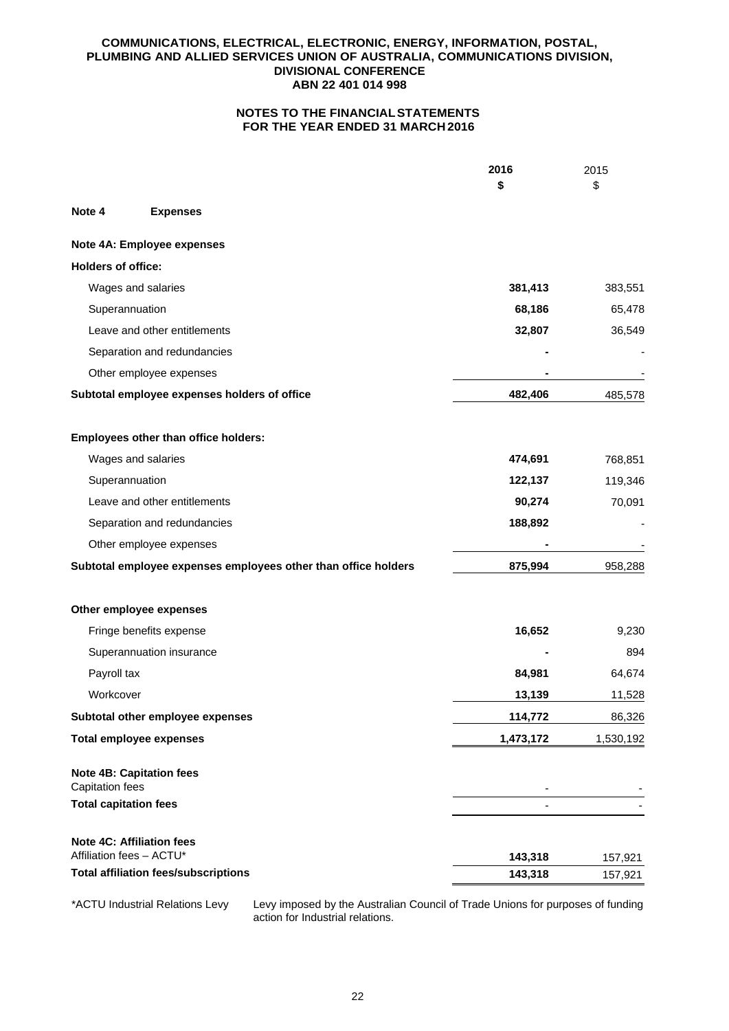**COMMUNICATIONS, ELECTRICAL, ELECTRONIC, ENERGY, INFORMATION, POSTAL, PLUMBING AND ALLIED SERVICES UNION OF AUSTRALIA, COMMUNICATIONS DIVISION, DIVISIONAL CONFERENCE**
**ABN 22 401 014 998**

**NOTES TO THE FINANCIAL STATEMENTS FOR THE YEAR ENDED 31 MARCH 2016**

| | 2016<br>$ | 2015<br>$ |
|---|---|---|
| **Note 4 Expenses** | | |
| **Note 4A: Employee expenses** | | |
| **Holders of office:** | | |
| Wages and salaries | **381,413** | 383,551 |
| Superannuation | **68,186** | 65,478 |
| Leave and other entitlements | **32,807** | 36,549 |
| Separation and redundancies | **-** | - |
| Other employee expenses | **-** | - |
| **Subtotal employee expenses holders of office** | **482,406** | 485,578 |
| **Employees other than office holders:** | | |
| Wages and salaries | **474,691** | 768,851 |
| Superannuation | **122,137** | 119,346 |
| Leave and other entitlements | **90,274** | 70,091 |
| Separation and redundancies | **188,892** | - |
| Other employee expenses | **-** | - |
| **Subtotal employee expenses employees other than office holders** | **875,994** | 958,288 |
| **Other employee expenses** | | |
| Fringe benefits expense | **16,652** | 9,230 |
| Superannuation insurance | **-** | 894 |
| Payroll tax | **84,981** | 64,674 |
| Workcover | **13,139** | 11,528 |
| **Subtotal other employee expenses** | **114,772** | 86,326 |
| **Total employee expenses** | **1,473,172** | 1,530,192 |
| **Note 4B: Capitation fees** | | |
| Capitation fees | - | - |
| **Total capitation fees** | - | - |
| **Note 4C: Affiliation fees** | | |
| Affiliation fees – ACTU* | **143,318** | 157,921 |
| **Total affiliation fees/subscriptions** | **143,318** | 157,921 |

*ACTU Industrial Relations Levy — Levy imposed by the Australian Council of Trade Unions for purposes of funding action for Industrial relations.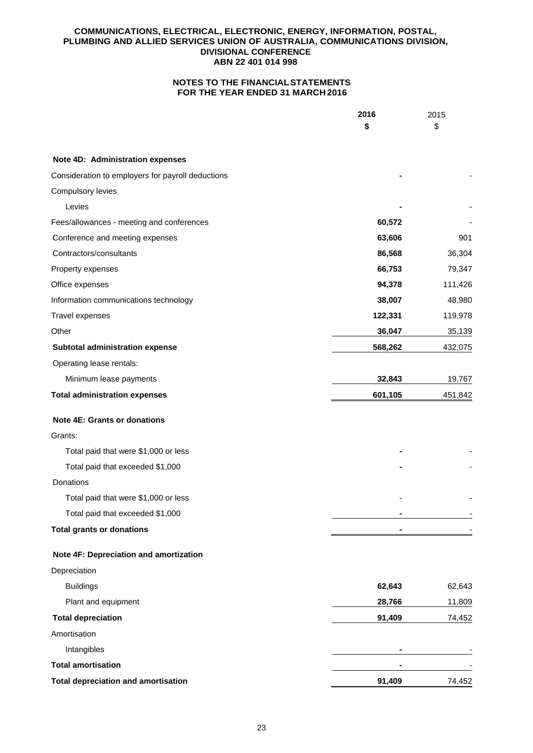**COMMUNICATIONS, ELECTRICAL, ELECTRONIC, ENERGY, INFORMATION, POSTAL, PLUMBING AND ALLIED SERVICES UNION OF AUSTRALIA, COMMUNICATIONS DIVISION, DIVISIONAL CONFERENCE**
**ABN 22 401 014 998**

**NOTES TO THE FINANCIAL STATEMENTS**
**FOR THE YEAR ENDED 31 MARCH 2016**

| | 2016<br>$ | 2015<br>$ |
|---|---|---|
| **Note 4D: Administration expenses** | | |
| Consideration to employers for payroll deductions | - | - |
| Compulsory levies | | |
| Levies | - | - |
| Fees/allowances - meeting and conferences | 60,572 | - |
| Conference and meeting expenses | 63,606 | 901 |
| Contractors/consultants | 86,568 | 36,304 |
| Property expenses | 66,753 | 79,347 |
| Office expenses | 94,378 | 111,426 |
| Information communications technology | 38,007 | 48,980 |
| Travel expenses | 122,331 | 119,978 |
| Other | 36,047 | 35,139 |
| **Subtotal administration expense** | 568,262 | 432,075 |
| Operating lease rentals: | | |
| Minimum lease payments | 32,843 | 19,767 |
| **Total administration expenses** | 601,105 | 451,842 |
| **Note 4E: Grants or donations** | | |
| Grants: | | |
| Total paid that were $1,000 or less | - | - |
| Total paid that exceeded $1,000 | - | - |
| Donations | | |
| Total paid that were $1,000 or less | - | - |
| Total paid that exceeded $1,000 | - | - |
| **Total grants or donations** | - | - |
| **Note 4F: Depreciation and amortization** | | |
| Depreciation | | |
| Buildings | 62,643 | 62,643 |
| Plant and equipment | 28,766 | 11,809 |
| **Total depreciation** | 91,409 | 74,452 |
| Amortisation | | |
| Intangibles | - | - |
| **Total amortisation** | - | - |
| **Total depreciation and amortisation** | 91,409 | 74,452 |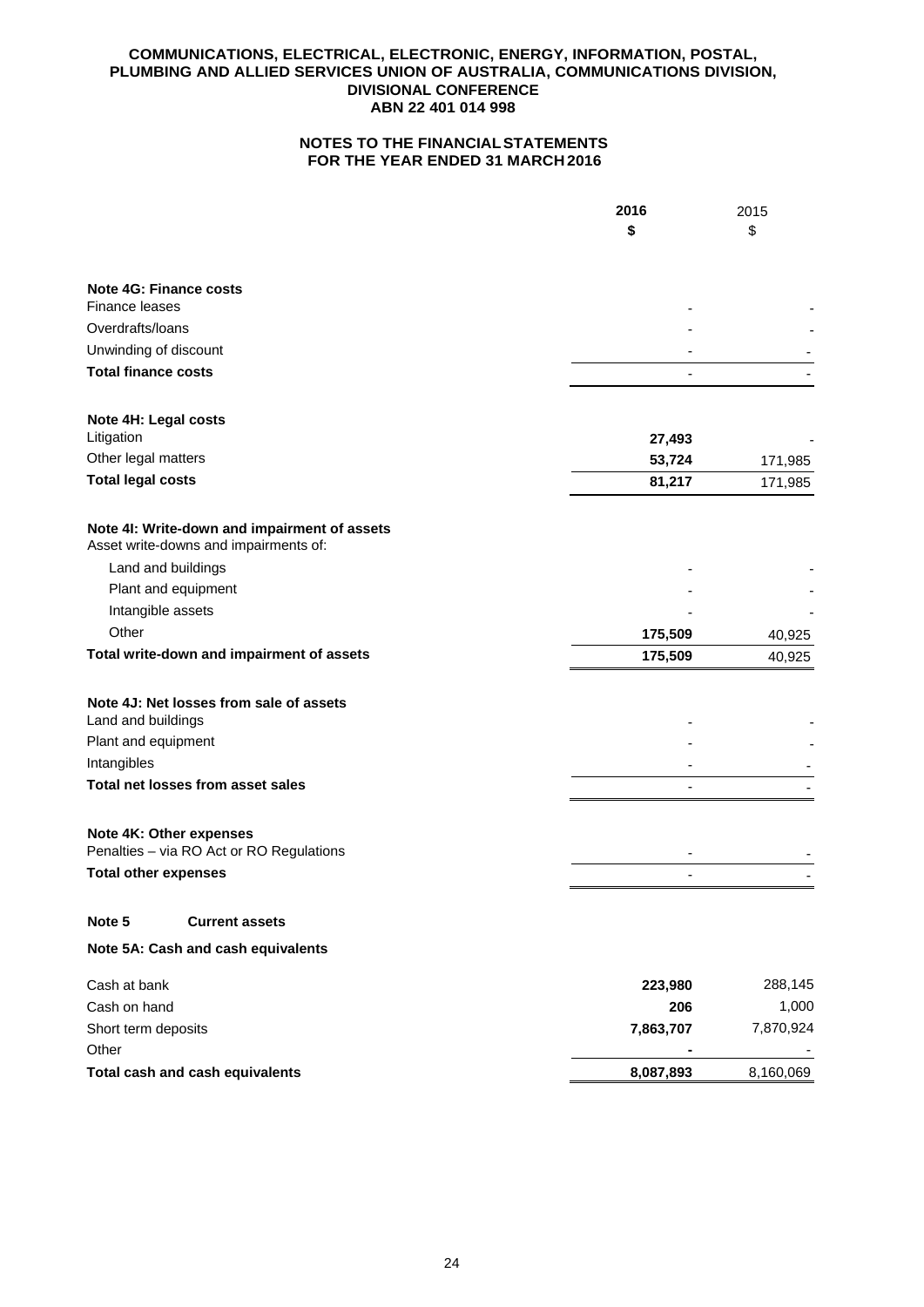**COMMUNICATIONS, ELECTRICAL, ELECTRONIC, ENERGY, INFORMATION, POSTAL, PLUMBING AND ALLIED SERVICES UNION OF AUSTRALIA, COMMUNICATIONS DIVISION, DIVISIONAL CONFERENCE**
**ABN 22 401 014 998**

**NOTES TO THE FINANCIAL STATEMENTS FOR THE YEAR ENDED 31 MARCH 2016**

| | 2016 $ | 2015 $ |
|---|---|---|
| **Note 4G: Finance costs** | | |
| Finance leases | - | - |
| Overdrafts/loans | - | - |
| Unwinding of discount | - | - |
| **Total finance costs** | - | - |
| | | |
| **Note 4H: Legal costs** | | |
| Litigation | **27,493** | - |
| Other legal matters | **53,724** | 171,985 |
| **Total legal costs** | **81,217** | 171,985 |
| | | |
| **Note 4I: Write-down and impairment of assets** | | |
| Asset write-downs and impairments of: | | |
| Land and buildings | - | - |
| Plant and equipment | - | - |
| Intangible assets | - | - |
| Other | **175,509** | 40,925 |
| **Total write-down and impairment of assets** | **175,509** | 40,925 |
| | | |
| **Note 4J: Net losses from sale of assets** | | |
| Land and buildings | - | - |
| Plant and equipment | - | - |
| Intangibles | - | - |
| **Total net losses from asset sales** | - | - |
| | | |
| **Note 4K: Other expenses** | | |
| Penalties – via RO Act or RO Regulations | - | - |
| **Total other expenses** | - | - |

**Note 5 Current assets**

**Note 5A: Cash and cash equivalents**

| | 2016 $ | 2015 $ |
|---|---|---|
| Cash at bank | **223,980** | 288,145 |
| Cash on hand | **206** | 1,000 |
| Short term deposits | **7,863,707** | 7,870,924 |
| Other | **-** | - |
| **Total cash and cash equivalents** | **8,087,893** | 8,160,069 |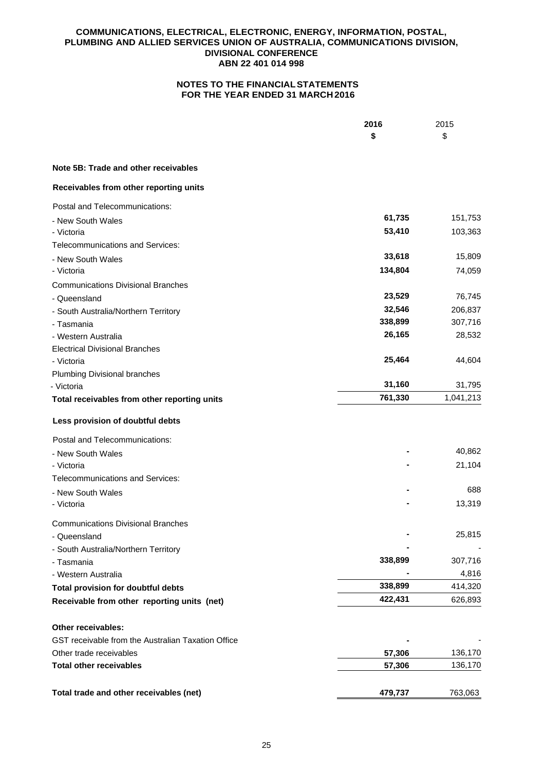**COMMUNICATIONS, ELECTRICAL, ELECTRONIC, ENERGY, INFORMATION, POSTAL, PLUMBING AND ALLIED SERVICES UNION OF AUSTRALIA, COMMUNICATIONS DIVISION, DIVISIONAL CONFERENCE**
**ABN 22 401 014 998**

**NOTES TO THE FINANCIAL STATEMENTS FOR THE YEAR ENDED 31 MARCH 2016**

| | 2016 | 2015 |
|---|---|---|
| | $ | $ |
| **Note 5B: Trade and other receivables** | | |
| **Receivables from other reporting units** | | |
| Postal and Telecommunications: | | |
| - New South Wales | **61,735** | 151,753 |
| - Victoria | **53,410** | 103,363 |
| Telecommunications and Services: | | |
| - New South Wales | **33,618** | 15,809 |
| - Victoria | **134,804** | 74,059 |
| Communications Divisional Branches | | |
| - Queensland | **23,529** | 76,745 |
| - South Australia/Northern Territory | **32,546** | 206,837 |
| - Tasmania | **338,899** | 307,716 |
| - Western Australia | **26,165** | 28,532 |
| Electrical Divisional Branches | | |
| - Victoria | **25,464** | 44,604 |
| Plumbing Divisional branches | | |
| - Victoria | **31,160** | 31,795 |
| **Total receivables from other reporting units** | **761,330** | 1,041,213 |
| **Less provision of doubtful debts** | | |
| Postal and Telecommunications: | | |
| - New South Wales | **-** | 40,862 |
| - Victoria | **-** | 21,104 |
| Telecommunications and Services: | | |
| - New South Wales | **-** | 688 |
| - Victoria | **-** | 13,319 |
| Communications Divisional Branches | | |
| - Queensland | **-** | 25,815 |
| - South Australia/Northern Territory | **-** | - |
| - Tasmania | **338,899** | 307,716 |
| - Western Australia | **-** | 4,816 |
| **Total provision for doubtful debts** | **338,899** | 414,320 |
| **Receivable from other reporting units (net)** | **422,431** | 626,893 |
| **Other receivables:** | | |
| GST receivable from the Australian Taxation Office | **-** | - |
| Other trade receivables | **57,306** | 136,170 |
| **Total other receivables** | **57,306** | 136,170 |
| **Total trade and other receivables (net)** | **479,737** | 763,063 |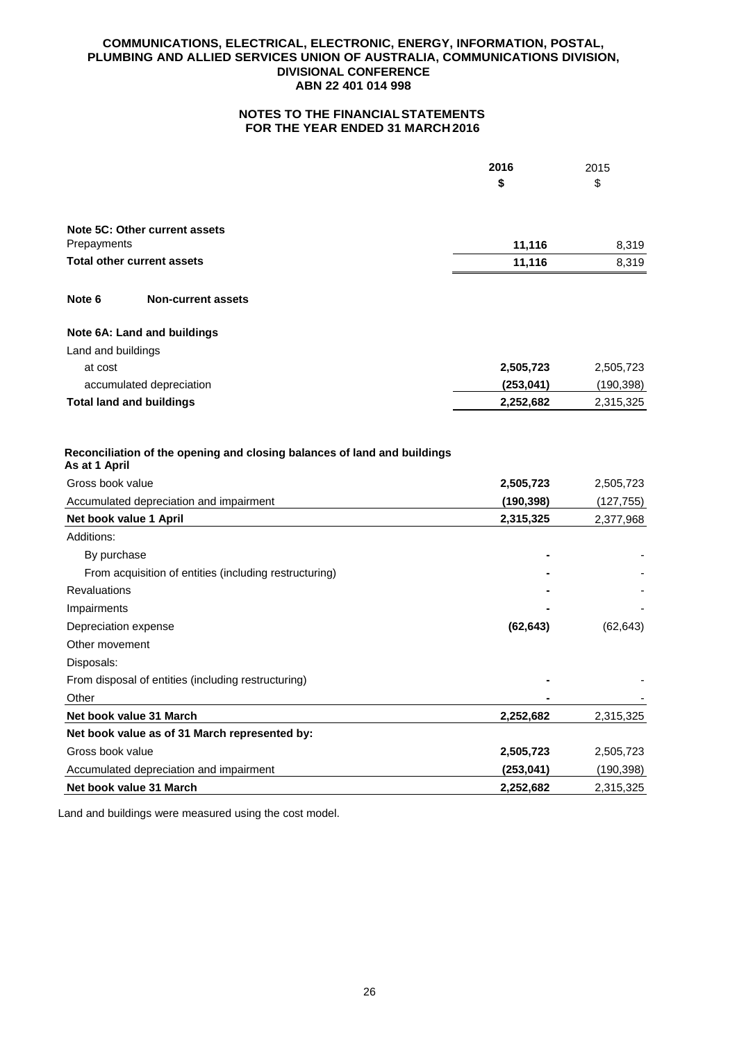**COMMUNICATIONS, ELECTRICAL, ELECTRONIC, ENERGY, INFORMATION, POSTAL, PLUMBING AND ALLIED SERVICES UNION OF AUSTRALIA, COMMUNICATIONS DIVISION, DIVISIONAL CONFERENCE**
**ABN 22 401 014 998**

**NOTES TO THE FINANCIAL STATEMENTS**
**FOR THE YEAR ENDED 31 MARCH 2016**

| | 2016 $ | 2015 $ |
|---|---|---|
| **Note 5C: Other current assets** | | |
| Prepayments | **11,116** | 8,319 |
| **Total other current assets** | **11,116** | 8,319 |

**Note 6 Non-current assets**

| | 2016 $ | 2015 $ |
|---|---|---|
| **Note 6A: Land and buildings** | | |
| Land and buildings | | |
| at cost | **2,505,723** | 2,505,723 |
| accumulated depreciation | **(253,041)** | (190,398) |
| **Total land and buildings** | **2,252,682** | 2,315,325 |

| | 2016 $ | 2015 $ |
|---|---|---|
| **Reconciliation of the opening and closing balances of land and buildings** | | |
| **As at 1 April** | | |
| Gross book value | **2,505,723** | 2,505,723 |
| Accumulated depreciation and impairment | **(190,398)** | (127,755) |
| **Net book value 1 April** | **2,315,325** | 2,377,968 |
| Additions: | | |
| By purchase | **-** | - |
| From acquisition of entities (including restructuring) | **-** | - |
| Revaluations | **-** | - |
| Impairments | **-** | - |
| Depreciation expense | **(62,643)** | (62,643) |
| Other movement | | |
| Disposals: | | |
| From disposal of entities (including restructuring) | **-** | - |
| Other | **-** | - |
| **Net book value 31 March** | **2,252,682** | 2,315,325 |
| **Net book value as of 31 March represented by:** | | |
| Gross book value | **2,505,723** | 2,505,723 |
| Accumulated depreciation and impairment | **(253,041)** | (190,398) |
| **Net book value 31 March** | **2,252,682** | 2,315,325 |

Land and buildings were measured using the cost model.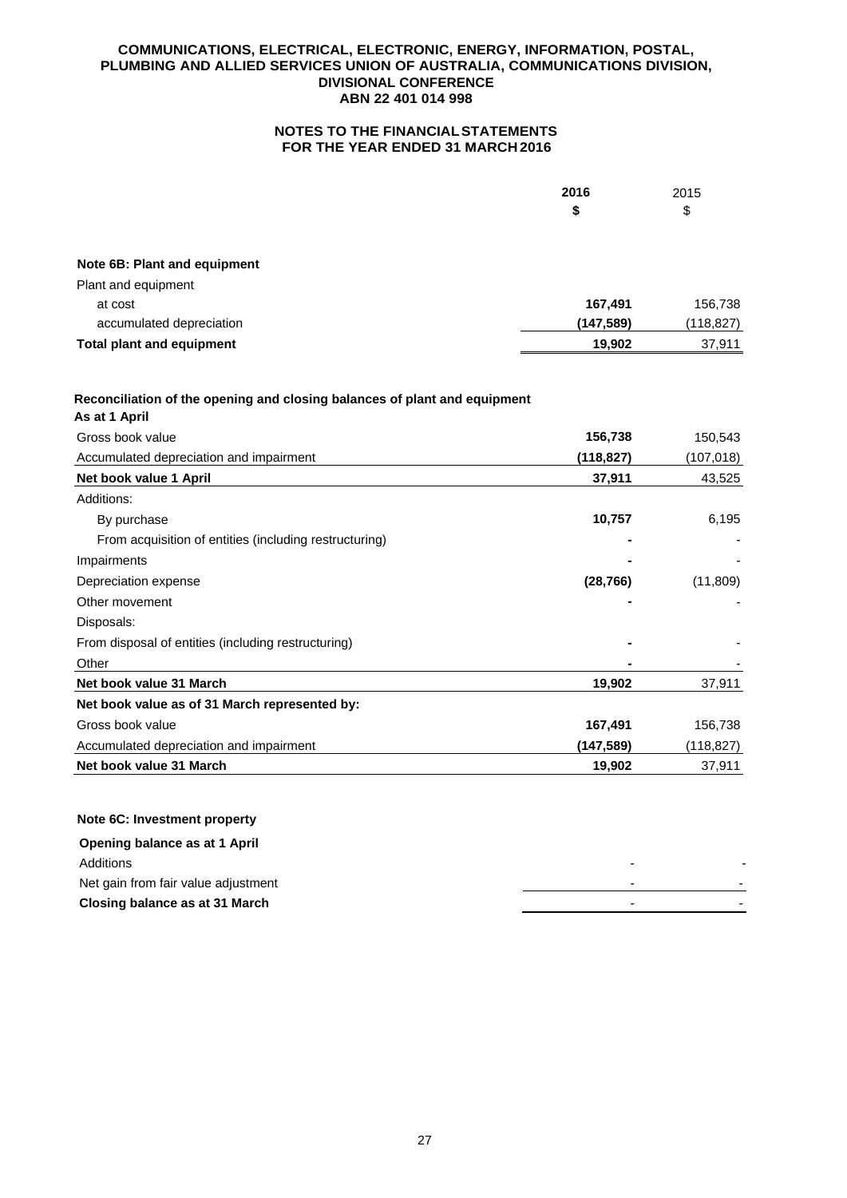**COMMUNICATIONS, ELECTRICAL, ELECTRONIC, ENERGY, INFORMATION, POSTAL, PLUMBING AND ALLIED SERVICES UNION OF AUSTRALIA, COMMUNICATIONS DIVISION, DIVISIONAL CONFERENCE**
**ABN 22 401 014 998**

**NOTES TO THE FINANCIAL STATEMENTS**
**FOR THE YEAR ENDED 31 MARCH 2016**

| | 2016 | 2015 |
|---|---|---|
| | $ | $ |
| **Note 6B: Plant and equipment** | | |
| Plant and equipment | | |
| at cost | **167,491** | 156,738 |
| accumulated depreciation | **(147,589)** | (118,827) |
| **Total plant and equipment** | **19,902** | 37,911 |

**Reconciliation of the opening and closing balances of plant and equipment**

| **As at 1 April** | 2016 | 2015 |
|---|---|---|
| Gross book value | **156,738** | 150,543 |
| Accumulated depreciation and impairment | **(118,827)** | (107,018) |
| **Net book value 1 April** | **37,911** | 43,525 |
| Additions: | | |
| By purchase | **10,757** | 6,195 |
| From acquisition of entities (including restructuring) | **-** | - |
| Impairments | **-** | - |
| Depreciation expense | **(28,766)** | (11,809) |
| Other movement | **-** | - |
| Disposals: | | |
| From disposal of entities (including restructuring) | **-** | - |
| Other | **-** | - |
| **Net book value 31 March** | **19,902** | 37,911 |
| **Net book value as of 31 March represented by:** | | |
| Gross book value | **167,491** | 156,738 |
| Accumulated depreciation and impairment | **(147,589)** | (118,827) |
| **Net book value 31 March** | **19,902** | 37,911 |

**Note 6C: Investment property**

| **Opening balance as at 1 April** | 2016 | 2015 |
|---|---|---|
| Additions | - | - |
| Net gain from fair value adjustment | - | - |
| **Closing balance as at 31 March** | - | - |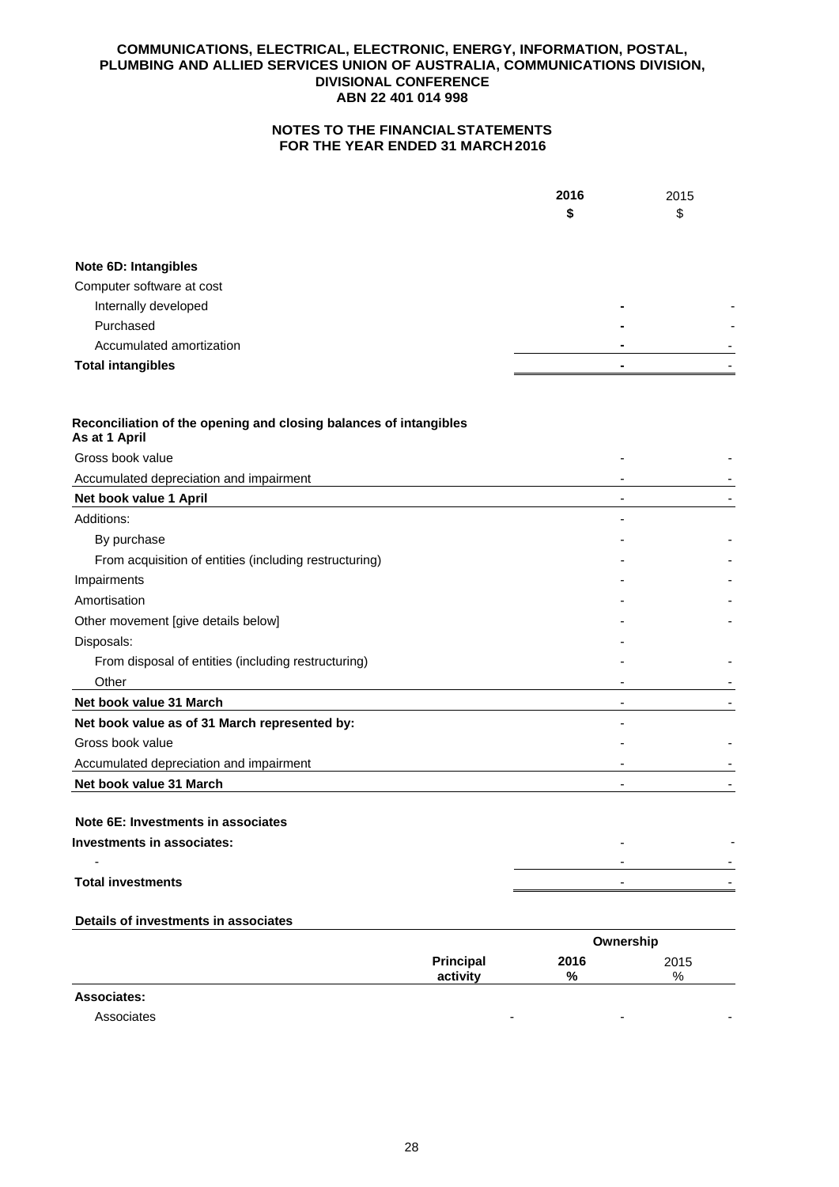COMMUNICATIONS, ELECTRICAL, ELECTRONIC, ENERGY, INFORMATION, POSTAL, PLUMBING AND ALLIED SERVICES UNION OF AUSTRALIA, COMMUNICATIONS DIVISION, DIVISIONAL CONFERENCE
ABN 22 401 014 998

**NOTES TO THE FINANCIAL STATEMENTS FOR THE YEAR ENDED 31 MARCH 2016**

| | 2016 $ | 2015 $ |
|---|---|---|
| **Note 6D: Intangibles** | | |
| Computer software at cost | | |
| Internally developed | - | - |
| Purchased | - | - |
| Accumulated amortization | - | - |
| **Total intangibles** | - | - |

| | 2016 $ | 2015 $ |
|---|---|---|
| **Reconciliation of the opening and closing balances of intangibles** | | |
| **As at 1 April** | | |
| Gross book value | - | - |
| Accumulated depreciation and impairment | - | - |
| **Net book value 1 April** | - | - |
| Additions: | - | |
| By purchase | - | - |
| From acquisition of entities (including restructuring) | - | - |
| Impairments | - | - |
| Amortisation | - | - |
| Other movement [give details below] | - | - |
| Disposals: | - | |
| From disposal of entities (including restructuring) | - | - |
| Other | - | - |
| **Net book value 31 March** | - | - |
| **Net book value as of 31 March represented by:** | - | |
| Gross book value | - | - |
| Accumulated depreciation and impairment | - | - |
| **Net book value 31 March** | - | - |

| | 2016 $ | 2015 $ |
|---|---|---|
| **Note 6E: Investments in associates** | | |
| **Investments in associates:** | - | - |
| - | - | - |
| **Total investments** | - | - |

**Details of investments in associates**

| | Principal activity | Ownership 2016 % | Ownership 2015 % |
|---|---|---|---|
| **Associates:** | | | |
| Associates | - | - | - |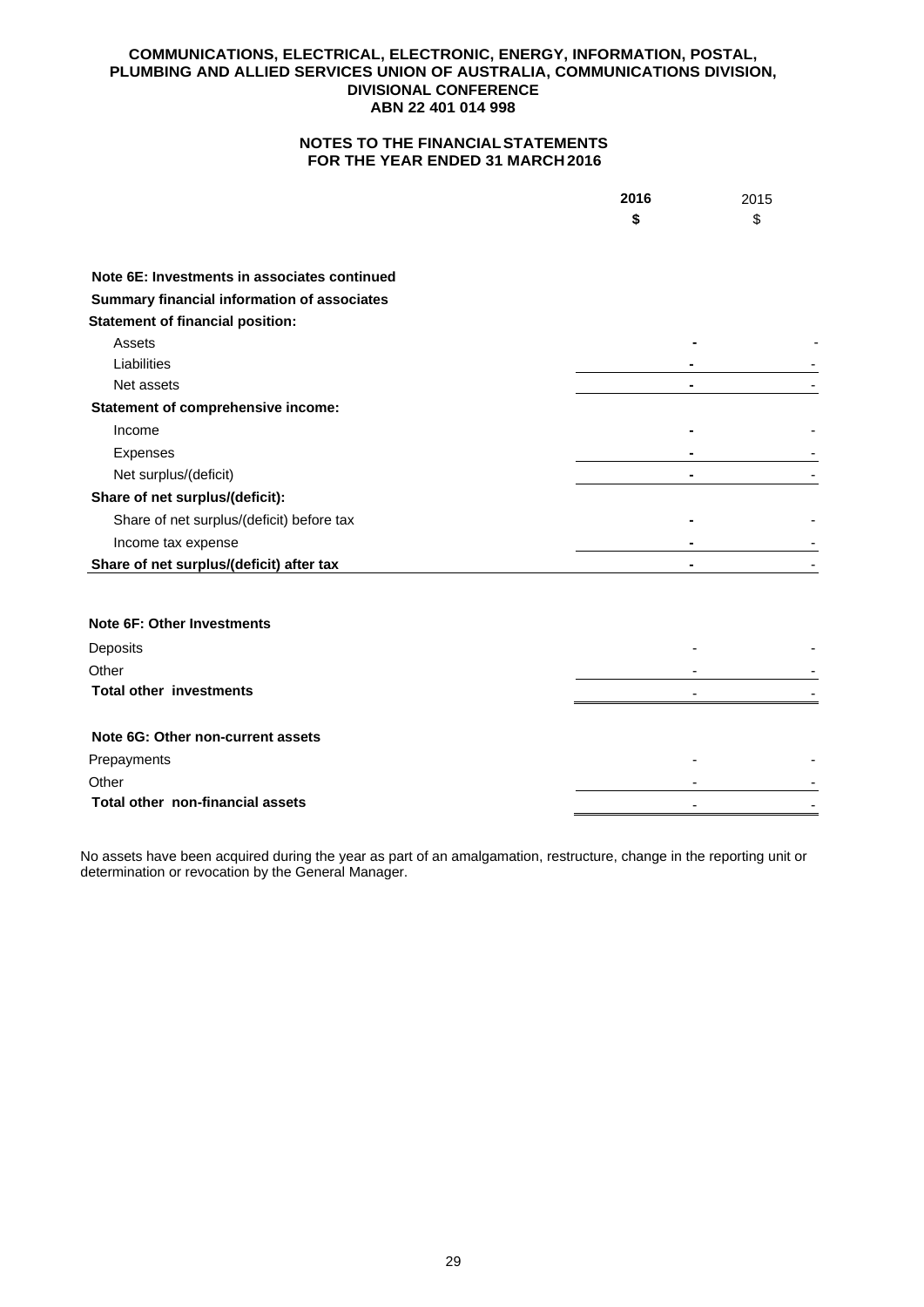**COMMUNICATIONS, ELECTRICAL, ELECTRONIC, ENERGY, INFORMATION, POSTAL, PLUMBING AND ALLIED SERVICES UNION OF AUSTRALIA, COMMUNICATIONS DIVISION, DIVISIONAL CONFERENCE**
**ABN 22 401 014 998**

**NOTES TO THE FINANCIAL STATEMENTS FOR THE YEAR ENDED 31 MARCH 2016**

| | **2016** | 2015 |
|---|---|---|
| | **$** | $ |
| **Note 6E: Investments in associates continued** | | |
| **Summary financial information of associates** | | |
| **Statement of financial position:** | | |
| Assets | **-** | - |
| Liabilities | **-** | - |
| Net assets | **-** | - |
| **Statement of comprehensive income:** | | |
| Income | **-** | - |
| Expenses | **-** | - |
| Net surplus/(deficit) | **-** | - |
| **Share of net surplus/(deficit):** | | |
| Share of net surplus/(deficit) before tax | **-** | - |
| Income tax expense | **-** | - |
| **Share of net surplus/(deficit) after tax** | **-** | - |

| | **2016** | 2015 |
|---|---|---|
| **Note 6F: Other Investments** | | |
| Deposits | - | - |
| Other | - | - |
| **Total other investments** | - | - |
| **Note 6G: Other non-current assets** | | |
| Prepayments | - | - |
| Other | - | - |
| **Total other non-financial assets** | - | - |

No assets have been acquired during the year as part of an amalgamation, restructure, change in the reporting unit or determination or revocation by the General Manager.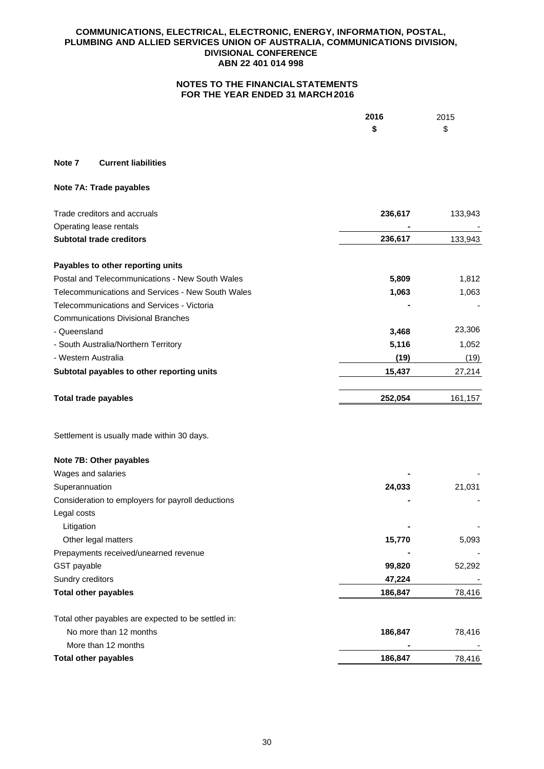**COMMUNICATIONS, ELECTRICAL, ELECTRONIC, ENERGY, INFORMATION, POSTAL, PLUMBING AND ALLIED SERVICES UNION OF AUSTRALIA, COMMUNICATIONS DIVISION, DIVISIONAL CONFERENCE**
**ABN 22 401 014 998**

## NOTES TO THE FINANCIAL STATEMENTS
## FOR THE YEAR ENDED 31 MARCH 2016

### Note 7 Current liabilities

#### Note 7A: Trade payables

| | 2016 $ | 2015 $ |
|---|---|---|
| Trade creditors and accruals | **236,617** | 133,943 |
| Operating lease rentals | **-** | - |
| **Subtotal trade creditors** | **236,617** | 133,943 |
| **Payables to other reporting units** | | |
| Postal and Telecommunications - New South Wales | **5,809** | 1,812 |
| Telecommunications and Services - New South Wales | **1,063** | 1,063 |
| Telecommunications and Services - Victoria | **-** | - |
| Communications Divisional Branches | | |
| - Queensland | **3,468** | 23,306 |
| - South Australia/Northern Territory | **5,116** | 1,052 |
| - Western Australia | **(19)** | (19) |
| **Subtotal payables to other reporting units** | **15,437** | 27,214 |
| **Total trade payables** | **252,054** | 161,157 |

Settlement is usually made within 30 days.

#### Note 7B: Other payables

| | 2016 $ | 2015 $ |
|---|---|---|
| Wages and salaries | **-** | - |
| Superannuation | **24,033** | 21,031 |
| Consideration to employers for payroll deductions | **-** | - |
| Legal costs | | |
| Litigation | **-** | - |
| Other legal matters | **15,770** | 5,093 |
| Prepayments received/unearned revenue | **-** | - |
| GST payable | **99,820** | 52,292 |
| Sundry creditors | **47,224** | - |
| **Total other payables** | **186,847** | 78,416 |
| Total other payables are expected to be settled in: | | |
| No more than 12 months | **186,847** | 78,416 |
| More than 12 months | **-** | - |
| **Total other payables** | **186,847** | 78,416 |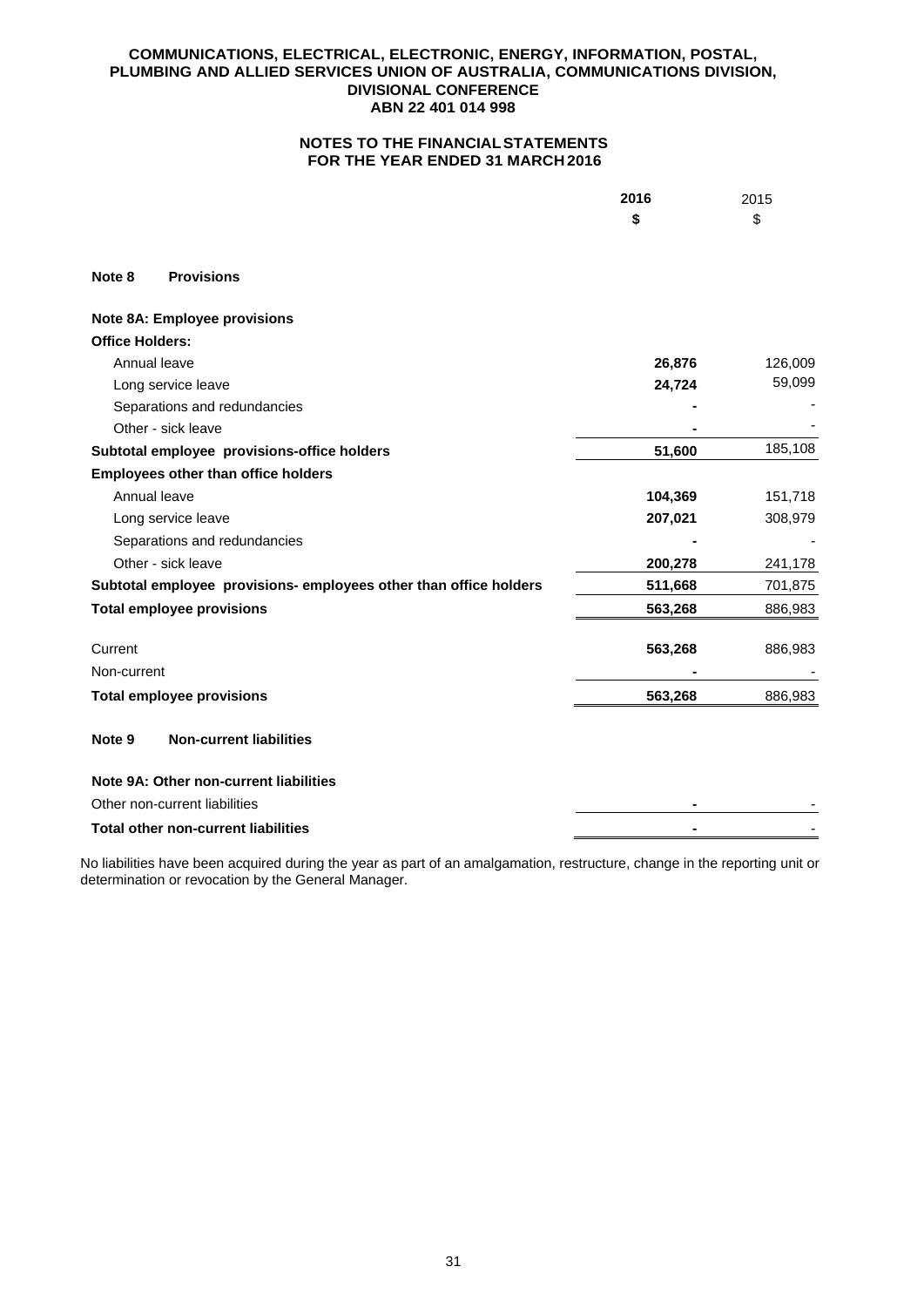**COMMUNICATIONS, ELECTRICAL, ELECTRONIC, ENERGY, INFORMATION, POSTAL, PLUMBING AND ALLIED SERVICES UNION OF AUSTRALIA, COMMUNICATIONS DIVISION, DIVISIONAL CONFERENCE**
**ABN 22 401 014 998**

**NOTES TO THE FINANCIAL STATEMENTS**
**FOR THE YEAR ENDED 31 MARCH 2016**

|  | **2016** | 2015 |
|---|---|---|
|  | **$** | $ |
| **Note 8 Provisions** | | |
| **Note 8A: Employee provisions** | | |
| **Office Holders:** | | |
| Annual leave | **26,876** | 126,009 |
| Long service leave | **24,724** | 59,099 |
| Separations and redundancies | **-** | - |
| Other - sick leave | **-** | - |
| **Subtotal employee provisions-office holders** | **51,600** | 185,108 |
| **Employees other than office holders** | | |
| Annual leave | **104,369** | 151,718 |
| Long service leave | **207,021** | 308,979 |
| Separations and redundancies | **-** | - |
| Other - sick leave | **200,278** | 241,178 |
| **Subtotal employee provisions- employees other than office holders** | **511,668** | 701,875 |
| **Total employee provisions** | **563,268** | 886,983 |
| Current | **563,268** | 886,983 |
| Non-current | **-** | - |
| **Total employee provisions** | **563,268** | 886,983 |

**Note 9 Non-current liabilities**

| | | |
|---|---|---|
| **Note 9A: Other non-current liabilities** | | |
| Other non-current liabilities | **-** | - |
| **Total other non-current liabilities** | **-** | - |

No liabilities have been acquired during the year as part of an amalgamation, restructure, change in the reporting unit or determination or revocation by the General Manager.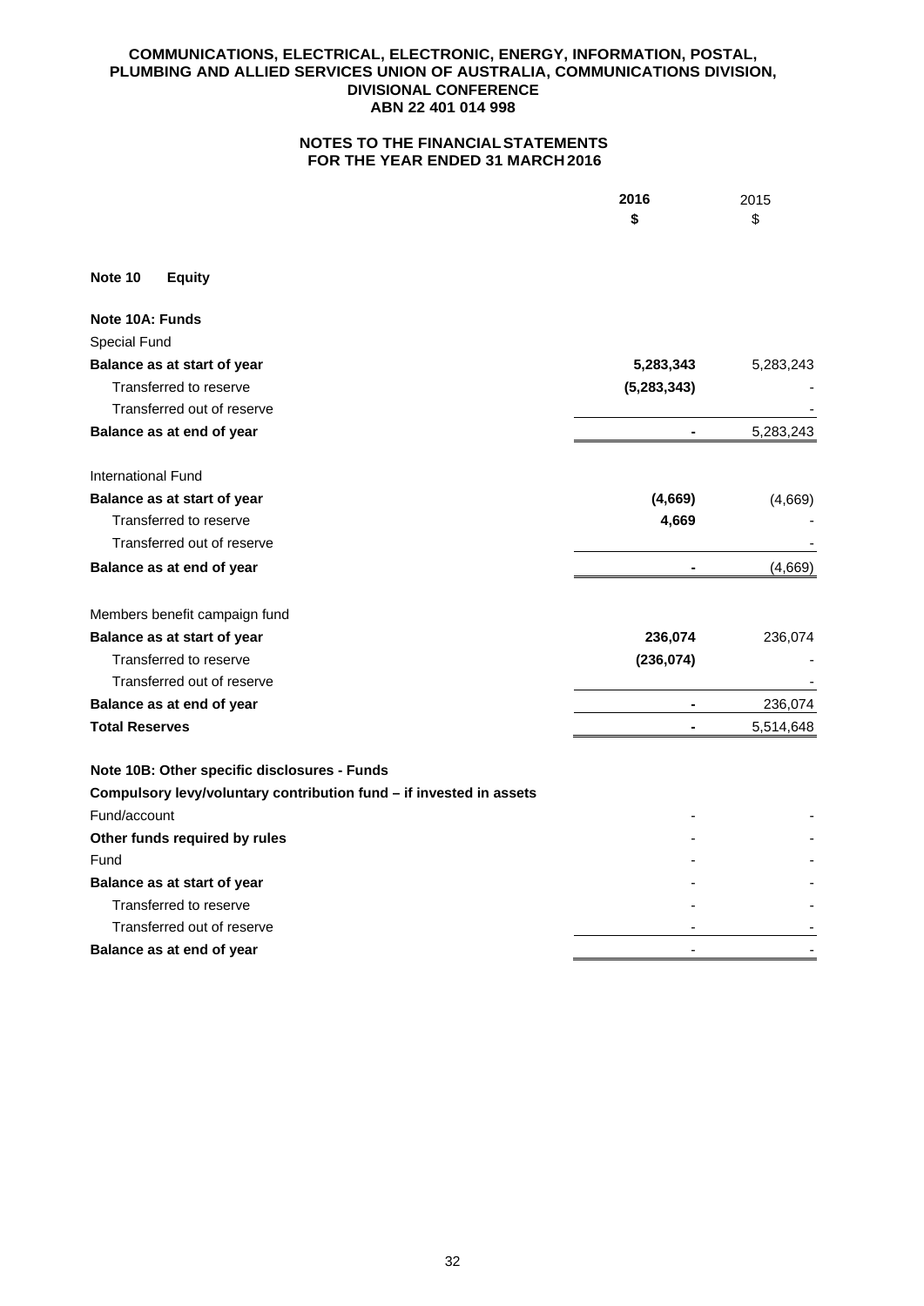**COMMUNICATIONS, ELECTRICAL, ELECTRONIC, ENERGY, INFORMATION, POSTAL, PLUMBING AND ALLIED SERVICES UNION OF AUSTRALIA, COMMUNICATIONS DIVISION, DIVISIONAL CONFERENCE**
**ABN 22 401 014 998**

**NOTES TO THE FINANCIAL STATEMENTS**
**FOR THE YEAR ENDED 31 MARCH 2016**

| | 2016 $ | 2015 $ |
|---|---|---|
| **Note 10 Equity** | | |
| **Note 10A: Funds** | | |
| Special Fund | | |
| **Balance as at start of year** | **5,283,343** | 5,283,243 |
| Transferred to reserve | **(5,283,343)** | - |
| Transferred out of reserve | | - |
| **Balance as at end of year** | **-** | 5,283,243 |
| International Fund | | |
| **Balance as at start of year** | **(4,669)** | (4,669) |
| Transferred to reserve | **4,669** | - |
| Transferred out of reserve | | - |
| **Balance as at end of year** | **-** | (4,669) |
| Members benefit campaign fund | | |
| **Balance as at start of year** | **236,074** | 236,074 |
| Transferred to reserve | **(236,074)** | - |
| Transferred out of reserve | | - |
| **Balance as at end of year** | **-** | 236,074 |
| **Total Reserves** | **-** | 5,514,648 |
| **Note 10B: Other specific disclosures - Funds** | | |
| **Compulsory levy/voluntary contribution fund – if invested in assets** | | |
| Fund/account | - | - |
| **Other funds required by rules** | - | - |
| Fund | - | - |
| **Balance as at start of year** | - | - |
| Transferred to reserve | - | - |
| Transferred out of reserve | - | - |
| **Balance as at end of year** | - | - |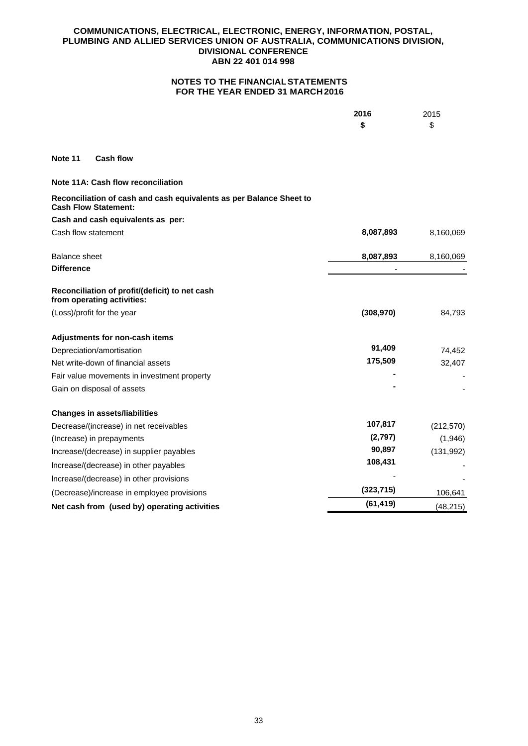**COMMUNICATIONS, ELECTRICAL, ELECTRONIC, ENERGY, INFORMATION, POSTAL, PLUMBING AND ALLIED SERVICES UNION OF AUSTRALIA, COMMUNICATIONS DIVISION, DIVISIONAL CONFERENCE**
**ABN 22 401 014 998**

**NOTES TO THE FINANCIAL STATEMENTS**
**FOR THE YEAR ENDED 31 MARCH 2016**

## Note 11 Cash flow

### Note 11A: Cash flow reconciliation

| | 2016 $ | 2015 $ |
|---|---|---|
| **Reconciliation of cash and cash equivalents as per Balance Sheet to Cash Flow Statement:** | | |
| **Cash and cash equivalents as per:** | | |
| Cash flow statement | 8,087,893 | 8,160,069 |
| Balance sheet | 8,087,893 | 8,160,069 |
| **Difference** | - | - |
| **Reconciliation of profit/(deficit) to net cash from operating activities:** | | |
| (Loss)/profit for the year | (308,970) | 84,793 |
| **Adjustments for non-cash items** | | |
| Depreciation/amortisation | 91,409 | 74,452 |
| Net write-down of financial assets | 175,509 | 32,407 |
| Fair value movements in investment property | - | - |
| Gain on disposal of assets | - | - |
| **Changes in assets/liabilities** | | |
| Decrease/(increase) in net receivables | 107,817 | (212,570) |
| (Increase) in prepayments | (2,797) | (1,946) |
| Increase/(decrease) in supplier payables | 90,897 | (131,992) |
| Increase/(decrease) in other payables | 108,431 | - |
| Increase/(decrease) in other provisions | - | - |
| (Decrease)/increase in employee provisions | (323,715) | 106,641 |
| **Net cash from (used by) operating activities** | (61,419) | (48,215) |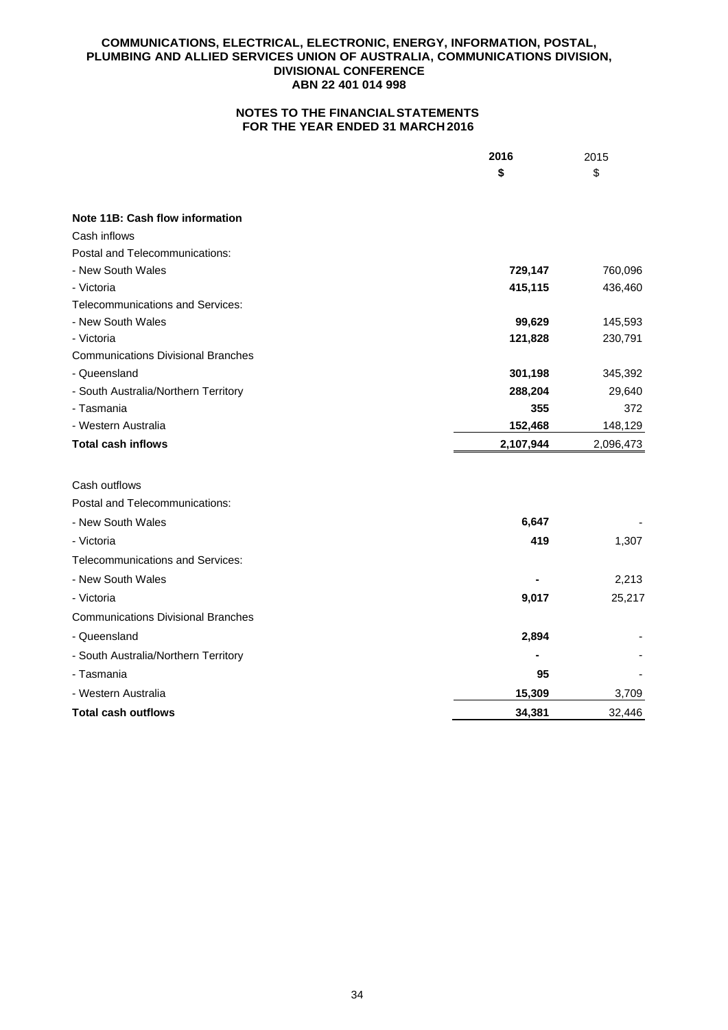**COMMUNICATIONS, ELECTRICAL, ELECTRONIC, ENERGY, INFORMATION, POSTAL, PLUMBING AND ALLIED SERVICES UNION OF AUSTRALIA, COMMUNICATIONS DIVISION, DIVISIONAL CONFERENCE**
**ABN 22 401 014 998**

**NOTES TO THE FINANCIAL STATEMENTS**
**FOR THE YEAR ENDED 31 MARCH 2016**

| | 2016 | 2015 |
|---|---|---|
| | $ | $ |
| **Note 11B: Cash flow information** | | |
| Cash inflows | | |
| Postal and Telecommunications: | | |
| - New South Wales | **729,147** | 760,096 |
| - Victoria | **415,115** | 436,460 |
| Telecommunications and Services: | | |
| - New South Wales | **99,629** | 145,593 |
| - Victoria | **121,828** | 230,791 |
| Communications Divisional Branches | | |
| - Queensland | **301,198** | 345,392 |
| - South Australia/Northern Territory | **288,204** | 29,640 |
| - Tasmania | **355** | 372 |
| - Western Australia | **152,468** | 148,129 |
| **Total cash inflows** | **2,107,944** | 2,096,473 |
| | | |
| Cash outflows | | |
| Postal and Telecommunications: | | |
| - New South Wales | **6,647** | - |
| - Victoria | **419** | 1,307 |
| Telecommunications and Services: | | |
| - New South Wales | **-** | 2,213 |
| - Victoria | **9,017** | 25,217 |
| Communications Divisional Branches | | |
| - Queensland | **2,894** | - |
| - South Australia/Northern Territory | **-** | - |
| - Tasmania | **95** | - |
| - Western Australia | **15,309** | 3,709 |
| **Total cash outflows** | **34,381** | 32,446 |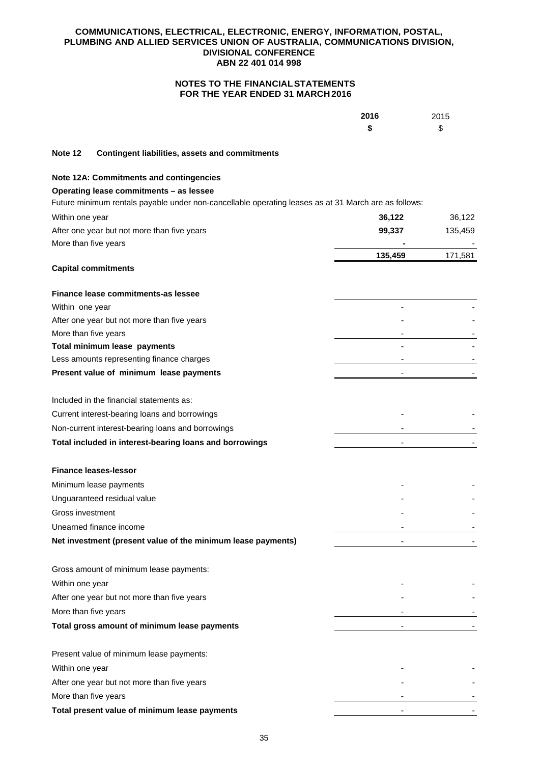**COMMUNICATIONS, ELECTRICAL, ELECTRONIC, ENERGY, INFORMATION, POSTAL, PLUMBING AND ALLIED SERVICES UNION OF AUSTRALIA, COMMUNICATIONS DIVISION, DIVISIONAL CONFERENCE**
**ABN 22 401 014 998**

**NOTES TO THE FINANCIAL STATEMENTS**
**FOR THE YEAR ENDED 31 MARCH 2016**

## Note 12 Contingent liabilities, assets and commitments

### Note 12A: Commitments and contingencies

**Operating lease commitments – as lessee**

Future minimum rentals payable under non-cancellable operating leases as at 31 March are as follows:

| | **2016** | 2015 |
|---|---|---|
| | **$** | $ |
| Within one year | **36,122** | 36,122 |
| After one year but not more than five years | **99,337** | 135,459 |
| More than five years | **-** | - |
| | **135,459** | 171,581 |

**Capital commitments**

| | **2016** | 2015 |
|---|---|---|
| **Finance lease commitments-as lessee** | | |
| Within one year | - | - |
| After one year but not more than five years | - | - |
| More than five years | - | - |
| **Total minimum lease payments** | - | - |
| Less amounts representing finance charges | - | - |
| **Present value of minimum lease payments** | - | - |
| | | |
| Included in the financial statements as: | | |
| Current interest-bearing loans and borrowings | - | - |
| Non-current interest-bearing loans and borrowings | - | - |
| **Total included in interest-bearing loans and borrowings** | - | - |
| | | |
| **Finance leases-lessor** | | |
| Minimum lease payments | - | - |
| Unguaranteed residual value | - | - |
| Gross investment | - | - |
| Unearned finance income | - | - |
| **Net investment (present value of the minimum lease payments)** | - | - |
| | | |
| Gross amount of minimum lease payments: | | |
| Within one year | - | - |
| After one year but not more than five years | - | - |
| More than five years | - | - |
| **Total gross amount of minimum lease payments** | - | - |
| | | |
| Present value of minimum lease payments: | | |
| Within one year | - | - |
| After one year but not more than five years | - | - |
| More than five years | - | - |
| **Total present value of minimum lease payments** | - | - |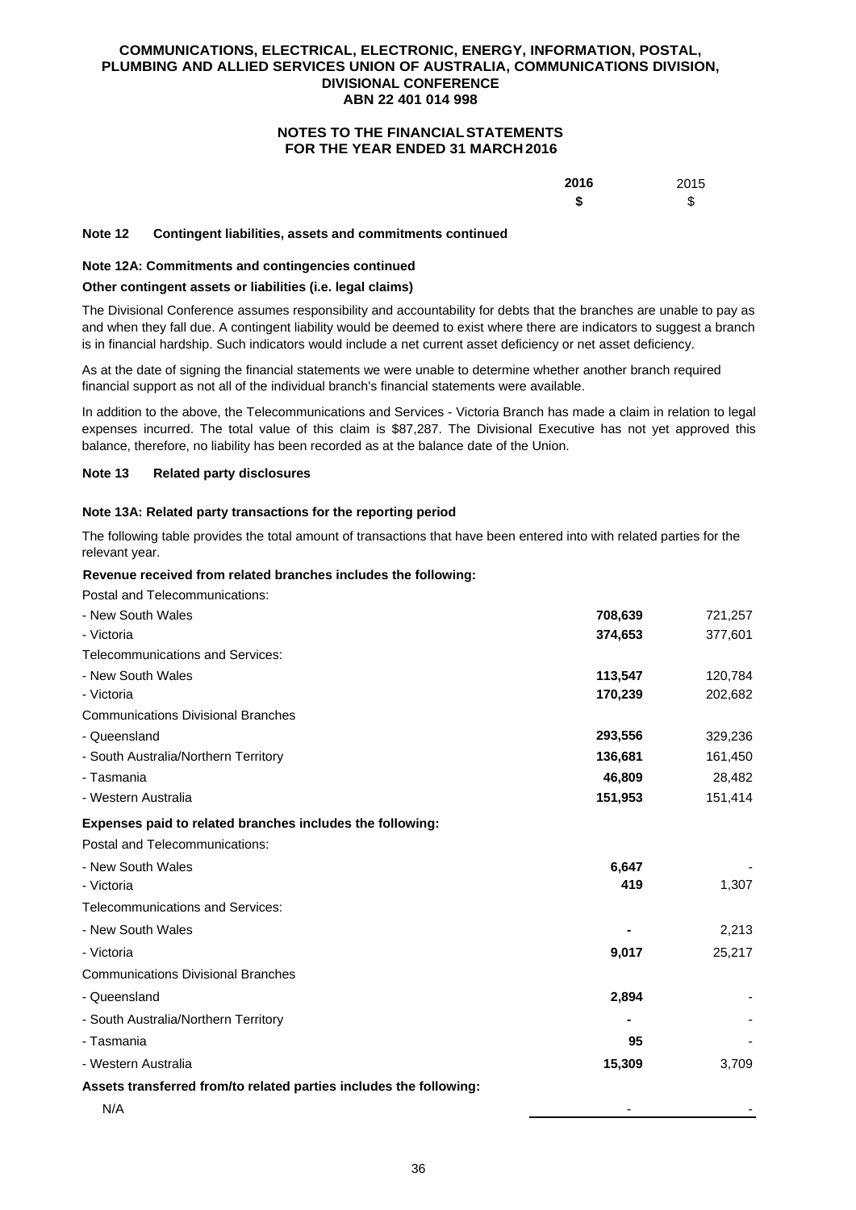# COMMUNICATIONS, ELECTRICAL, ELECTRONIC, ENERGY, INFORMATION, POSTAL, PLUMBING AND ALLIED SERVICES UNION OF AUSTRALIA, COMMUNICATIONS DIVISION, DIVISIONAL CONFERENCE
**ABN 22 401 014 998**

## NOTES TO THE FINANCIAL STATEMENTS FOR THE YEAR ENDED 31 MARCH 2016

### Note 12 Contingent liabilities, assets and commitments continued

#### Note 12A: Commitments and contingencies continued

**Other contingent assets or liabilities (i.e. legal claims)**

The Divisional Conference assumes responsibility and accountability for debts that the branches are unable to pay as and when they fall due. A contingent liability would be deemed to exist where there are indicators to suggest a branch is in financial hardship. Such indicators would include a net current asset deficiency or net asset deficiency.

As at the date of signing the financial statements we were unable to determine whether another branch required financial support as not all of the individual branch's financial statements were available.

In addition to the above, the Telecommunications and Services - Victoria Branch has made a claim in relation to legal expenses incurred. The total value of this claim is $87,287. The Divisional Executive has not yet approved this balance, therefore, no liability has been recorded as at the balance date of the Union.

### Note 13 Related party disclosures

#### Note 13A: Related party transactions for the reporting period

The following table provides the total amount of transactions that have been entered into with related parties for the relevant year.

| | **2016** | 2015 |
|---|---|---|
| | **$** | $ |
| **Revenue received from related branches includes the following:** | | |
| Postal and Telecommunications: | | |
| - New South Wales | **708,639** | 721,257 |
| - Victoria | **374,653** | 377,601 |
| Telecommunications and Services: | | |
| - New South Wales | **113,547** | 120,784 |
| - Victoria | **170,239** | 202,682 |
| Communications Divisional Branches | | |
| - Queensland | **293,556** | 329,236 |
| - South Australia/Northern Territory | **136,681** | 161,450 |
| - Tasmania | **46,809** | 28,482 |
| - Western Australia | **151,953** | 151,414 |
| **Expenses paid to related branches includes the following:** | | |
| Postal and Telecommunications: | | |
| - New South Wales | **6,647** | - |
| - Victoria | **419** | 1,307 |
| Telecommunications and Services: | | |
| - New South Wales | **-** | 2,213 |
| - Victoria | **9,017** | 25,217 |
| Communications Divisional Branches | | |
| - Queensland | **2,894** | - |
| - South Australia/Northern Territory | **-** | - |
| - Tasmania | **95** | - |
| - Western Australia | **15,309** | 3,709 |
| **Assets transferred from/to related parties includes the following:** | | |
| N/A | - | - |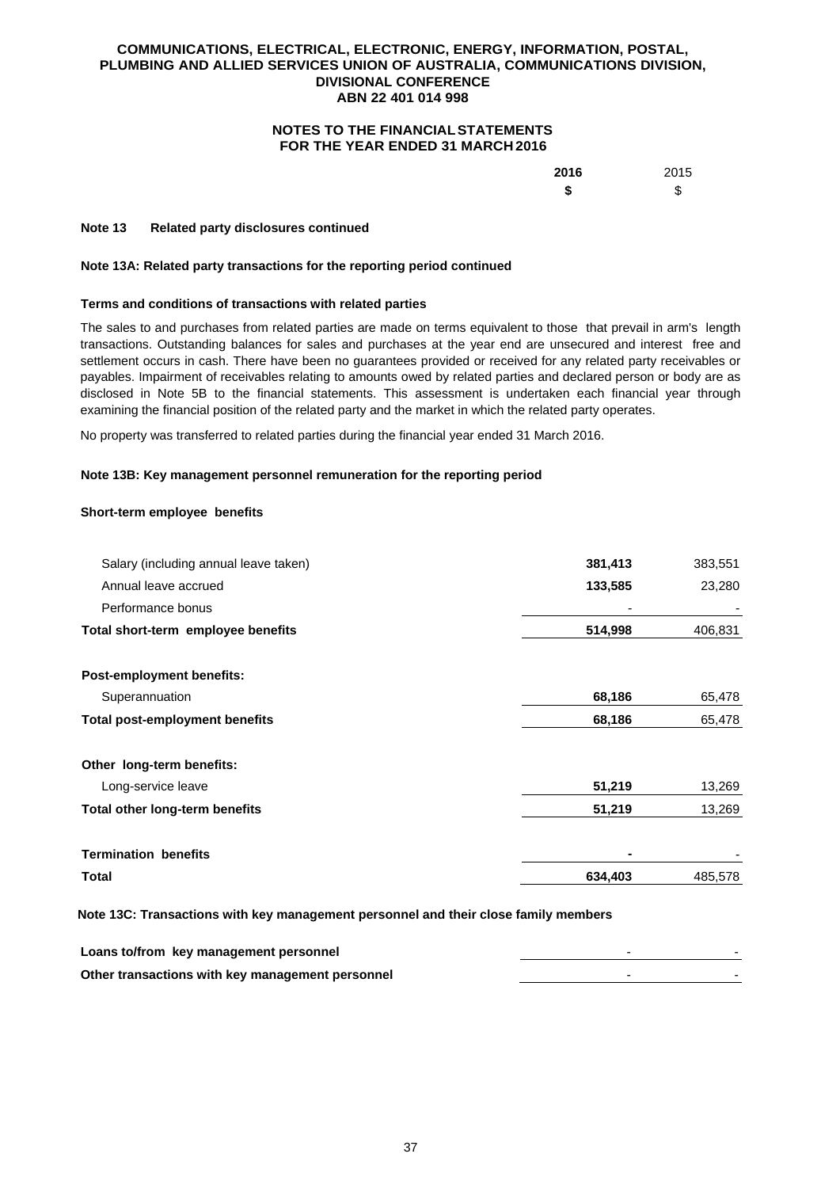**COMMUNICATIONS, ELECTRICAL, ELECTRONIC, ENERGY, INFORMATION, POSTAL, PLUMBING AND ALLIED SERVICES UNION OF AUSTRALIA, COMMUNICATIONS DIVISION, DIVISIONAL CONFERENCE**
**ABN 22 401 014 998**

**NOTES TO THE FINANCIAL STATEMENTS**
**FOR THE YEAR ENDED 31 MARCH 2016**

### Note 13 Related party disclosures continued

#### Note 13A: Related party transactions for the reporting period continued

**Terms and conditions of transactions with related parties**

The sales to and purchases from related parties are made on terms equivalent to those that prevail in arm's length transactions. Outstanding balances for sales and purchases at the year end are unsecured and interest free and settlement occurs in cash. There have been no guarantees provided or received for any related party receivables or payables. Impairment of receivables relating to amounts owed by related parties and declared person or body are as disclosed in Note 5B to the financial statements. This assessment is undertaken each financial year through examining the financial position of the related party and the market in which the related party operates.

No property was transferred to related parties during the financial year ended 31 March 2016.

#### Note 13B: Key management personnel remuneration for the reporting period

| | 2016 $ | 2015 $ |
|---|---|---|
| **Short-term employee benefits** | | |
| Salary (including annual leave taken) | **381,413** | 383,551 |
| Annual leave accrued | **133,585** | 23,280 |
| Performance bonus | - | - |
| **Total short-term employee benefits** | **514,998** | 406,831 |
| **Post-employment benefits:** | | |
| Superannuation | **68,186** | 65,478 |
| **Total post-employment benefits** | **68,186** | 65,478 |
| **Other long-term benefits:** | | |
| Long-service leave | **51,219** | 13,269 |
| **Total other long-term benefits** | **51,219** | 13,269 |
| **Termination benefits** | **-** | - |
| **Total** | **634,403** | 485,578 |

#### Note 13C: Transactions with key management personnel and their close family members

| | 2016 $ | 2015 $ |
|---|---|---|
| **Loans to/from key management personnel** | - | - |
| **Other transactions with key management personnel** | - | - |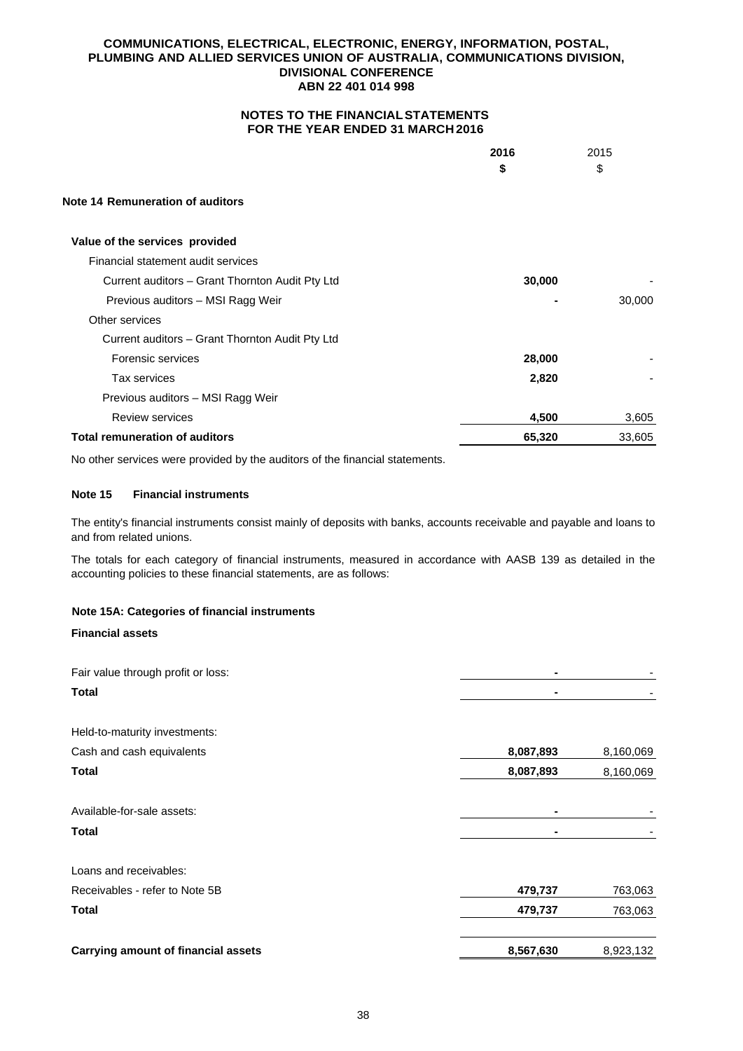# COMMUNICATIONS, ELECTRICAL, ELECTRONIC, ENERGY, INFORMATION, POSTAL, PLUMBING AND ALLIED SERVICES UNION OF AUSTRALIA, COMMUNICATIONS DIVISION, DIVISIONAL CONFERENCE
## ABN 22 401 014 998

## NOTES TO THE FINANCIAL STATEMENTS FOR THE YEAR ENDED 31 MARCH 2016

### Note 14 Remuneration of auditors

| | 2016 $ | 2015 $ |
|---|---|---|
| **Value of the services provided** | | |
| Financial statement audit services | | |
| Current auditors – Grant Thornton Audit Pty Ltd | **30,000** | - |
| Previous auditors – MSI Ragg Weir | **-** | 30,000 |
| Other services | | |
| Current auditors – Grant Thornton Audit Pty Ltd | | |
| Forensic services | **28,000** | - |
| Tax services | **2,820** | - |
| Previous auditors – MSI Ragg Weir | | |
| Review services | **4,500** | 3,605 |
| **Total remuneration of auditors** | **65,320** | 33,605 |

No other services were provided by the auditors of the financial statements.

### Note 15 Financial instruments

The entity's financial instruments consist mainly of deposits with banks, accounts receivable and payable and loans to and from related unions.

The totals for each category of financial instruments, measured in accordance with AASB 139 as detailed in the accounting policies to these financial statements, are as follows:

#### Note 15A: Categories of financial instruments

**Financial assets**

| | 2016 $ | 2015 $ |
|---|---|---|
| Fair value through profit or loss: | **-** | - |
| **Total** | **-** | - |
| Held-to-maturity investments: | | |
| Cash and cash equivalents | **8,087,893** | 8,160,069 |
| **Total** | **8,087,893** | 8,160,069 |
| Available-for-sale assets: | **-** | - |
| **Total** | **-** | - |
| Loans and receivables: | | |
| Receivables - refer to Note 5B | **479,737** | 763,063 |
| **Total** | **479,737** | 763,063 |
| **Carrying amount of financial assets** | **8,567,630** | 8,923,132 |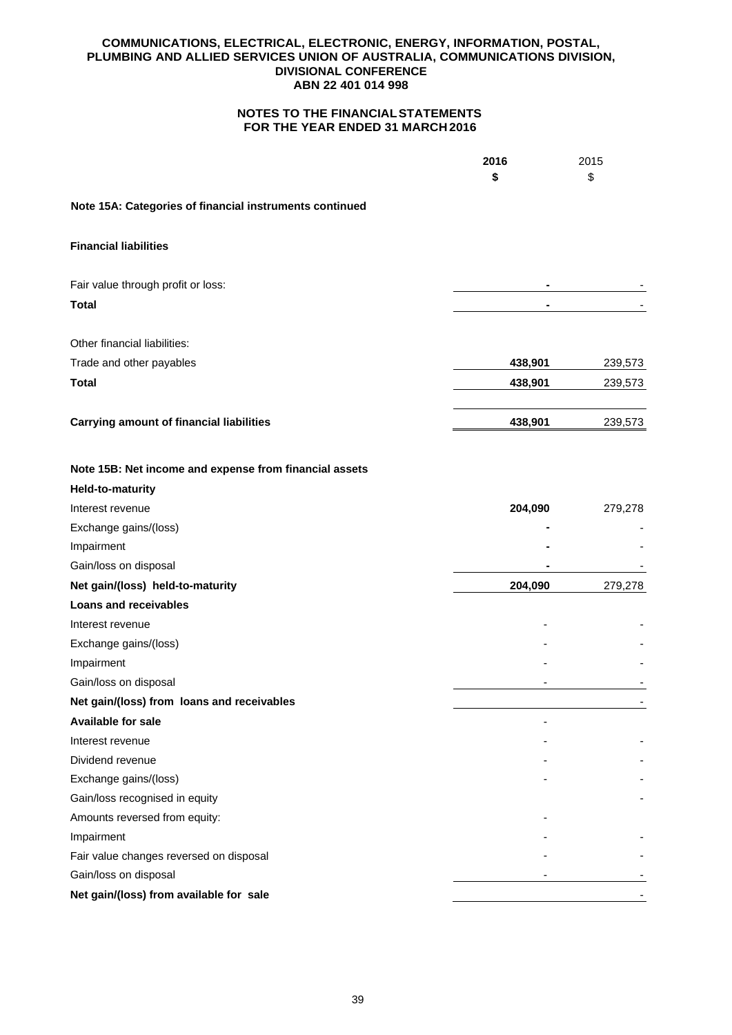**COMMUNICATIONS, ELECTRICAL, ELECTRONIC, ENERGY, INFORMATION, POSTAL, PLUMBING AND ALLIED SERVICES UNION OF AUSTRALIA, COMMUNICATIONS DIVISION, DIVISIONAL CONFERENCE**
**ABN 22 401 014 998**

**NOTES TO THE FINANCIAL STATEMENTS**
**FOR THE YEAR ENDED 31 MARCH 2016**

| | 2016 $ | 2015 $ |
|---|---|---|
| **Note 15A: Categories of financial instruments continued** | | |
| **Financial liabilities** | | |
| Fair value through profit or loss: | - | - |
| **Total** | - | - |
| Other financial liabilities: | | |
| Trade and other payables | 438,901 | 239,573 |
| **Total** | 438,901 | 239,573 |
| **Carrying amount of financial liabilities** | 438,901 | 239,573 |
| **Note 15B: Net income and expense from financial assets** | | |
| **Held-to-maturity** | | |
| Interest revenue | 204,090 | 279,278 |
| Exchange gains/(loss) | - | - |
| Impairment | - | - |
| Gain/loss on disposal | - | - |
| **Net gain/(loss) held-to-maturity** | 204,090 | 279,278 |
| **Loans and receivables** | | |
| Interest revenue | - | - |
| Exchange gains/(loss) | - | - |
| Impairment | - | - |
| Gain/loss on disposal | - | - |
| **Net gain/(loss) from loans and receivables** | | - |
| **Available for sale** | - | |
| Interest revenue | - | - |
| Dividend revenue | - | - |
| Exchange gains/(loss) | - | - |
| Gain/loss recognised in equity | | - |
| Amounts reversed from equity: | - | |
| Impairment | - | - |
| Fair value changes reversed on disposal | - | - |
| Gain/loss on disposal | - | - |
| **Net gain/(loss) from available for sale** | | - |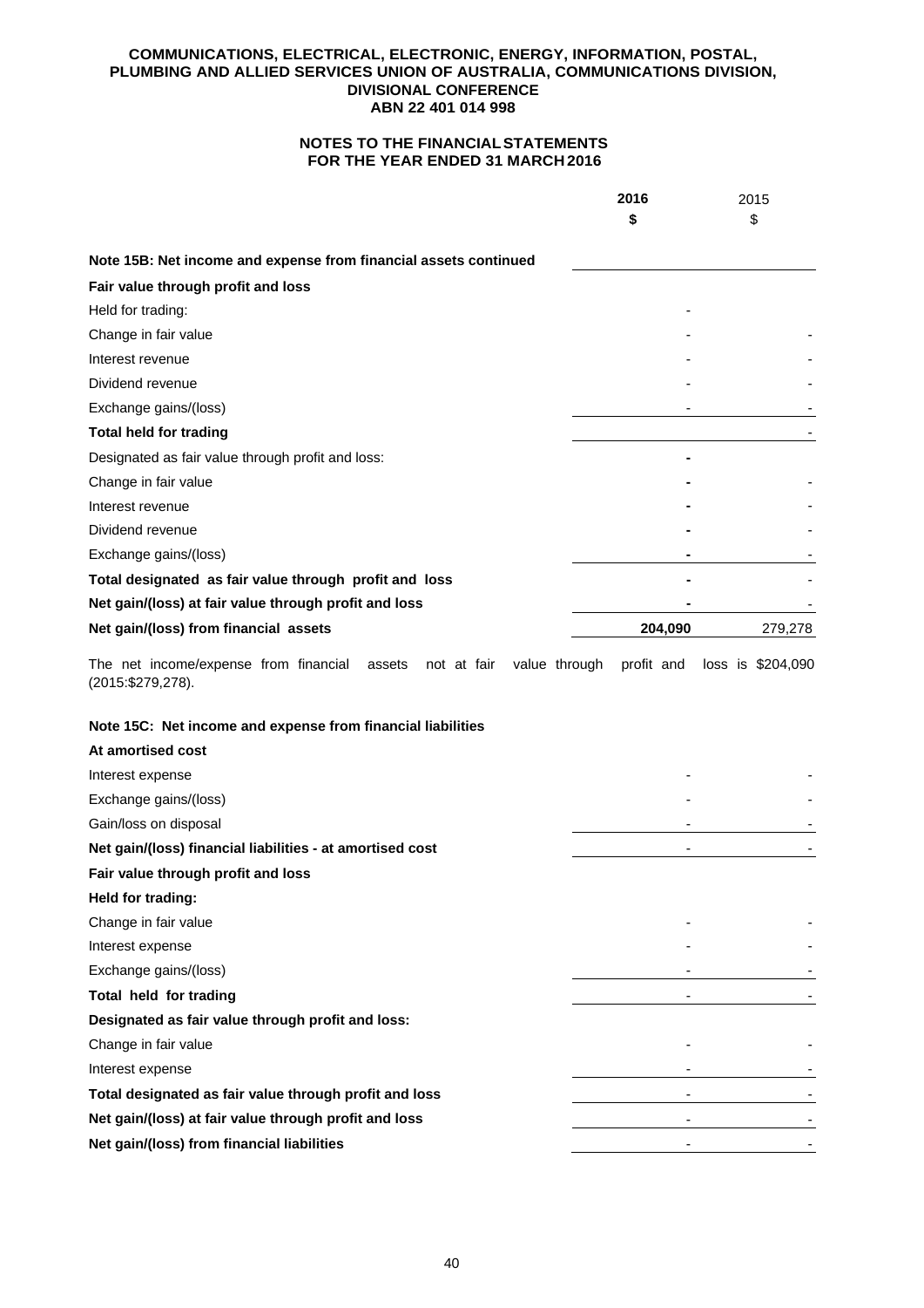**COMMUNICATIONS, ELECTRICAL, ELECTRONIC, ENERGY, INFORMATION, POSTAL, PLUMBING AND ALLIED SERVICES UNION OF AUSTRALIA, COMMUNICATIONS DIVISION, DIVISIONAL CONFERENCE**
**ABN 22 401 014 998**

**NOTES TO THE FINANCIAL STATEMENTS**
**FOR THE YEAR ENDED 31 MARCH 2016**

| | 2016<br>$ | 2015<br>$ |
|---|---|---|
| **Note 15B: Net income and expense from financial assets continued** | | |
| **Fair value through profit and loss** | | |
| Held for trading: | - | |
| Change in fair value | - | - |
| Interest revenue | - | - |
| Dividend revenue | - | - |
| Exchange gains/(loss) | - | - |
| **Total held for trading** | | - |
| Designated as fair value through profit and loss: | - | |
| Change in fair value | - | - |
| Interest revenue | - | - |
| Dividend revenue | - | - |
| Exchange gains/(loss) | - | - |
| **Total designated as fair value through profit and loss** | - | - |
| **Net gain/(loss) at fair value through profit and loss** | - | - |
| **Net gain/(loss) from financial assets** | **204,090** | 279,278 |

The net income/expense from financial assets not at fair value through profit and loss is $204,090 (2015:$279,278).

| | 2016<br>$ | 2015<br>$ |
|---|---|---|
| **Note 15C: Net income and expense from financial liabilities** | | |
| **At amortised cost** | | |
| Interest expense | - | - |
| Exchange gains/(loss) | - | - |
| Gain/loss on disposal | - | - |
| **Net gain/(loss) financial liabilities - at amortised cost** | - | - |
| **Fair value through profit and loss** | | |
| **Held for trading:** | | |
| Change in fair value | - | - |
| Interest expense | - | - |
| Exchange gains/(loss) | - | - |
| **Total held for trading** | - | - |
| **Designated as fair value through profit and loss:** | | |
| Change in fair value | - | - |
| Interest expense | - | - |
| **Total designated as fair value through profit and loss** | - | - |
| **Net gain/(loss) at fair value through profit and loss** | - | - |
| **Net gain/(loss) from financial liabilities** | - | - |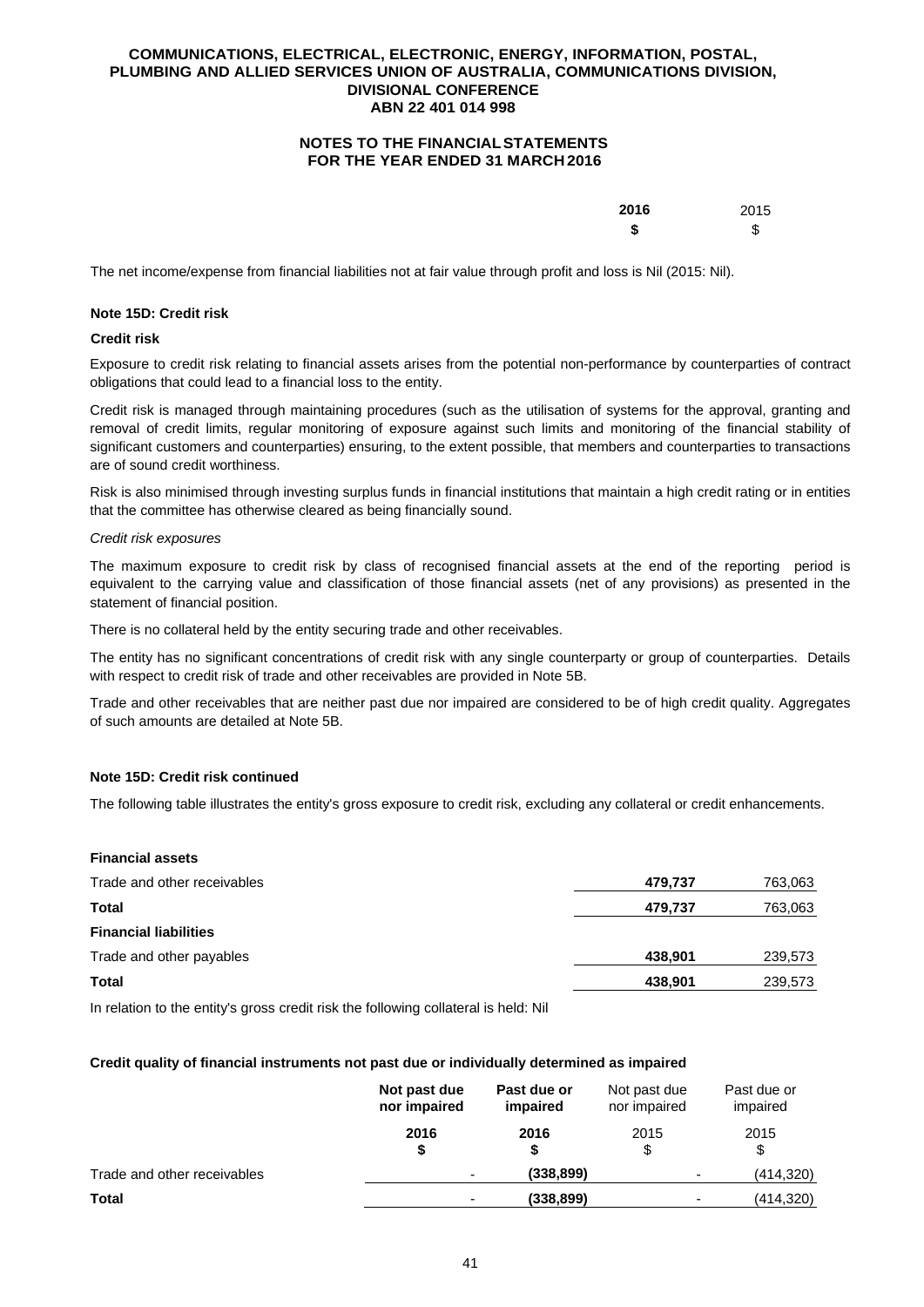| | 2016 | 2015 |
|---|---|---|
| | **$** | $ |

The net income/expense from financial liabilities not at fair value through profit and loss is Nil (2015: Nil).

**Note 15D: Credit risk**

**Credit risk**

Exposure to credit risk relating to financial assets arises from the potential non-performance by counterparties of contract obligations that could lead to a financial loss to the entity.

Credit risk is managed through maintaining procedures (such as the utilisation of systems for the approval, granting and removal of credit limits, regular monitoring of exposure against such limits and monitoring of the financial stability of significant customers and counterparties) ensuring, to the extent possible, that members and counterparties to transactions are of sound credit worthiness.

Risk is also minimised through investing surplus funds in financial institutions that maintain a high credit rating or in entities that the committee has otherwise cleared as being financially sound.

*Credit risk exposures*

The maximum exposure to credit risk by class of recognised financial assets at the end of the reporting period is equivalent to the carrying value and classification of those financial assets (net of any provisions) as presented in the statement of financial position.

There is no collateral held by the entity securing trade and other receivables.

The entity has no significant concentrations of credit risk with any single counterparty or group of counterparties. Details with respect to credit risk of trade and other receivables are provided in Note 5B.

Trade and other receivables that are neither past due nor impaired are considered to be of high credit quality. Aggregates of such amounts are detailed at Note 5B.

**Note 15D: Credit risk continued**

The following table illustrates the entity's gross exposure to credit risk, excluding any collateral or credit enhancements.

| | 2016 | 2015 |
|---|---|---|
| **Financial assets** | | |
| Trade and other receivables | **479,737** | 763,063 |
| **Total** | **479,737** | 763,063 |
| **Financial liabilities** | | |
| Trade and other payables | **438,901** | 239,573 |
| **Total** | **438,901** | 239,573 |

In relation to the entity's gross credit risk the following collateral is held: Nil

**Credit quality of financial instruments not past due or individually determined as impaired**

| | **Not past due nor impaired** | **Past due or impaired** | Not past due nor impaired | Past due or impaired |
|---|---|---|---|---|
| | **2016 $** | **2016 $** | 2015 $ | 2015 $ |
| Trade and other receivables | - | **(338,899)** | - | (414,320) |
| **Total** | - | **(338,899)** | - | (414,320) |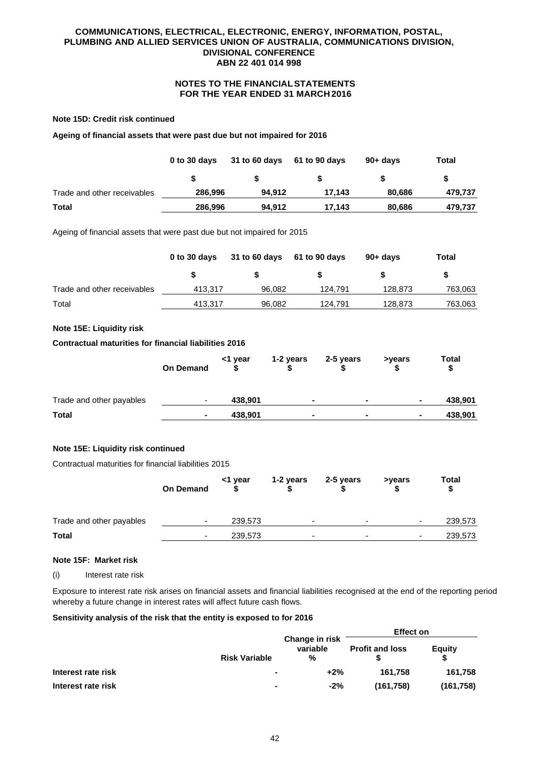**Note 15D: Credit risk continued**

**Ageing of financial assets that were past due but not impaired for 2016**

| | 0 to 30 days | 31 to 60 days | 61 to 90 days | 90+ days | Total |
|---|---|---|---|---|---|
| | $ | $ | $ | $ | $ |
| Trade and other receivables | **286,996** | **94,912** | **17,143** | **80,686** | **479,737** |
| **Total** | **286,996** | **94,912** | **17,143** | **80,686** | **479,737** |

Ageing of financial assets that were past due but not impaired for 2015

| | 0 to 30 days | 31 to 60 days | 61 to 90 days | 90+ days | Total |
|---|---|---|---|---|---|
| | $ | $ | $ | $ | $ |
| Trade and other receivables | 413,317 | 96,082 | 124,791 | 128,873 | 763,063 |
| Total | 413,317 | 96,082 | 124,791 | 128,873 | 763,063 |

**Note 15E: Liquidity risk**

**Contractual maturities for financial liabilities 2016**

| | On Demand | <1 year $ | 1-2 years $ | 2-5 years $ | >years $ | Total $ |
|---|---|---|---|---|---|---|
| Trade and other payables | - | **438,901** | **-** | **-** | **-** | **438,901** |
| **Total** | **-** | **438,901** | **-** | **-** | **-** | **438,901** |

**Note 15E: Liquidity risk continued**

Contractual maturities for financial liabilities 2015

| | On Demand | <1 year $ | 1-2 years $ | 2-5 years $ | >years $ | Total $ |
|---|---|---|---|---|---|---|
| Trade and other payables | - | 239,573 | - | - | - | 239,573 |
| **Total** | - | 239,573 | - | - | - | 239,573 |

**Note 15F: Market risk**

(i) Interest rate risk

Exposure to interest rate risk arises on financial assets and financial liabilities recognised at the end of the reporting period whereby a future change in interest rates will affect future cash flows.

**Sensitivity analysis of the risk that the entity is exposed to for 2016**

| | | | Effect on | |
|---|---|---|---|---|
| | Risk Variable | Change in risk variable % | Profit and loss $ | Equity $ |
| **Interest rate risk** | **-** | **+2%** | **161,758** | **161,758** |
| **Interest rate risk** | **-** | **-2%** | **(161,758)** | **(161,758)** |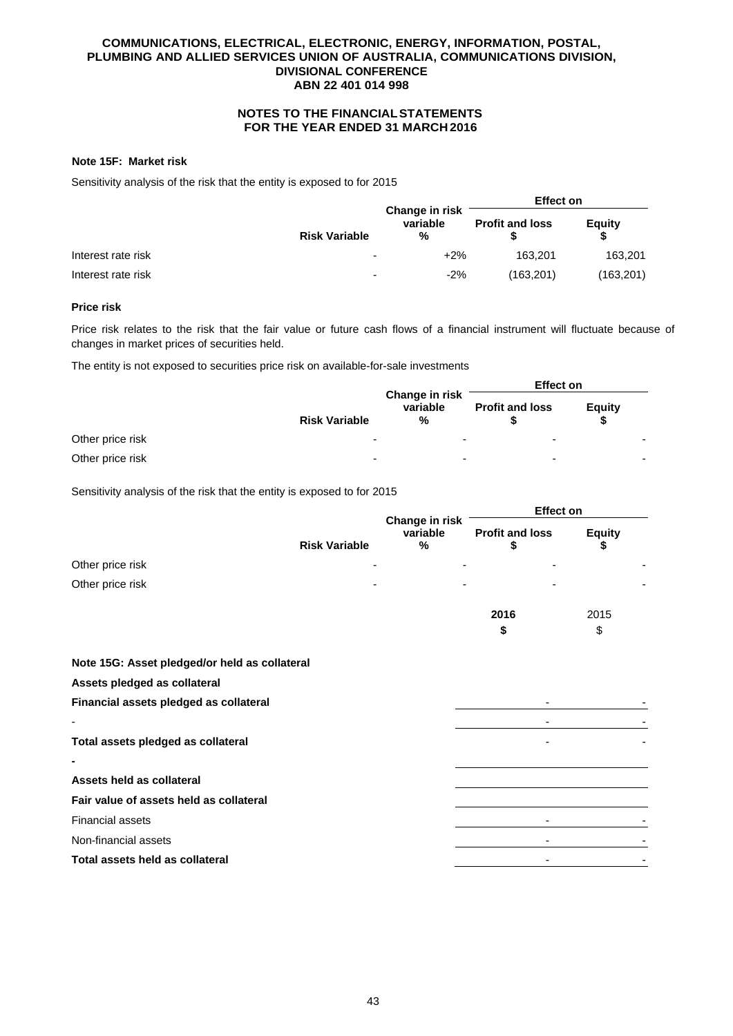COMMUNICATIONS, ELECTRICAL, ELECTRONIC, ENERGY, INFORMATION, POSTAL, PLUMBING AND ALLIED SERVICES UNION OF AUSTRALIA, COMMUNICATIONS DIVISION, DIVISIONAL CONFERENCE
ABN 22 401 014 998

NOTES TO THE FINANCIAL STATEMENTS
FOR THE YEAR ENDED 31 MARCH 2016

### Note 15F: Market risk

Sensitivity analysis of the risk that the entity is exposed to for 2015

| | Risk Variable | Change in risk variable % | Effect on Profit and loss $ | Effect on Equity $ |
|---|---|---|---|---|
| Interest rate risk | - | +2% | 163,201 | 163,201 |
| Interest rate risk | - | -2% | (163,201) | (163,201) |

**Price risk**

Price risk relates to the risk that the fair value or future cash flows of a financial instrument will fluctuate because of changes in market prices of securities held.

The entity is not exposed to securities price risk on available-for-sale investments

| | Risk Variable | Change in risk variable % | Effect on Profit and loss $ | Effect on Equity $ |
|---|---|---|---|---|
| Other price risk | - | - | - | - |
| Other price risk | - | - | - | - |

Sensitivity analysis of the risk that the entity is exposed to for 2015

| | Risk Variable | Change in risk variable % | Effect on Profit and loss $ | Effect on Equity $ |
|---|---|---|---|---|
| Other price risk | - | - | - | - |
| Other price risk | - | - | - | - |

### Note 15G: Asset pledged/or held as collateral

| | 2016 $ | 2015 $ |
|---|---|---|
| **Assets pledged as collateral** | | |
| **Financial assets pledged as collateral** | - | - |
| - | - | - |
| **Total assets pledged as collateral** | - | - |
| **-** | | |
| **Assets held as collateral** | | |
| **Fair value of assets held as collateral** | | |
| Financial assets | - | - |
| Non-financial assets | - | - |
| **Total assets held as collateral** | - | - |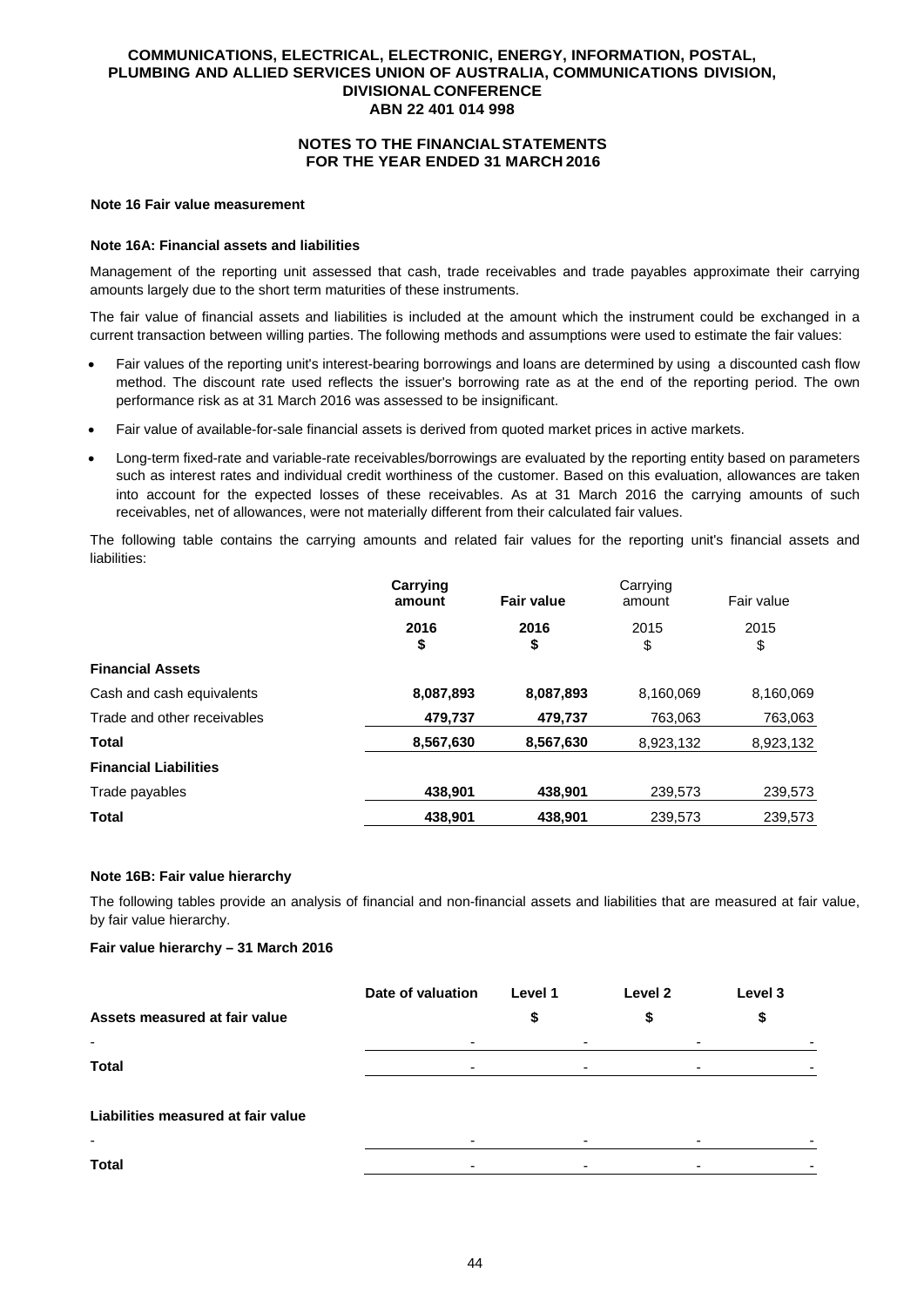### Note 16 Fair value measurement

#### Note 16A: Financial assets and liabilities

Management of the reporting unit assessed that cash, trade receivables and trade payables approximate their carrying amounts largely due to the short term maturities of these instruments.

The fair value of financial assets and liabilities is included at the amount which the instrument could be exchanged in a current transaction between willing parties. The following methods and assumptions were used to estimate the fair values:

- Fair values of the reporting unit's interest-bearing borrowings and loans are determined by using a discounted cash flow method. The discount rate used reflects the issuer's borrowing rate as at the end of the reporting period. The own performance risk as at 31 March 2016 was assessed to be insignificant.
- Fair value of available-for-sale financial assets is derived from quoted market prices in active markets.
- Long-term fixed-rate and variable-rate receivables/borrowings are evaluated by the reporting entity based on parameters such as interest rates and individual credit worthiness of the customer. Based on this evaluation, allowances are taken into account for the expected losses of these receivables. As at 31 March 2016 the carrying amounts of such receivables, net of allowances, were not materially different from their calculated fair values.

The following table contains the carrying amounts and related fair values for the reporting unit's financial assets and liabilities:

| | **Carrying amount** | **Fair value** | Carrying amount | Fair value |
|---|---|---|---|---|
| | **2016** | **2016** | 2015 | 2015 |
| | **$** | **$** | $ | $ |
| **Financial Assets** | | | | |
| Cash and cash equivalents | **8,087,893** | **8,087,893** | 8,160,069 | 8,160,069 |
| Trade and other receivables | **479,737** | **479,737** | 763,063 | 763,063 |
| **Total** | **8,567,630** | **8,567,630** | 8,923,132 | 8,923,132 |
| **Financial Liabilities** | | | | |
| Trade payables | **438,901** | **438,901** | 239,573 | 239,573 |
| **Total** | **438,901** | **438,901** | 239,573 | 239,573 |

#### Note 16B: Fair value hierarchy

The following tables provide an analysis of financial and non-financial assets and liabilities that are measured at fair value, by fair value hierarchy.

**Fair value hierarchy – 31 March 2016**

| | **Date of valuation** | **Level 1** | **Level 2** | **Level 3** |
|---|---|---|---|---|
| **Assets measured at fair value** | | **$** | **$** | **$** |
| - | - | - | - | - |
| **Total** | - | - | - | - |
| **Liabilities measured at fair value** | | | | |
| - | - | - | - | - |
| **Total** | - | - | - | - |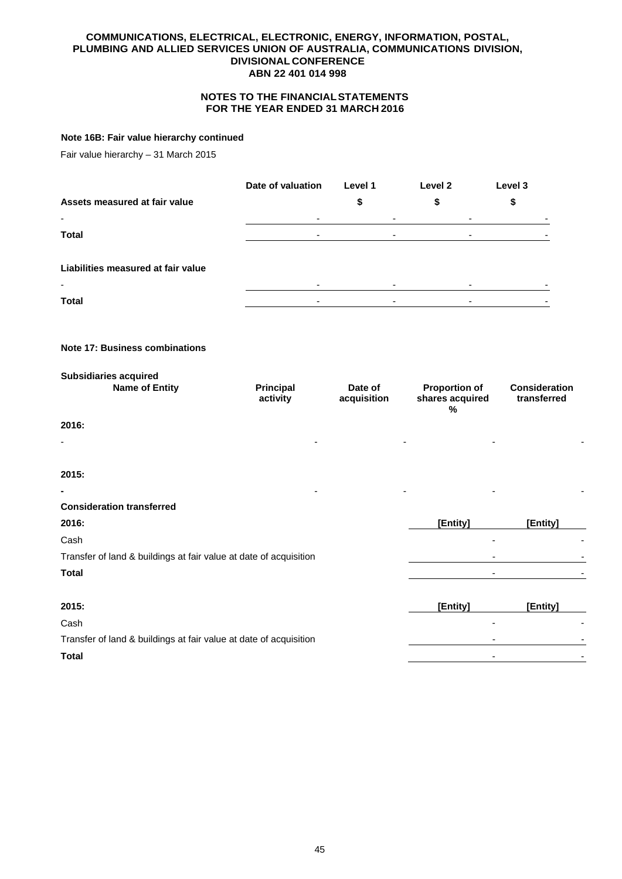COMMUNICATIONS, ELECTRICAL, ELECTRONIC, ENERGY, INFORMATION, POSTAL, PLUMBING AND ALLIED SERVICES UNION OF AUSTRALIA, COMMUNICATIONS DIVISION, DIVISIONAL CONFERENCE
ABN 22 401 014 998

NOTES TO THE FINANCIAL STATEMENTS
FOR THE YEAR ENDED 31 MARCH 2016

**Note 16B: Fair value hierarchy continued**

Fair value hierarchy – 31 March 2015

| | Date of valuation | Level 1 | Level 2 | Level 3 |
|---|---|---|---|---|
| **Assets measured at fair value** | | **$** | **$** | **$** |
| - | - | - | - | - |
| **Total** | - | - | - | - |
| | | | | |
| **Liabilities measured at fair value** | | | | |
| - | - | - | - | - |
| **Total** | - | - | - | - |

**Note 17: Business combinations**

**Subsidiaries acquired**

| Name of Entity | Principal activity | Date of acquisition | Proportion of shares acquired % | Consideration transferred |
|---|---|---|---|---|
| **2016:** | | | | |
| - | - | - | - | - |
| **2015:** | | | | |
| - | - | - | - | - |

**Consideration transferred**

| 2016: | [Entity] | [Entity] |
|---|---|---|
| Cash | - | - |
| Transfer of land & buildings at fair value at date of acquisition | - | - |
| **Total** | - | - |

| 2015: | [Entity] | [Entity] |
|---|---|---|
| Cash | - | - |
| Transfer of land & buildings at fair value at date of acquisition | - | - |
| **Total** | - | - |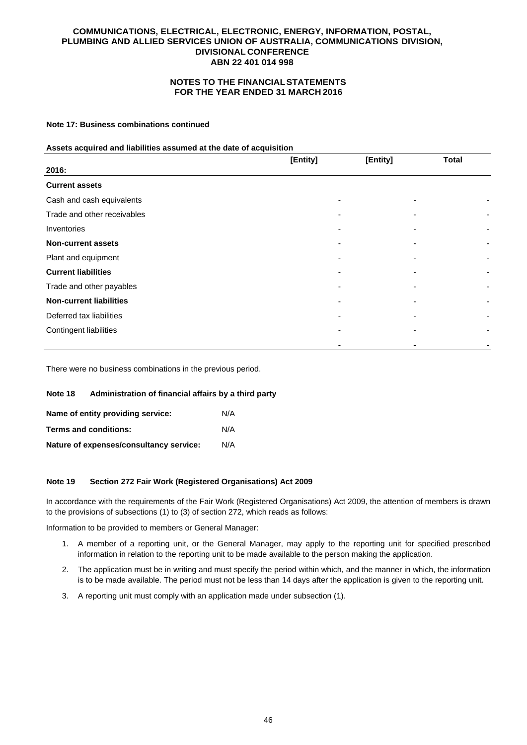**Note 17: Business combinations continued**

**Assets acquired and liabilities assumed at the date of acquisition**

| 2016: | [Entity] | [Entity] | Total |
|---|---|---|---|
| **Current assets** | | | |
| Cash and cash equivalents | - | - | - |
| Trade and other receivables | - | - | - |
| Inventories | - | - | - |
| **Non-current assets** | - | - | - |
| Plant and equipment | - | - | - |
| **Current liabilities** | - | - | - |
| Trade and other payables | - | - | - |
| **Non-current liabilities** | - | - | - |
| Deferred tax liabilities | - | - | - |
| Contingent liabilities | - | - | - |
| | **-** | **-** | **-** |

There were no business combinations in the previous period.

**Note 18 Administration of financial affairs by a third party**

**Name of entity providing service:** N/A

**Terms and conditions:** N/A

**Nature of expenses/consultancy service:** N/A

**Note 19 Section 272 Fair Work (Registered Organisations) Act 2009**

In accordance with the requirements of the Fair Work (Registered Organisations) Act 2009, the attention of members is drawn to the provisions of subsections (1) to (3) of section 272, which reads as follows:

Information to be provided to members or General Manager:

1. A member of a reporting unit, or the General Manager, may apply to the reporting unit for specified prescribed information in relation to the reporting unit to be made available to the person making the application.
2. The application must be in writing and must specify the period within which, and the manner in which, the information is to be made available. The period must not be less than 14 days after the application is given to the reporting unit.
3. A reporting unit must comply with an application made under subsection (1).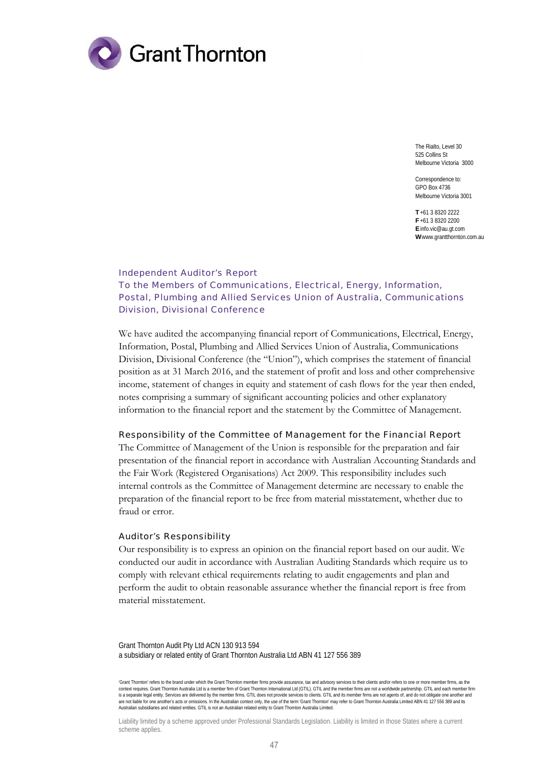Grant Thornton

The Rialto, Level 30
525 Collins St
Melbourne Victoria 3000

Correspondence to:
GPO Box 4736
Melbourne Victoria 3001

**T** +61 3 8320 2222
**F** +61 3 8320 2200
**E** info.vic@au.gt.com
**W** www.grantthornton.com.au

## Independent Auditor's Report
## To the Members of Communications, Electrical, Energy, Information, Postal, Plumbing and Allied Services Union of Australia, Communications Division, Divisional Conference

We have audited the accompanying financial report of Communications, Electrical, Energy, Information, Postal, Plumbing and Allied Services Union of Australia, Communications Division, Divisional Conference (the "Union"), which comprises the statement of financial position as at 31 March 2016, and the statement of profit and loss and other comprehensive income, statement of changes in equity and statement of cash flows for the year then ended, notes comprising a summary of significant accounting policies and other explanatory information to the financial report and the statement by the Committee of Management.

### Responsibility of the Committee of Management for the Financial Report

The Committee of Management of the Union is responsible for the preparation and fair presentation of the financial report in accordance with Australian Accounting Standards and the Fair Work (Registered Organisations) Act 2009. This responsibility includes such internal controls as the Committee of Management determine are necessary to enable the preparation of the financial report to be free from material misstatement, whether due to fraud or error.

### Auditor's Responsibility

Our responsibility is to express an opinion on the financial report based on our audit. We conducted our audit in accordance with Australian Auditing Standards which require us to comply with relevant ethical requirements relating to audit engagements and plan and perform the audit to obtain reasonable assurance whether the financial report is free from material misstatement.

Grant Thornton Audit Pty Ltd ACN 130 913 594
a subsidiary or related entity of Grant Thornton Australia Ltd ABN 41 127 556 389

'Grant Thornton' refers to the brand under which the Grant Thornton member firms provide assurance, tax and advisory services to their clients and/or refers to one or more member firms, as the context requires. Grant Thornton Australia Ltd is a member firm of Grant Thornton International Ltd (GTIL). GTIL and the member firms are not a worldwide partnership. GTIL and each member firm is a separate legal entity. Services are delivered by the member firms. GTIL does not provide services to clients. GTIL and its member firms are not agents of, and do not obligate one another and are not liable for one another's acts or omissions. In the Australian context only, the use of the term 'Grant Thornton' may refer to Grant Thornton Australia Limited ABN 41 127 556 389 and its Australian subsidiaries and related entities. GTIL is not an Australian related entity to Grant Thornton Australia Limited.

Liability limited by a scheme approved under Professional Standards Legislation. Liability is limited in those States where a current scheme applies.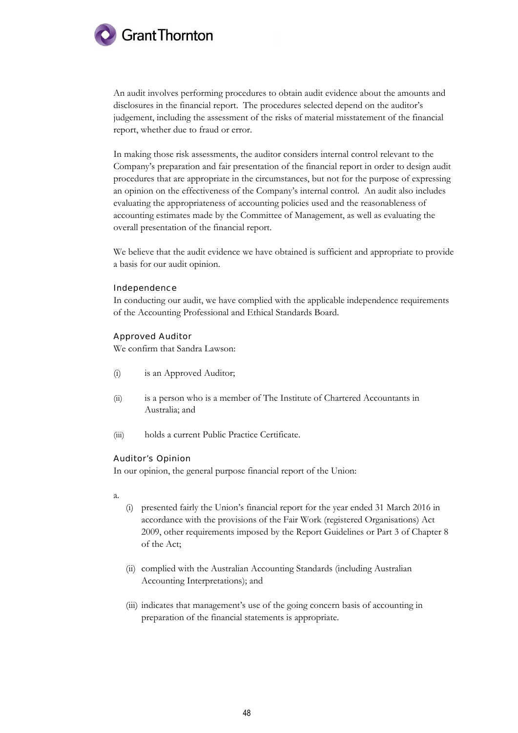An audit involves performing procedures to obtain audit evidence about the amounts and disclosures in the financial report. The procedures selected depend on the auditor's judgement, including the assessment of the risks of material misstatement of the financial report, whether due to fraud or error.

In making those risk assessments, the auditor considers internal control relevant to the Company's preparation and fair presentation of the financial report in order to design audit procedures that are appropriate in the circumstances, but not for the purpose of expressing an opinion on the effectiveness of the Company's internal control. An audit also includes evaluating the appropriateness of accounting policies used and the reasonableness of accounting estimates made by the Committee of Management, as well as evaluating the overall presentation of the financial report.

We believe that the audit evidence we have obtained is sufficient and appropriate to provide a basis for our audit opinion.

### Independence

In conducting our audit, we have complied with the applicable independence requirements of the Accounting Professional and Ethical Standards Board.

### Approved Auditor

We confirm that Sandra Lawson:

(i) is an Approved Auditor;

(ii) is a person who is a member of The Institute of Chartered Accountants in Australia; and

(iii) holds a current Public Practice Certificate.

### Auditor's Opinion

In our opinion, the general purpose financial report of the Union:

a.

(i) presented fairly the Union's financial report for the year ended 31 March 2016 in accordance with the provisions of the Fair Work (registered Organisations) Act 2009, other requirements imposed by the Report Guidelines or Part 3 of Chapter 8 of the Act;

(ii) complied with the Australian Accounting Standards (including Australian Accounting Interpretations); and

(iii) indicates that management's use of the going concern basis of accounting in preparation of the financial statements is appropriate.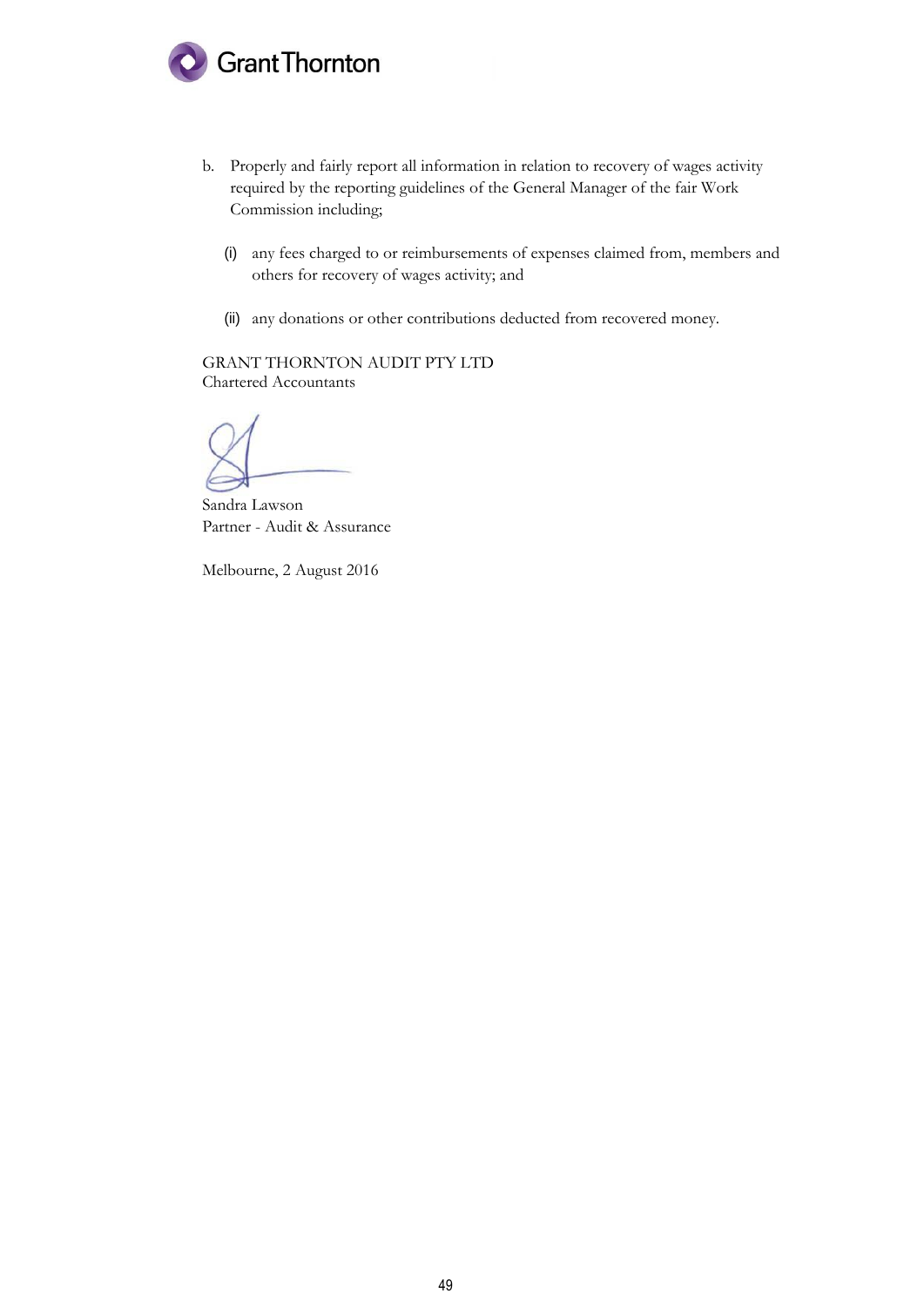b. Properly and fairly report all information in relation to recovery of wages activity required by the reporting guidelines of the General Manager of the fair Work Commission including;

   (i) any fees charged to or reimbursements of expenses claimed from, members and others for recovery of wages activity; and

   (ii) any donations or other contributions deducted from recovered money.

GRANT THORNTON AUDIT PTY LTD
Chartered Accountants

Sandra Lawson
Partner - Audit & Assurance

Melbourne, 2 August 2016